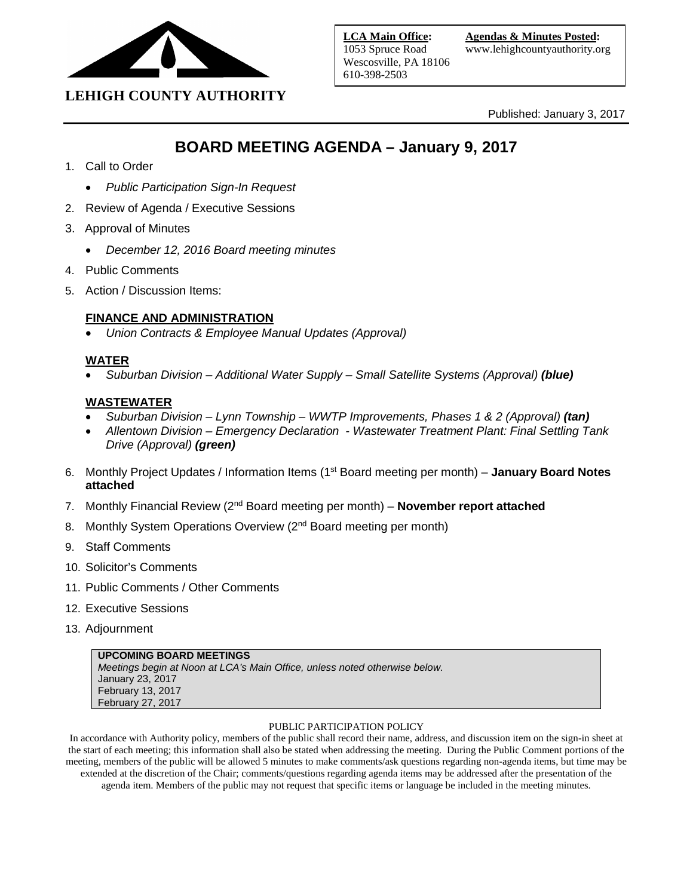**LEHIGH COUNTY AUTHORITY**

**LCA Main Office:**
1053 Spruce Road
Wescosville, PA 18106
610-398-2503

**Agendas & Minutes Posted:**
www.lehighcountyauthority.org

Published: January 3, 2017

# BOARD MEETING AGENDA – January 9, 2017

1. Call to Order
   - *Public Participation Sign-In Request*
2. Review of Agenda / Executive Sessions
3. Approval of Minutes
   - *December 12, 2016 Board meeting minutes*
4. Public Comments
5. Action / Discussion Items:

   **FINANCE AND ADMINISTRATION**
   - *Union Contracts & Employee Manual Updates (Approval)*

   **WATER**
   - *Suburban Division – Additional Water Supply – Small Satellite Systems (Approval)* ***(blue)***

   **WASTEWATER**
   - *Suburban Division – Lynn Township – WWTP Improvements, Phases 1 & 2 (Approval)* ***(tan)***
   - *Allentown Division – Emergency Declaration - Wastewater Treatment Plant: Final Settling Tank Drive (Approval)* ***(green)***
6. Monthly Project Updates / Information Items (1st Board meeting per month) – **January Board Notes attached**
7. Monthly Financial Review (2nd Board meeting per month) – **November report attached**
8. Monthly System Operations Overview (2nd Board meeting per month)
9. Staff Comments
10. Solicitor's Comments
11. Public Comments / Other Comments
12. Executive Sessions
13. Adjournment

**UPCOMING BOARD MEETINGS**
*Meetings begin at Noon at LCA's Main Office, unless noted otherwise below.*
January 23, 2017
February 13, 2017
February 27, 2017

PUBLIC PARTICIPATION POLICY

In accordance with Authority policy, members of the public shall record their name, address, and discussion item on the sign-in sheet at the start of each meeting; this information shall also be stated when addressing the meeting. During the Public Comment portions of the meeting, members of the public will be allowed 5 minutes to make comments/ask questions regarding non-agenda items, but time may be extended at the discretion of the Chair; comments/questions regarding agenda items may be addressed after the presentation of the agenda item. Members of the public may not request that specific items or language be included in the meeting minutes.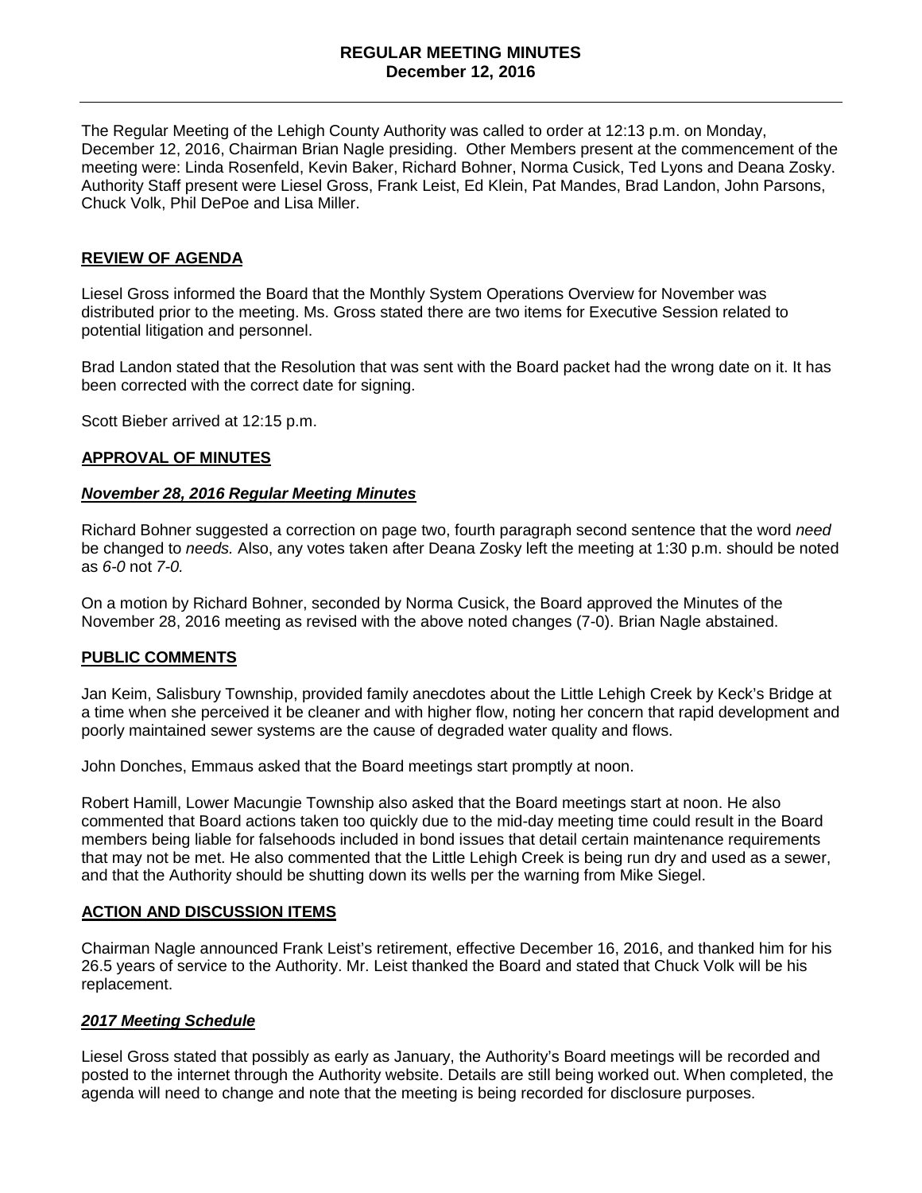# REGULAR MEETING MINUTES
**December 12, 2016**

The Regular Meeting of the Lehigh County Authority was called to order at 12:13 p.m. on Monday, December 12, 2016, Chairman Brian Nagle presiding. Other Members present at the commencement of the meeting were: Linda Rosenfeld, Kevin Baker, Richard Bohner, Norma Cusick, Ted Lyons and Deana Zosky. Authority Staff present were Liesel Gross, Frank Leist, Ed Klein, Pat Mandes, Brad Landon, John Parsons, Chuck Volk, Phil DePoe and Lisa Miller.

## REVIEW OF AGENDA

Liesel Gross informed the Board that the Monthly System Operations Overview for November was distributed prior to the meeting. Ms. Gross stated there are two items for Executive Session related to potential litigation and personnel.

Brad Landon stated that the Resolution that was sent with the Board packet had the wrong date on it. It has been corrected with the correct date for signing.

Scott Bieber arrived at 12:15 p.m.

## APPROVAL OF MINUTES

### *November 28, 2016 Regular Meeting Minutes*

Richard Bohner suggested a correction on page two, fourth paragraph second sentence that the word *need* be changed to *needs.* Also, any votes taken after Deana Zosky left the meeting at 1:30 p.m. should be noted as *6-0* not *7-0.*

On a motion by Richard Bohner, seconded by Norma Cusick, the Board approved the Minutes of the November 28, 2016 meeting as revised with the above noted changes (7-0). Brian Nagle abstained.

## PUBLIC COMMENTS

Jan Keim, Salisbury Township, provided family anecdotes about the Little Lehigh Creek by Keck's Bridge at a time when she perceived it be cleaner and with higher flow, noting her concern that rapid development and poorly maintained sewer systems are the cause of degraded water quality and flows.

John Donches, Emmaus asked that the Board meetings start promptly at noon.

Robert Hamill, Lower Macungie Township also asked that the Board meetings start at noon. He also commented that Board actions taken too quickly due to the mid-day meeting time could result in the Board members being liable for falsehoods included in bond issues that detail certain maintenance requirements that may not be met. He also commented that the Little Lehigh Creek is being run dry and used as a sewer, and that the Authority should be shutting down its wells per the warning from Mike Siegel.

## ACTION AND DISCUSSION ITEMS

Chairman Nagle announced Frank Leist's retirement, effective December 16, 2016, and thanked him for his 26.5 years of service to the Authority. Mr. Leist thanked the Board and stated that Chuck Volk will be his replacement.

### *2017 Meeting Schedule*

Liesel Gross stated that possibly as early as January, the Authority's Board meetings will be recorded and posted to the internet through the Authority website. Details are still being worked out. When completed, the agenda will need to change and note that the meeting is being recorded for disclosure purposes.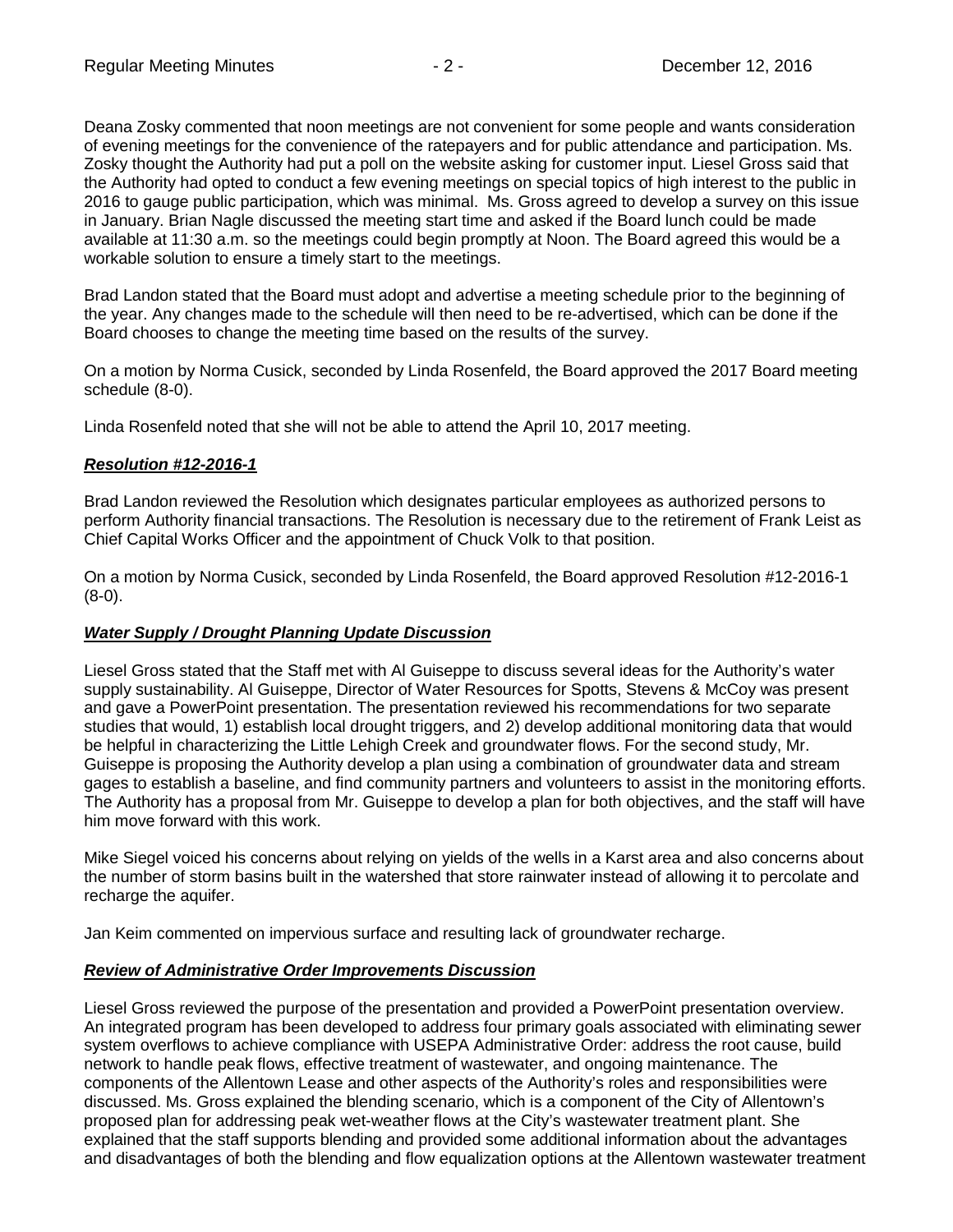Deana Zosky commented that noon meetings are not convenient for some people and wants consideration of evening meetings for the convenience of the ratepayers and for public attendance and participation. Ms. Zosky thought the Authority had put a poll on the website asking for customer input. Liesel Gross said that the Authority had opted to conduct a few evening meetings on special topics of high interest to the public in 2016 to gauge public participation, which was minimal. Ms. Gross agreed to develop a survey on this issue in January. Brian Nagle discussed the meeting start time and asked if the Board lunch could be made available at 11:30 a.m. so the meetings could begin promptly at Noon. The Board agreed this would be a workable solution to ensure a timely start to the meetings.

Brad Landon stated that the Board must adopt and advertise a meeting schedule prior to the beginning of the year. Any changes made to the schedule will then need to be re-advertised, which can be done if the Board chooses to change the meeting time based on the results of the survey.

On a motion by Norma Cusick, seconded by Linda Rosenfeld, the Board approved the 2017 Board meeting schedule (8-0).

Linda Rosenfeld noted that she will not be able to attend the April 10, 2017 meeting.

***Resolution #12-2016-1***

Brad Landon reviewed the Resolution which designates particular employees as authorized persons to perform Authority financial transactions. The Resolution is necessary due to the retirement of Frank Leist as Chief Capital Works Officer and the appointment of Chuck Volk to that position.

On a motion by Norma Cusick, seconded by Linda Rosenfeld, the Board approved Resolution #12-2016-1 (8-0).

***Water Supply / Drought Planning Update Discussion***

Liesel Gross stated that the Staff met with Al Guiseppe to discuss several ideas for the Authority's water supply sustainability. Al Guiseppe, Director of Water Resources for Spotts, Stevens & McCoy was present and gave a PowerPoint presentation. The presentation reviewed his recommendations for two separate studies that would, 1) establish local drought triggers, and 2) develop additional monitoring data that would be helpful in characterizing the Little Lehigh Creek and groundwater flows. For the second study, Mr. Guiseppe is proposing the Authority develop a plan using a combination of groundwater data and stream gages to establish a baseline, and find community partners and volunteers to assist in the monitoring efforts. The Authority has a proposal from Mr. Guiseppe to develop a plan for both objectives, and the staff will have him move forward with this work.

Mike Siegel voiced his concerns about relying on yields of the wells in a Karst area and also concerns about the number of storm basins built in the watershed that store rainwater instead of allowing it to percolate and recharge the aquifer.

Jan Keim commented on impervious surface and resulting lack of groundwater recharge.

***Review of Administrative Order Improvements Discussion***

Liesel Gross reviewed the purpose of the presentation and provided a PowerPoint presentation overview. An integrated program has been developed to address four primary goals associated with eliminating sewer system overflows to achieve compliance with USEPA Administrative Order: address the root cause, build network to handle peak flows, effective treatment of wastewater, and ongoing maintenance. The components of the Allentown Lease and other aspects of the Authority's roles and responsibilities were discussed. Ms. Gross explained the blending scenario, which is a component of the City of Allentown's proposed plan for addressing peak wet-weather flows at the City's wastewater treatment plant. She explained that the staff supports blending and provided some additional information about the advantages and disadvantages of both the blending and flow equalization options at the Allentown wastewater treatment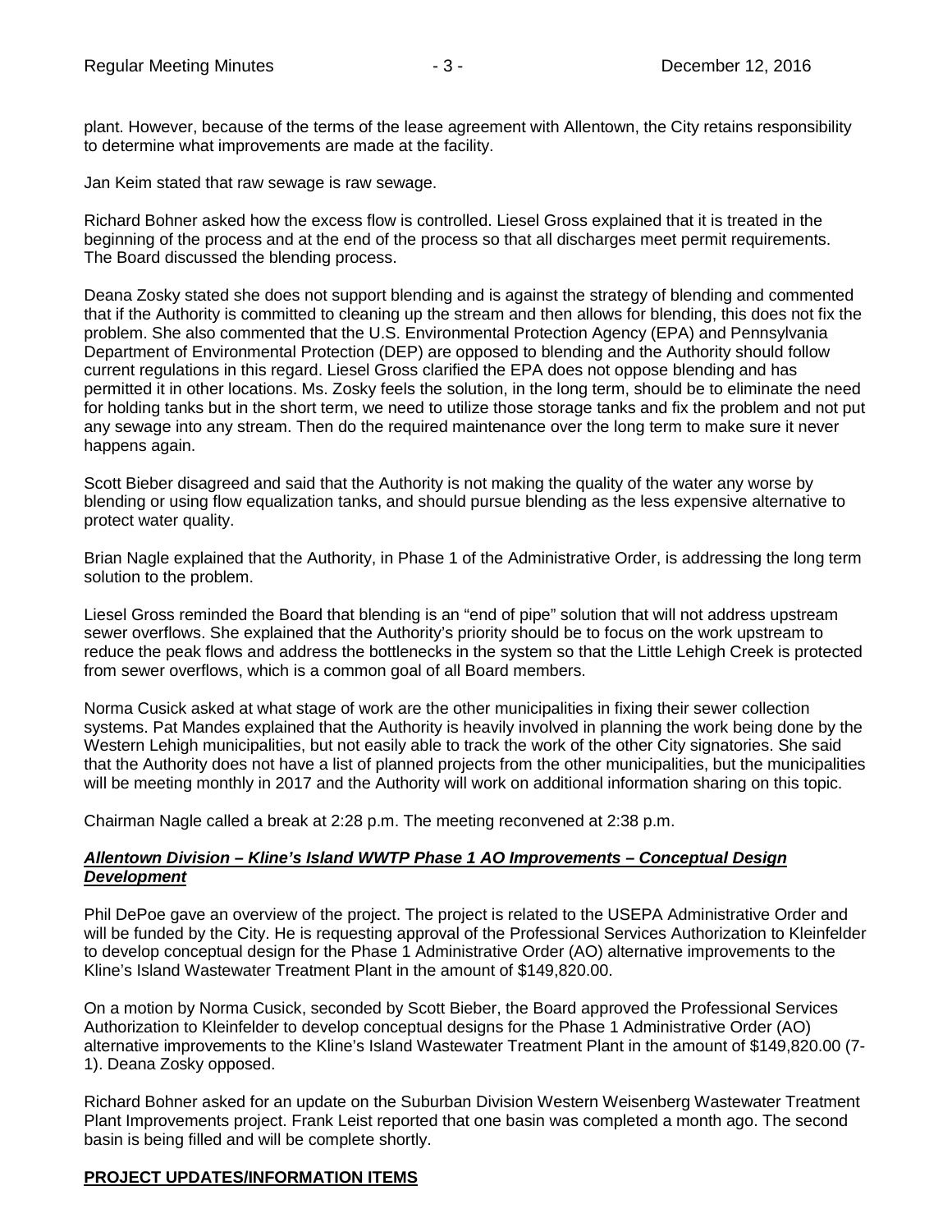plant. However, because of the terms of the lease agreement with Allentown, the City retains responsibility to determine what improvements are made at the facility.

Jan Keim stated that raw sewage is raw sewage.

Richard Bohner asked how the excess flow is controlled. Liesel Gross explained that it is treated in the beginning of the process and at the end of the process so that all discharges meet permit requirements. The Board discussed the blending process.

Deana Zosky stated she does not support blending and is against the strategy of blending and commented that if the Authority is committed to cleaning up the stream and then allows for blending, this does not fix the problem. She also commented that the U.S. Environmental Protection Agency (EPA) and Pennsylvania Department of Environmental Protection (DEP) are opposed to blending and the Authority should follow current regulations in this regard. Liesel Gross clarified the EPA does not oppose blending and has permitted it in other locations. Ms. Zosky feels the solution, in the long term, should be to eliminate the need for holding tanks but in the short term, we need to utilize those storage tanks and fix the problem and not put any sewage into any stream. Then do the required maintenance over the long term to make sure it never happens again.

Scott Bieber disagreed and said that the Authority is not making the quality of the water any worse by blending or using flow equalization tanks, and should pursue blending as the less expensive alternative to protect water quality.

Brian Nagle explained that the Authority, in Phase 1 of the Administrative Order, is addressing the long term solution to the problem.

Liesel Gross reminded the Board that blending is an "end of pipe" solution that will not address upstream sewer overflows. She explained that the Authority's priority should be to focus on the work upstream to reduce the peak flows and address the bottlenecks in the system so that the Little Lehigh Creek is protected from sewer overflows, which is a common goal of all Board members.

Norma Cusick asked at what stage of work are the other municipalities in fixing their sewer collection systems. Pat Mandes explained that the Authority is heavily involved in planning the work being done by the Western Lehigh municipalities, but not easily able to track the work of the other City signatories. She said that the Authority does not have a list of planned projects from the other municipalities, but the municipalities will be meeting monthly in 2017 and the Authority will work on additional information sharing on this topic.

Chairman Nagle called a break at 2:28 p.m. The meeting reconvened at 2:38 p.m.

***Allentown Division – Kline's Island WWTP Phase 1 AO Improvements – Conceptual Design Development***

Phil DePoe gave an overview of the project. The project is related to the USEPA Administrative Order and will be funded by the City. He is requesting approval of the Professional Services Authorization to Kleinfelder to develop conceptual design for the Phase 1 Administrative Order (AO) alternative improvements to the Kline's Island Wastewater Treatment Plant in the amount of $149,820.00.

On a motion by Norma Cusick, seconded by Scott Bieber, the Board approved the Professional Services Authorization to Kleinfelder to develop conceptual designs for the Phase 1 Administrative Order (AO) alternative improvements to the Kline's Island Wastewater Treatment Plant in the amount of $149,820.00 (7-1). Deana Zosky opposed.

Richard Bohner asked for an update on the Suburban Division Western Weisenberg Wastewater Treatment Plant Improvements project. Frank Leist reported that one basin was completed a month ago. The second basin is being filled and will be complete shortly.

## PROJECT UPDATES/INFORMATION ITEMS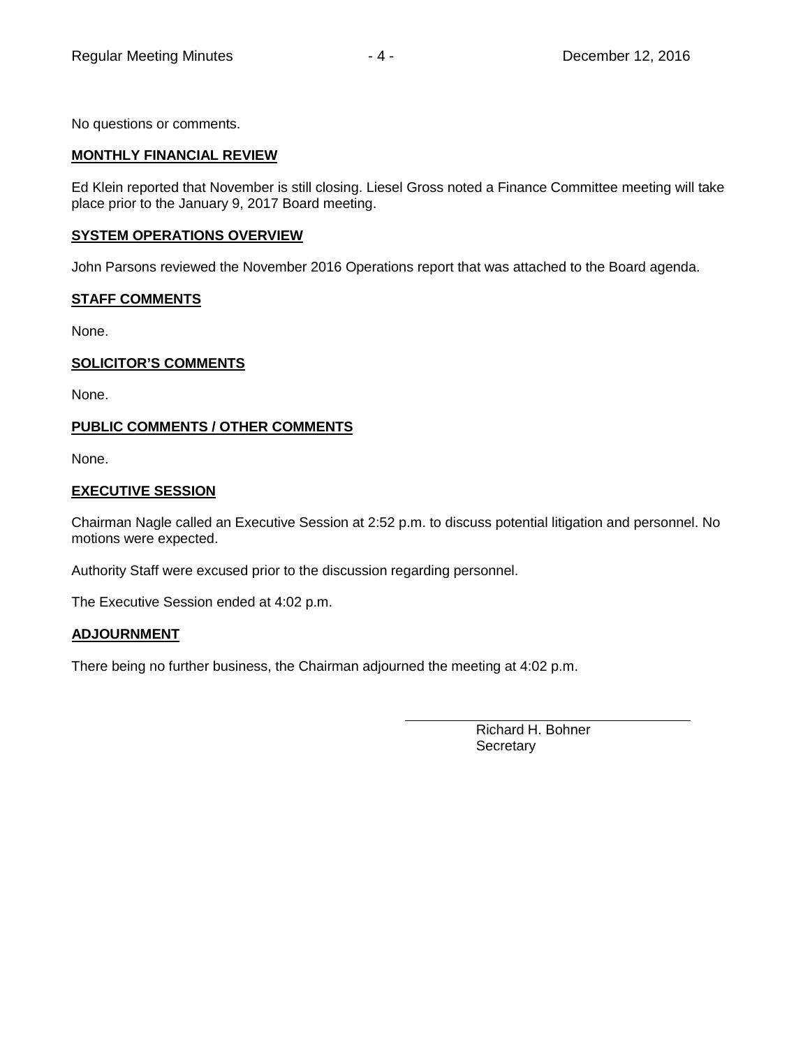No questions or comments.

## MONTHLY FINANCIAL REVIEW

Ed Klein reported that November is still closing. Liesel Gross noted a Finance Committee meeting will take place prior to the January 9, 2017 Board meeting.

## SYSTEM OPERATIONS OVERVIEW

John Parsons reviewed the November 2016 Operations report that was attached to the Board agenda.

## STAFF COMMENTS

None.

## SOLICITOR'S COMMENTS

None.

## PUBLIC COMMENTS / OTHER COMMENTS

None.

## EXECUTIVE SESSION

Chairman Nagle called an Executive Session at 2:52 p.m. to discuss potential litigation and personnel. No motions were expected.

Authority Staff were excused prior to the discussion regarding personnel.

The Executive Session ended at 4:02 p.m.

## ADJOURNMENT

There being no further business, the Chairman adjourned the meeting at 4:02 p.m.

Richard H. Bohner
Secretary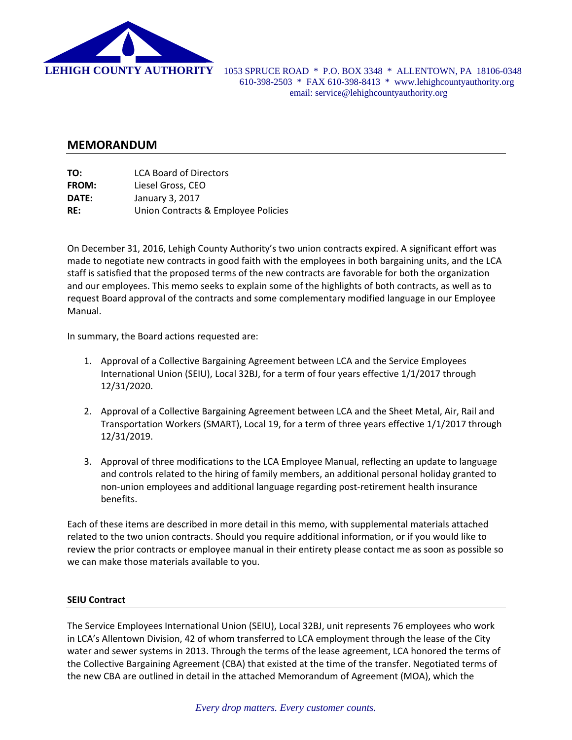**LEHIGH COUNTY AUTHORITY** 1053 SPRUCE ROAD * P.O. BOX 3348 * ALLENTOWN, PA 18106-0348
610-398-2503 * FAX 610-398-8413 * www.lehighcountyauthority.org
email: service@lehighcountyauthority.org

## MEMORANDUM

**TO:** LCA Board of Directors
**FROM:** Liesel Gross, CEO
**DATE:** January 3, 2017
**RE:** Union Contracts & Employee Policies

On December 31, 2016, Lehigh County Authority's two union contracts expired. A significant effort was made to negotiate new contracts in good faith with the employees in both bargaining units, and the LCA staff is satisfied that the proposed terms of the new contracts are favorable for both the organization and our employees. This memo seeks to explain some of the highlights of both contracts, as well as to request Board approval of the contracts and some complementary modified language in our Employee Manual.

In summary, the Board actions requested are:

1. Approval of a Collective Bargaining Agreement between LCA and the Service Employees International Union (SEIU), Local 32BJ, for a term of four years effective 1/1/2017 through 12/31/2020.

2. Approval of a Collective Bargaining Agreement between LCA and the Sheet Metal, Air, Rail and Transportation Workers (SMART), Local 19, for a term of three years effective 1/1/2017 through 12/31/2019.

3. Approval of three modifications to the LCA Employee Manual, reflecting an update to language and controls related to the hiring of family members, an additional personal holiday granted to non-union employees and additional language regarding post-retirement health insurance benefits.

Each of these items are described in more detail in this memo, with supplemental materials attached related to the two union contracts. Should you require additional information, or if you would like to review the prior contracts or employee manual in their entirety please contact me as soon as possible so we can make those materials available to you.

### SEIU Contract

The Service Employees International Union (SEIU), Local 32BJ, unit represents 76 employees who work in LCA's Allentown Division, 42 of whom transferred to LCA employment through the lease of the City water and sewer systems in 2013. Through the terms of the lease agreement, LCA honored the terms of the Collective Bargaining Agreement (CBA) that existed at the time of the transfer. Negotiated terms of the new CBA are outlined in detail in the attached Memorandum of Agreement (MOA), which the

*Every drop matters. Every customer counts.*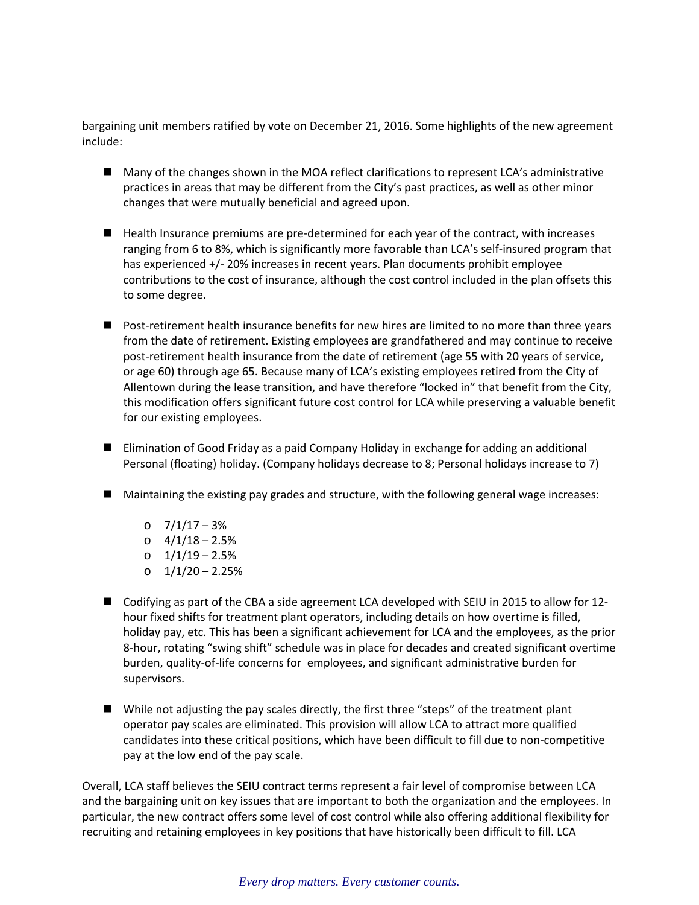bargaining unit members ratified by vote on December 21, 2016. Some highlights of the new agreement include:

- Many of the changes shown in the MOA reflect clarifications to represent LCA's administrative practices in areas that may be different from the City's past practices, as well as other minor changes that were mutually beneficial and agreed upon.

- Health Insurance premiums are pre-determined for each year of the contract, with increases ranging from 6 to 8%, which is significantly more favorable than LCA's self-insured program that has experienced +/- 20% increases in recent years. Plan documents prohibit employee contributions to the cost of insurance, although the cost control included in the plan offsets this to some degree.

- Post-retirement health insurance benefits for new hires are limited to no more than three years from the date of retirement. Existing employees are grandfathered and may continue to receive post-retirement health insurance from the date of retirement (age 55 with 20 years of service, or age 60) through age 65. Because many of LCA's existing employees retired from the City of Allentown during the lease transition, and have therefore "locked in" that benefit from the City, this modification offers significant future cost control for LCA while preserving a valuable benefit for our existing employees.

- Elimination of Good Friday as a paid Company Holiday in exchange for adding an additional Personal (floating) holiday. (Company holidays decrease to 8; Personal holidays increase to 7)

- Maintaining the existing pay grades and structure, with the following general wage increases:
  - 7/1/17 – 3%
  - 4/1/18 – 2.5%
  - 1/1/19 – 2.5%
  - 1/1/20 – 2.25%

- Codifying as part of the CBA a side agreement LCA developed with SEIU in 2015 to allow for 12-hour fixed shifts for treatment plant operators, including details on how overtime is filled, holiday pay, etc. This has been a significant achievement for LCA and the employees, as the prior 8-hour, rotating "swing shift" schedule was in place for decades and created significant overtime burden, quality-of-life concerns for employees, and significant administrative burden for supervisors.

- While not adjusting the pay scales directly, the first three "steps" of the treatment plant operator pay scales are eliminated. This provision will allow LCA to attract more qualified candidates into these critical positions, which have been difficult to fill due to non-competitive pay at the low end of the pay scale.

Overall, LCA staff believes the SEIU contract terms represent a fair level of compromise between LCA and the bargaining unit on key issues that are important to both the organization and the employees. In particular, the new contract offers some level of cost control while also offering additional flexibility for recruiting and retaining employees in key positions that have historically been difficult to fill. LCA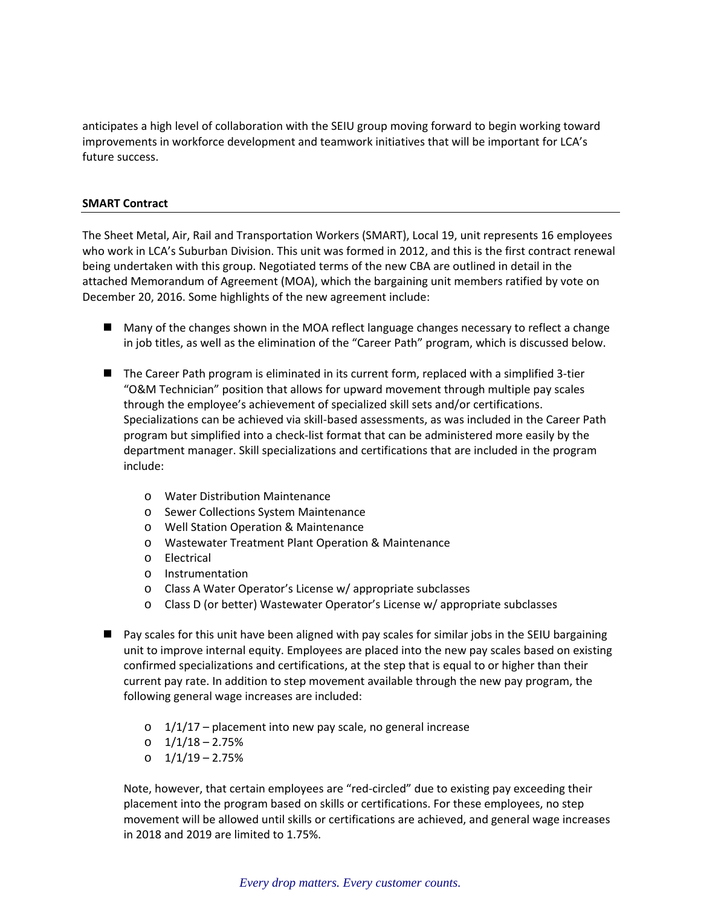anticipates a high level of collaboration with the SEIU group moving forward to begin working toward improvements in workforce development and teamwork initiatives that will be important for LCA's future success.

## SMART Contract

The Sheet Metal, Air, Rail and Transportation Workers (SMART), Local 19, unit represents 16 employees who work in LCA's Suburban Division. This unit was formed in 2012, and this is the first contract renewal being undertaken with this group. Negotiated terms of the new CBA are outlined in detail in the attached Memorandum of Agreement (MOA), which the bargaining unit members ratified by vote on December 20, 2016. Some highlights of the new agreement include:

- Many of the changes shown in the MOA reflect language changes necessary to reflect a change in job titles, as well as the elimination of the "Career Path" program, which is discussed below.

- The Career Path program is eliminated in its current form, replaced with a simplified 3-tier "O&M Technician" position that allows for upward movement through multiple pay scales through the employee's achievement of specialized skill sets and/or certifications. Specializations can be achieved via skill-based assessments, as was included in the Career Path program but simplified into a check-list format that can be administered more easily by the department manager. Skill specializations and certifications that are included in the program include:

    - Water Distribution Maintenance
    - Sewer Collections System Maintenance
    - Well Station Operation & Maintenance
    - Wastewater Treatment Plant Operation & Maintenance
    - Electrical
    - Instrumentation
    - Class A Water Operator's License w/ appropriate subclasses
    - Class D (or better) Wastewater Operator's License w/ appropriate subclasses

- Pay scales for this unit have been aligned with pay scales for similar jobs in the SEIU bargaining unit to improve internal equity. Employees are placed into the new pay scales based on existing confirmed specializations and certifications, at the step that is equal to or higher than their current pay rate. In addition to step movement available through the new pay program, the following general wage increases are included:

    - 1/1/17 – placement into new pay scale, no general increase
    - 1/1/18 – 2.75%
    - 1/1/19 – 2.75%

    Note, however, that certain employees are "red-circled" due to existing pay exceeding their placement into the program based on skills or certifications. For these employees, no step movement will be allowed until skills or certifications are achieved, and general wage increases in 2018 and 2019 are limited to 1.75%.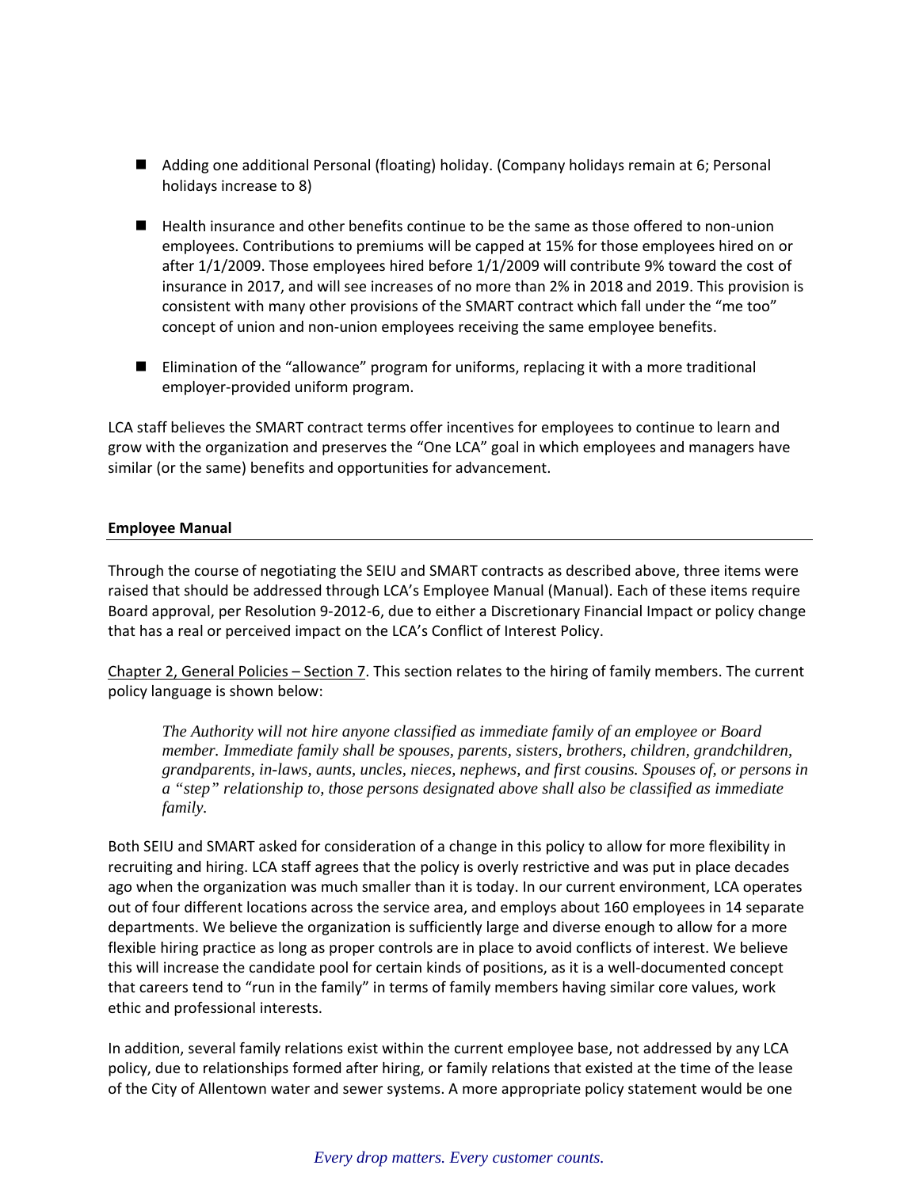- Adding one additional Personal (floating) holiday. (Company holidays remain at 6; Personal holidays increase to 8)

- Health insurance and other benefits continue to be the same as those offered to non-union employees. Contributions to premiums will be capped at 15% for those employees hired on or after 1/1/2009. Those employees hired before 1/1/2009 will contribute 9% toward the cost of insurance in 2017, and will see increases of no more than 2% in 2018 and 2019. This provision is consistent with many other provisions of the SMART contract which fall under the "me too" concept of union and non-union employees receiving the same employee benefits.

- Elimination of the "allowance" program for uniforms, replacing it with a more traditional employer-provided uniform program.

LCA staff believes the SMART contract terms offer incentives for employees to continue to learn and grow with the organization and preserves the "One LCA" goal in which employees and managers have similar (or the same) benefits and opportunities for advancement.

**Employee Manual**

Through the course of negotiating the SEIU and SMART contracts as described above, three items were raised that should be addressed through LCA's Employee Manual (Manual). Each of these items require Board approval, per Resolution 9-2012-6, due to either a Discretionary Financial Impact or policy change that has a real or perceived impact on the LCA's Conflict of Interest Policy.

Chapter 2, General Policies – Section 7. This section relates to the hiring of family members. The current policy language is shown below:

> *The Authority will not hire anyone classified as immediate family of an employee or Board member. Immediate family shall be spouses, parents, sisters, brothers, children, grandchildren, grandparents, in-laws, aunts, uncles, nieces, nephews, and first cousins. Spouses of, or persons in a "step" relationship to, those persons designated above shall also be classified as immediate family.*

Both SEIU and SMART asked for consideration of a change in this policy to allow for more flexibility in recruiting and hiring. LCA staff agrees that the policy is overly restrictive and was put in place decades ago when the organization was much smaller than it is today. In our current environment, LCA operates out of four different locations across the service area, and employs about 160 employees in 14 separate departments. We believe the organization is sufficiently large and diverse enough to allow for a more flexible hiring practice as long as proper controls are in place to avoid conflicts of interest. We believe this will increase the candidate pool for certain kinds of positions, as it is a well-documented concept that careers tend to "run in the family" in terms of family members having similar core values, work ethic and professional interests.

In addition, several family relations exist within the current employee base, not addressed by any LCA policy, due to relationships formed after hiring, or family relations that existed at the time of the lease of the City of Allentown water and sewer systems. A more appropriate policy statement would be one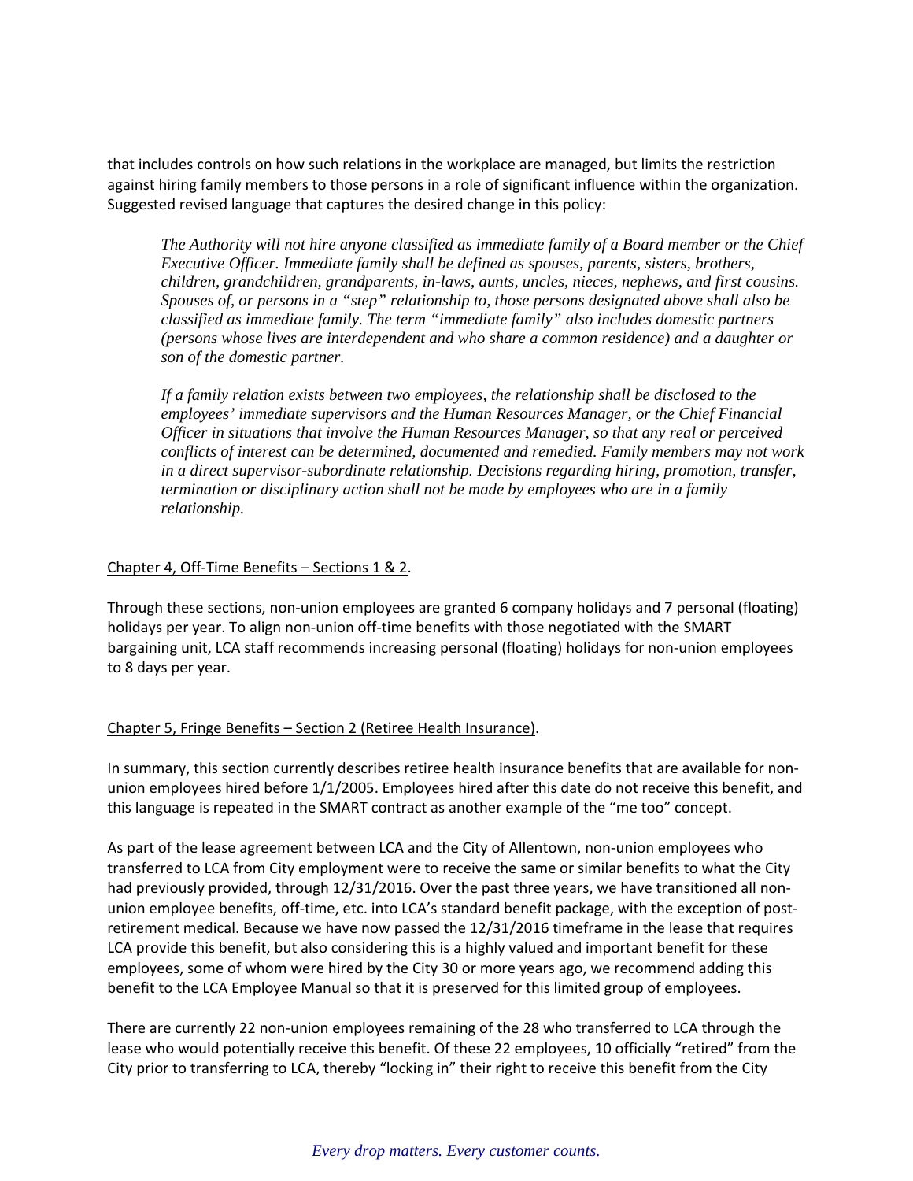that includes controls on how such relations in the workplace are managed, but limits the restriction against hiring family members to those persons in a role of significant influence within the organization. Suggested revised language that captures the desired change in this policy:

> *The Authority will not hire anyone classified as immediate family of a Board member or the Chief Executive Officer. Immediate family shall be defined as spouses, parents, sisters, brothers, children, grandchildren, grandparents, in-laws, aunts, uncles, nieces, nephews, and first cousins. Spouses of, or persons in a "step" relationship to, those persons designated above shall also be classified as immediate family. The term "immediate family" also includes domestic partners (persons whose lives are interdependent and who share a common residence) and a daughter or son of the domestic partner.*
>
> *If a family relation exists between two employees, the relationship shall be disclosed to the employees' immediate supervisors and the Human Resources Manager, or the Chief Financial Officer in situations that involve the Human Resources Manager, so that any real or perceived conflicts of interest can be determined, documented and remedied. Family members may not work in a direct supervisor-subordinate relationship. Decisions regarding hiring, promotion, transfer, termination or disciplinary action shall not be made by employees who are in a family relationship.*

<u>Chapter 4, Off-Time Benefits – Sections 1 & 2</u>.

Through these sections, non-union employees are granted 6 company holidays and 7 personal (floating) holidays per year. To align non-union off-time benefits with those negotiated with the SMART bargaining unit, LCA staff recommends increasing personal (floating) holidays for non-union employees to 8 days per year.

<u>Chapter 5, Fringe Benefits – Section 2 (Retiree Health Insurance)</u>.

In summary, this section currently describes retiree health insurance benefits that are available for non-union employees hired before 1/1/2005. Employees hired after this date do not receive this benefit, and this language is repeated in the SMART contract as another example of the "me too" concept.

As part of the lease agreement between LCA and the City of Allentown, non-union employees who transferred to LCA from City employment were to receive the same or similar benefits to what the City had previously provided, through 12/31/2016. Over the past three years, we have transitioned all non-union employee benefits, off-time, etc. into LCA's standard benefit package, with the exception of post-retirement medical. Because we have now passed the 12/31/2016 timeframe in the lease that requires LCA provide this benefit, but also considering this is a highly valued and important benefit for these employees, some of whom were hired by the City 30 or more years ago, we recommend adding this benefit to the LCA Employee Manual so that it is preserved for this limited group of employees.

There are currently 22 non-union employees remaining of the 28 who transferred to LCA through the lease who would potentially receive this benefit. Of these 22 employees, 10 officially "retired" from the City prior to transferring to LCA, thereby "locking in" their right to receive this benefit from the City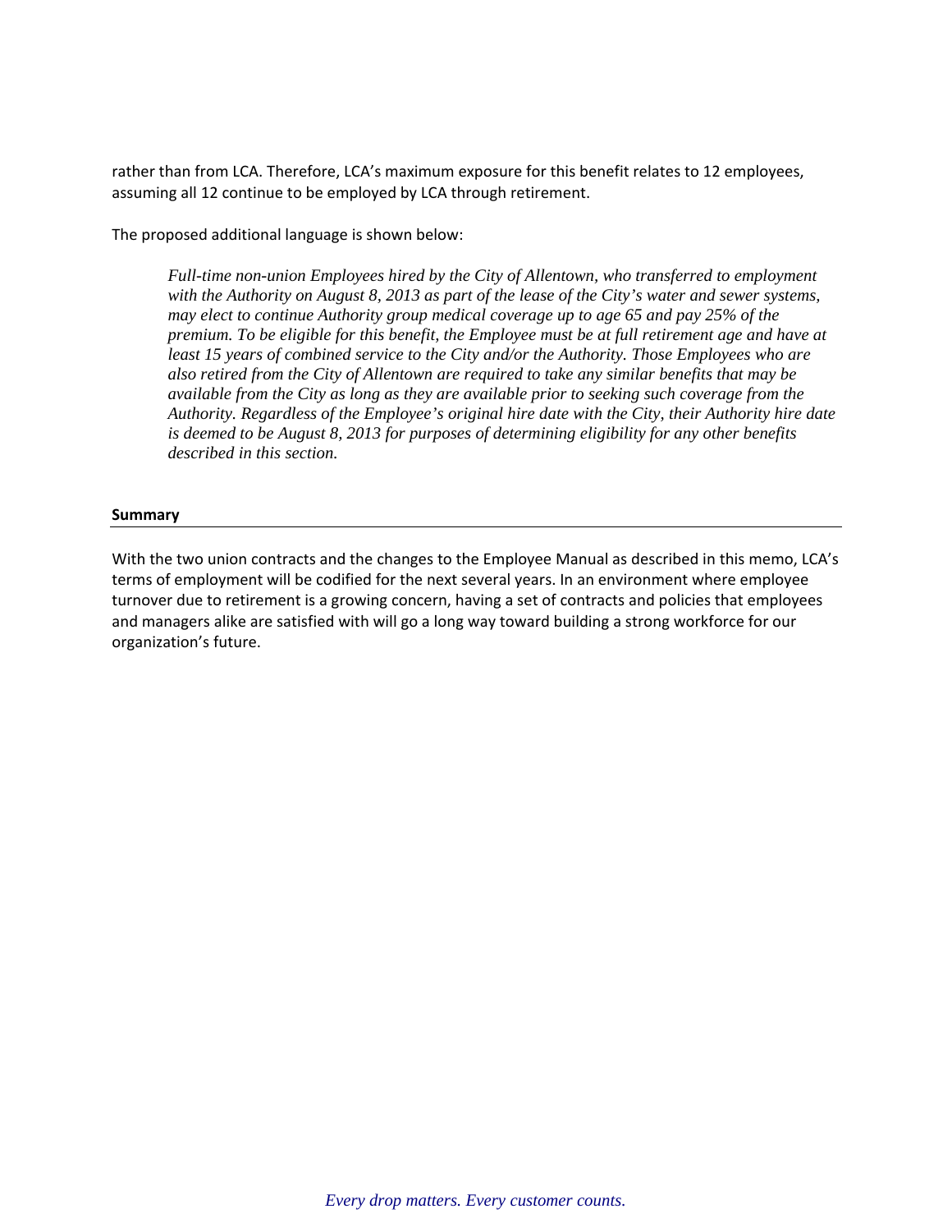rather than from LCA. Therefore, LCA's maximum exposure for this benefit relates to 12 employees, assuming all 12 continue to be employed by LCA through retirement.

The proposed additional language is shown below:

> *Full-time non-union Employees hired by the City of Allentown, who transferred to employment with the Authority on August 8, 2013 as part of the lease of the City's water and sewer systems, may elect to continue Authority group medical coverage up to age 65 and pay 25% of the premium. To be eligible for this benefit, the Employee must be at full retirement age and have at least 15 years of combined service to the City and/or the Authority. Those Employees who are also retired from the City of Allentown are required to take any similar benefits that may be available from the City as long as they are available prior to seeking such coverage from the Authority. Regardless of the Employee's original hire date with the City, their Authority hire date is deemed to be August 8, 2013 for purposes of determining eligibility for any other benefits described in this section.*

**Summary**

With the two union contracts and the changes to the Employee Manual as described in this memo, LCA's terms of employment will be codified for the next several years. In an environment where employee turnover due to retirement is a growing concern, having a set of contracts and policies that employees and managers alike are satisfied with will go a long way toward building a strong workforce for our organization's future.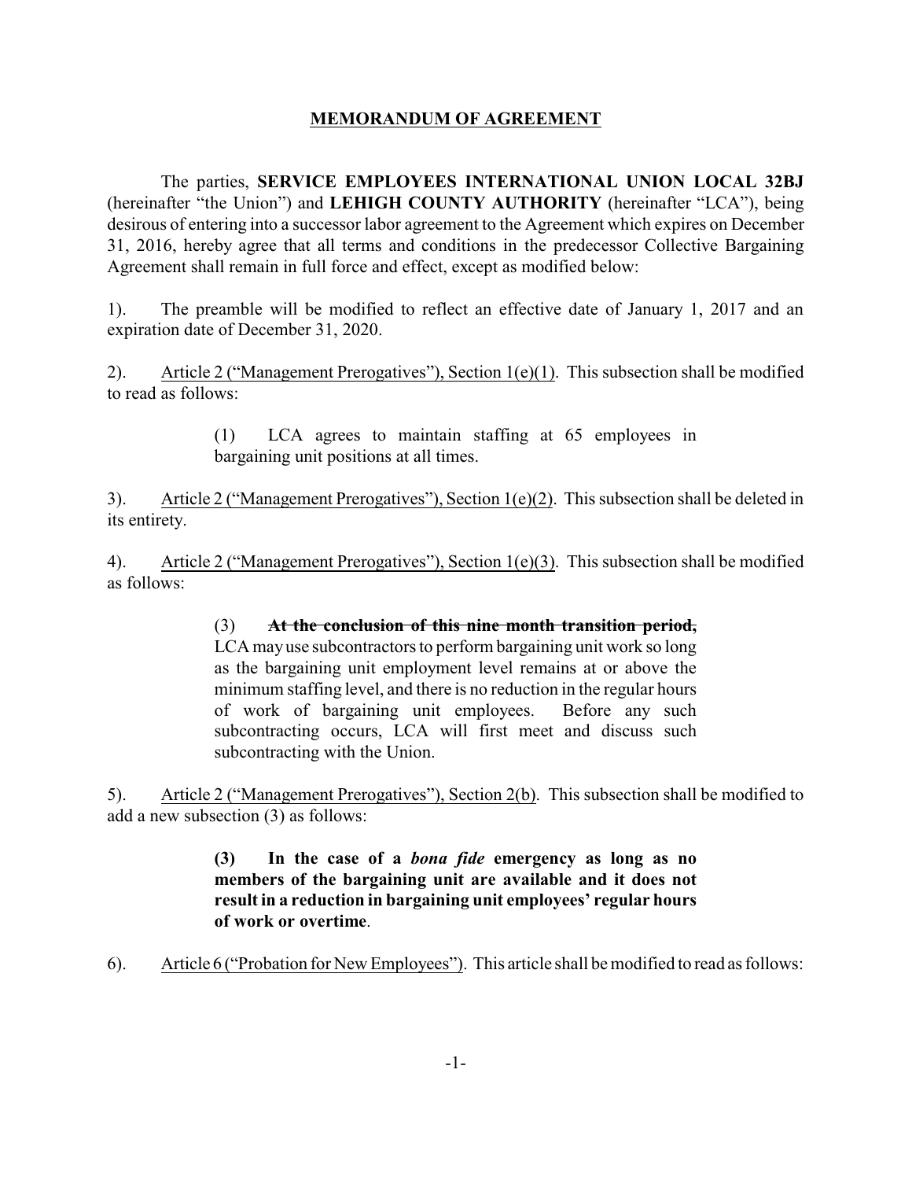# <u>MEMORANDUM OF AGREEMENT</u>

The parties, **SERVICE EMPLOYEES INTERNATIONAL UNION LOCAL 32BJ** (hereinafter "the Union") and **LEHIGH COUNTY AUTHORITY** (hereinafter "LCA"), being desirous of entering into a successor labor agreement to the Agreement which expires on December 31, 2016, hereby agree that all terms and conditions in the predecessor Collective Bargaining Agreement shall remain in full force and effect, except as modified below:

1). The preamble will be modified to reflect an effective date of January 1, 2017 and an expiration date of December 31, 2020.

2). <u>Article 2 ("Management Prerogatives"), Section 1(e)(1)</u>. This subsection shall be modified to read as follows:

> (1) LCA agrees to maintain staffing at 65 employees in bargaining unit positions at all times.

3). <u>Article 2 ("Management Prerogatives"), Section 1(e)(2)</u>. This subsection shall be deleted in its entirety.

4). <u>Article 2 ("Management Prerogatives"), Section 1(e)(3)</u>. This subsection shall be modified as follows:

> (3) ~~**At the conclusion of this nine month transition period,**~~ LCA may use subcontractors to perform bargaining unit work so long as the bargaining unit employment level remains at or above the minimum staffing level, and there is no reduction in the regular hours of work of bargaining unit employees. Before any such subcontracting occurs, LCA will first meet and discuss such subcontracting with the Union.

5). <u>Article 2 ("Management Prerogatives"), Section 2(b)</u>. This subsection shall be modified to add a new subsection (3) as follows:

> **(3) In the case of a *bona fide* emergency as long as no members of the bargaining unit are available and it does not result in a reduction in bargaining unit employees' regular hours of work or overtime**.

6). <u>Article 6 ("Probation for New Employees")</u>. This article shall be modified to read as follows: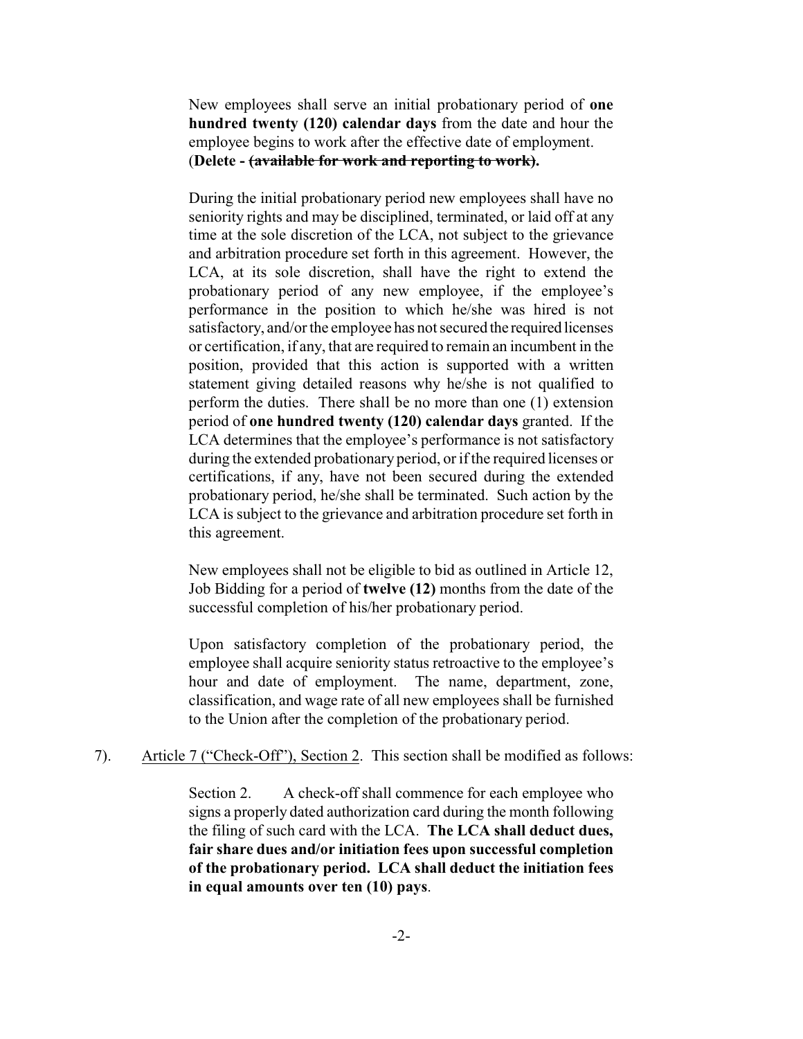New employees shall serve an initial probationary period of **one hundred twenty (120) calendar days** from the date and hour the employee begins to work after the effective date of employment. (**Delete - ~~(available for work and reporting to work)~~.**

During the initial probationary period new employees shall have no seniority rights and may be disciplined, terminated, or laid off at any time at the sole discretion of the LCA, not subject to the grievance and arbitration procedure set forth in this agreement. However, the LCA, at its sole discretion, shall have the right to extend the probationary period of any new employee, if the employee's performance in the position to which he/she was hired is not satisfactory, and/or the employee has not secured the required licenses or certification, if any, that are required to remain an incumbent in the position, provided that this action is supported with a written statement giving detailed reasons why he/she is not qualified to perform the duties. There shall be no more than one (1) extension period of **one hundred twenty (120) calendar days** granted. If the LCA determines that the employee's performance is not satisfactory during the extended probationary period, or if the required licenses or certifications, if any, have not been secured during the extended probationary period, he/she shall be terminated. Such action by the LCA is subject to the grievance and arbitration procedure set forth in this agreement.

New employees shall not be eligible to bid as outlined in Article 12, Job Bidding for a period of **twelve (12)** months from the date of the successful completion of his/her probationary period.

Upon satisfactory completion of the probationary period, the employee shall acquire seniority status retroactive to the employee's hour and date of employment. The name, department, zone, classification, and wage rate of all new employees shall be furnished to the Union after the completion of the probationary period.

7). <u>Article 7 ("Check-Off"), Section 2</u>. This section shall be modified as follows:

Section 2. A check-off shall commence for each employee who signs a properly dated authorization card during the month following the filing of such card with the LCA. **The LCA shall deduct dues, fair share dues and/or initiation fees upon successful completion of the probationary period. LCA shall deduct the initiation fees in equal amounts over ten (10) pays**.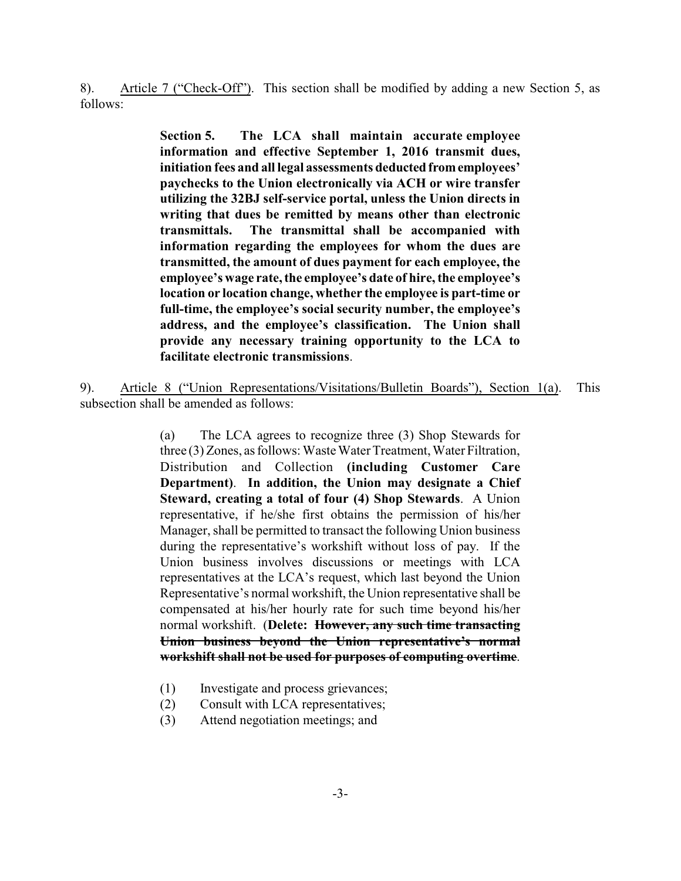8). <u>Article 7 ("Check-Off")</u>. This section shall be modified by adding a new Section 5, as follows:

> **Section 5. The LCA shall maintain accurate employee information and effective September 1, 2016 transmit dues, initiation fees and all legal assessments deducted from employees' paychecks to the Union electronically via ACH or wire transfer utilizing the 32BJ self-service portal, unless the Union directs in writing that dues be remitted by means other than electronic transmittals. The transmittal shall be accompanied with information regarding the employees for whom the dues are transmitted, the amount of dues payment for each employee, the employee's wage rate, the employee's date of hire, the employee's location or location change, whether the employee is part-time or full-time, the employee's social security number, the employee's address, and the employee's classification. The Union shall provide any necessary training opportunity to the LCA to facilitate electronic transmissions**.

9). <u>Article 8 ("Union Representations/Visitations/Bulletin Boards"), Section 1(a)</u>. This subsection shall be amended as follows:

> (a) The LCA agrees to recognize three (3) Shop Stewards for three (3) Zones, as follows: Waste Water Treatment, Water Filtration, Distribution and Collection **(including Customer Care Department)**. **In addition, the Union may designate a Chief Steward, creating a total of four (4) Shop Stewards**. A Union representative, if he/she first obtains the permission of his/her Manager, shall be permitted to transact the following Union business during the representative's workshift without loss of pay. If the Union business involves discussions or meetings with LCA representatives at the LCA's request, which last beyond the Union Representative's normal workshift, the Union representative shall be compensated at his/her hourly rate for such time beyond his/her normal workshift. (**Delete:** ~~**However, any such time transacting Union business beyond the Union representative's normal workshift shall not be used for purposes of computing overtime**~~.
>
> (1) Investigate and process grievances;
> (2) Consult with LCA representatives;
> (3) Attend negotiation meetings; and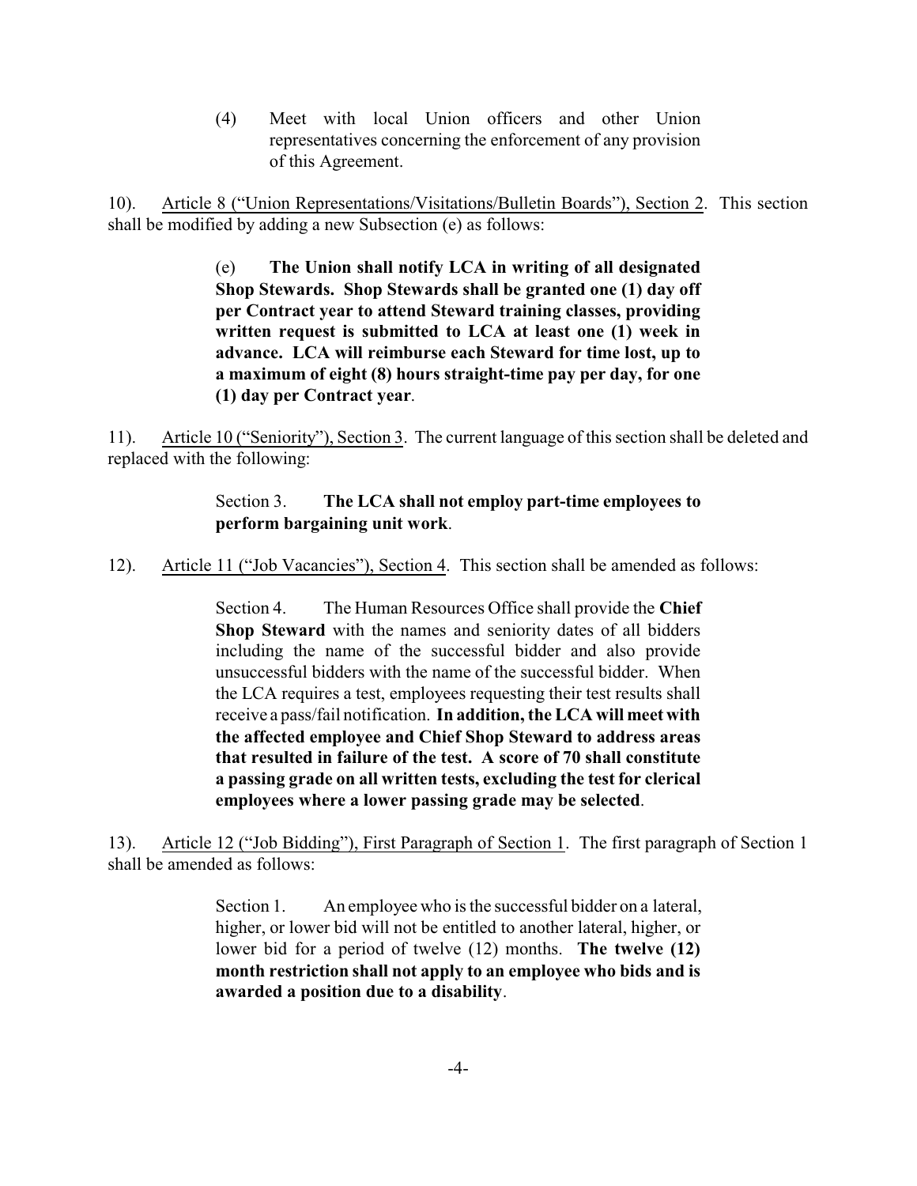(4) Meet with local Union officers and other Union representatives concerning the enforcement of any provision of this Agreement.

10). Article 8 ("Union Representations/Visitations/Bulletin Boards"), Section 2. This section shall be modified by adding a new Subsection (e) as follows:

> (e) **The Union shall notify LCA in writing of all designated Shop Stewards. Shop Stewards shall be granted one (1) day off per Contract year to attend Steward training classes, providing written request is submitted to LCA at least one (1) week in advance. LCA will reimburse each Steward for time lost, up to a maximum of eight (8) hours straight-time pay per day, for one (1) day per Contract year**.

11). Article 10 ("Seniority"), Section 3. The current language of this section shall be deleted and replaced with the following:

> Section 3. **The LCA shall not employ part-time employees to perform bargaining unit work**.

12). Article 11 ("Job Vacancies"), Section 4. This section shall be amended as follows:

> Section 4. The Human Resources Office shall provide the **Chief Shop Steward** with the names and seniority dates of all bidders including the name of the successful bidder and also provide unsuccessful bidders with the name of the successful bidder. When the LCA requires a test, employees requesting their test results shall receive a pass/fail notification. **In addition, the LCA will meet with the affected employee and Chief Shop Steward to address areas that resulted in failure of the test. A score of 70 shall constitute a passing grade on all written tests, excluding the test for clerical employees where a lower passing grade may be selected**.

13). Article 12 ("Job Bidding"), First Paragraph of Section 1. The first paragraph of Section 1 shall be amended as follows:

> Section 1. An employee who is the successful bidder on a lateral, higher, or lower bid will not be entitled to another lateral, higher, or lower bid for a period of twelve (12) months. **The twelve (12) month restriction shall not apply to an employee who bids and is awarded a position due to a disability**.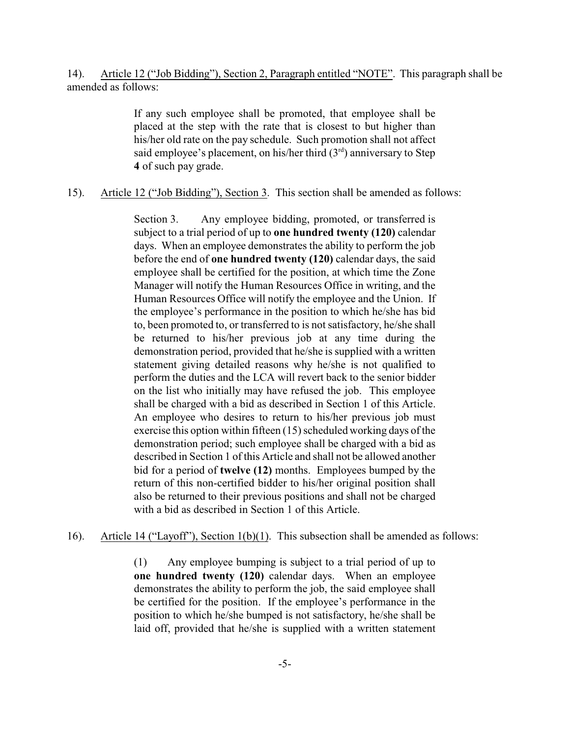14). <u>Article 12 ("Job Bidding"), Section 2, Paragraph entitled "NOTE"</u>. This paragraph shall be amended as follows:

> If any such employee shall be promoted, that employee shall be placed at the step with the rate that is closest to but higher than his/her old rate on the pay schedule. Such promotion shall not affect said employee's placement, on his/her third (3rd) anniversary to Step **4** of such pay grade.

15). <u>Article 12 ("Job Bidding"), Section 3</u>. This section shall be amended as follows:

> Section 3. Any employee bidding, promoted, or transferred is subject to a trial period of up to **one hundred twenty (120)** calendar days. When an employee demonstrates the ability to perform the job before the end of **one hundred twenty (120)** calendar days, the said employee shall be certified for the position, at which time the Zone Manager will notify the Human Resources Office in writing, and the Human Resources Office will notify the employee and the Union. If the employee's performance in the position to which he/she has bid to, been promoted to, or transferred to is not satisfactory, he/she shall be returned to his/her previous job at any time during the demonstration period, provided that he/she is supplied with a written statement giving detailed reasons why he/she is not qualified to perform the duties and the LCA will revert back to the senior bidder on the list who initially may have refused the job. This employee shall be charged with a bid as described in Section 1 of this Article. An employee who desires to return to his/her previous job must exercise this option within fifteen (15) scheduled working days of the demonstration period; such employee shall be charged with a bid as described in Section 1 of this Article and shall not be allowed another bid for a period of **twelve (12)** months. Employees bumped by the return of this non-certified bidder to his/her original position shall also be returned to their previous positions and shall not be charged with a bid as described in Section 1 of this Article.

16). <u>Article 14 ("Layoff"), Section 1(b)(1)</u>. This subsection shall be amended as follows:

> (1) Any employee bumping is subject to a trial period of up to **one hundred twenty (120)** calendar days. When an employee demonstrates the ability to perform the job, the said employee shall be certified for the position. If the employee's performance in the position to which he/she bumped is not satisfactory, he/she shall be laid off, provided that he/she is supplied with a written statement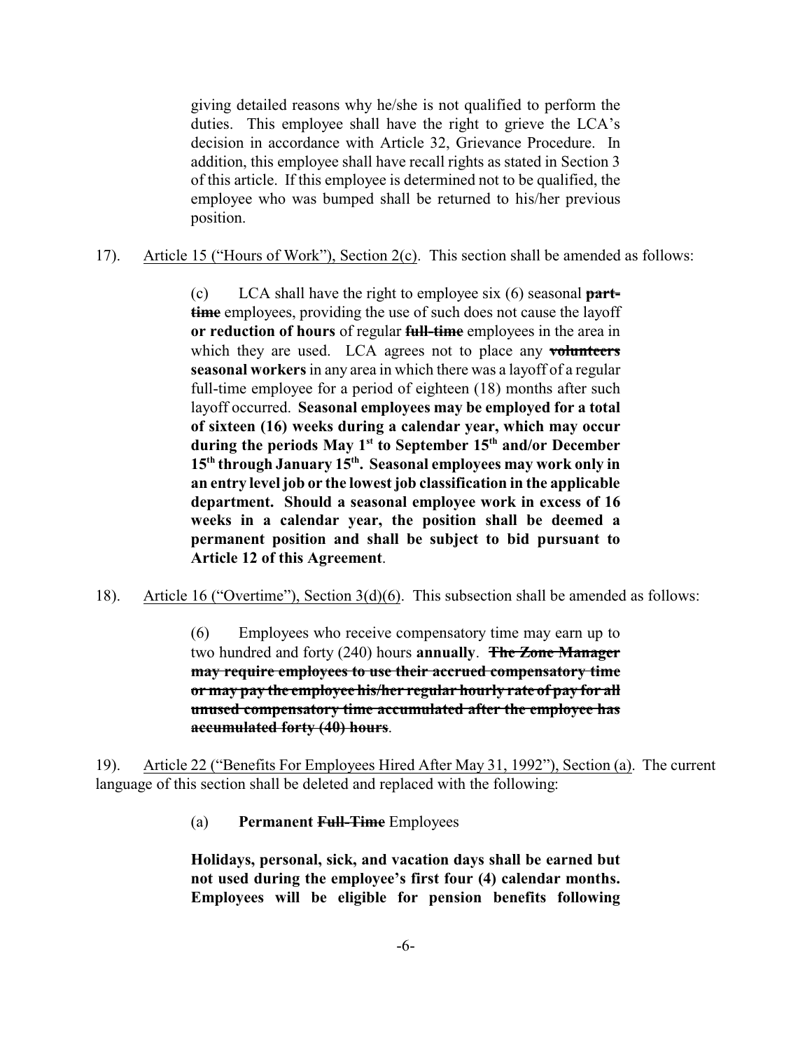giving detailed reasons why he/she is not qualified to perform the duties. This employee shall have the right to grieve the LCA's decision in accordance with Article 32, Grievance Procedure. In addition, this employee shall have recall rights as stated in Section 3 of this article. If this employee is determined not to be qualified, the employee who was bumped shall be returned to his/her previous position.

17). Article 15 ("Hours of Work"), Section 2(c). This section shall be amended as follows:

> (c) LCA shall have the right to employee six (6) seasonal ~~**part-time**~~ employees, providing the use of such does not cause the layoff **or reduction of hours** of regular ~~**full-time**~~ employees in the area in which they are used. LCA agrees not to place any ~~**volunteers**~~ **seasonal workers** in any area in which there was a layoff of a regular full-time employee for a period of eighteen (18) months after such layoff occurred. **Seasonal employees may be employed for a total of sixteen (16) weeks during a calendar year, which may occur during the periods May 1st to September 15th and/or December 15th through January 15th. Seasonal employees may work only in an entry level job or the lowest job classification in the applicable department. Should a seasonal employee work in excess of 16 weeks in a calendar year, the position shall be deemed a permanent position and shall be subject to bid pursuant to Article 12 of this Agreement**.

18). Article 16 ("Overtime"), Section 3(d)(6). This subsection shall be amended as follows:

> (6) Employees who receive compensatory time may earn up to two hundred and forty (240) hours **annually**. ~~**The Zone Manager may require employees to use their accrued compensatory time or may pay the employee his/her regular hourly rate of pay for all unused compensatory time accumulated after the employee has accumulated forty (40) hours**~~.

19). Article 22 ("Benefits For Employees Hired After May 31, 1992"), Section (a). The current language of this section shall be deleted and replaced with the following:

> (a) **Permanent** ~~**Full-Time**~~ Employees
>
> **Holidays, personal, sick, and vacation days shall be earned but not used during the employee's first four (4) calendar months. Employees will be eligible for pension benefits following**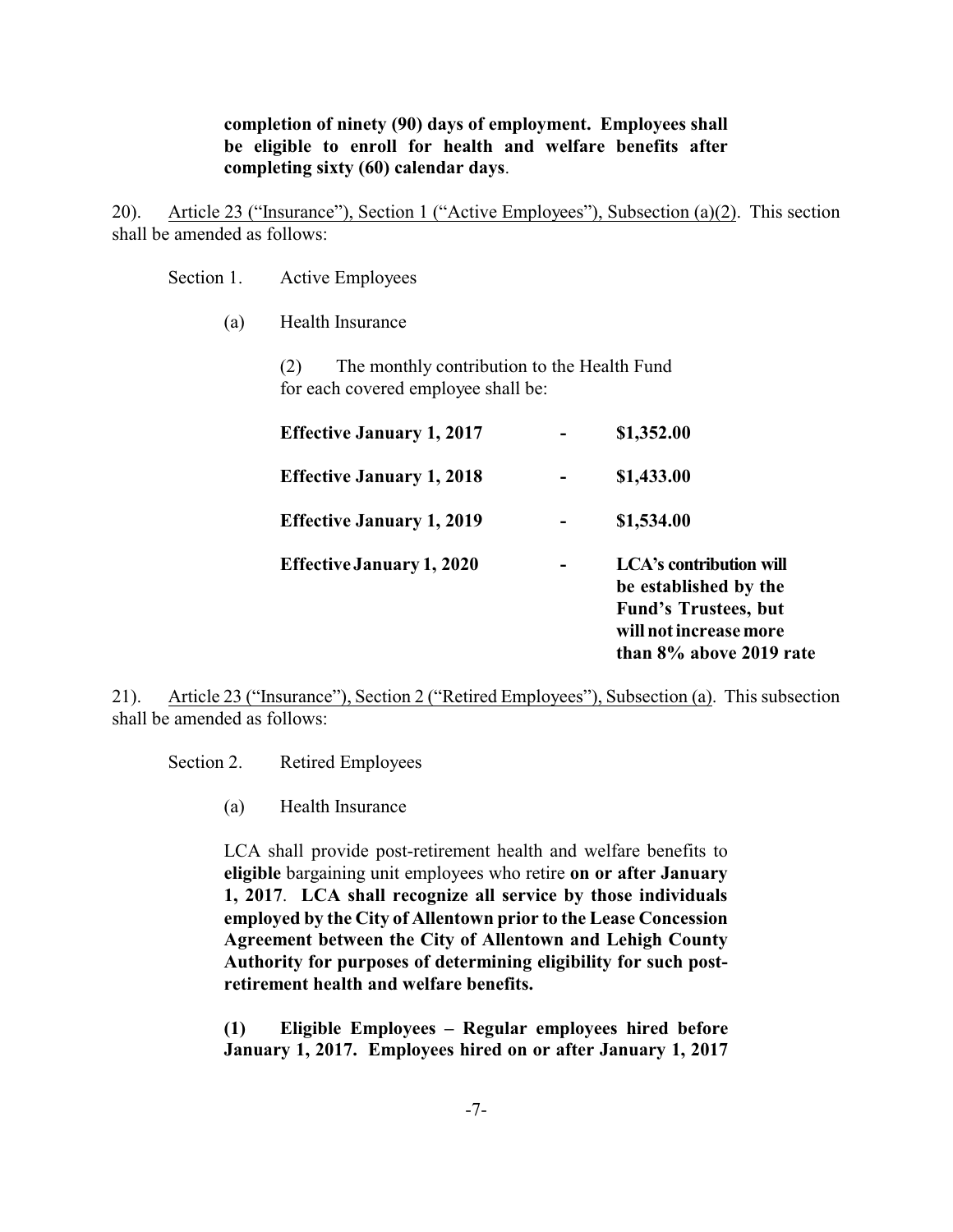**completion of ninety (90) days of employment. Employees shall be eligible to enroll for health and welfare benefits after completing sixty (60) calendar days**.

20). Article 23 ("Insurance"), Section 1 ("Active Employees"), Subsection (a)(2). This section shall be amended as follows:

Section 1. Active Employees

(a) Health Insurance

(2) The monthly contribution to the Health Fund for each covered employee shall be:

| | | |
|---|---|---|
| **Effective January 1, 2017** | - | **$1,352.00** |
| **Effective January 1, 2018** | - | **$1,433.00** |
| **Effective January 1, 2019** | - | **$1,534.00** |
| **Effective January 1, 2020** | - | **LCA's contribution will be established by the Fund's Trustees, but will not increase more than 8% above 2019 rate** |

21). Article 23 ("Insurance"), Section 2 ("Retired Employees"), Subsection (a). This subsection shall be amended as follows:

Section 2. Retired Employees

(a) Health Insurance

LCA shall provide post-retirement health and welfare benefits to **eligible** bargaining unit employees who retire **on or after January 1, 2017**. **LCA shall recognize all service by those individuals employed by the City of Allentown prior to the Lease Concession Agreement between the City of Allentown and Lehigh County Authority for purposes of determining eligibility for such post-retirement health and welfare benefits.**

**(1) Eligible Employees – Regular employees hired before January 1, 2017. Employees hired on or after January 1, 2017**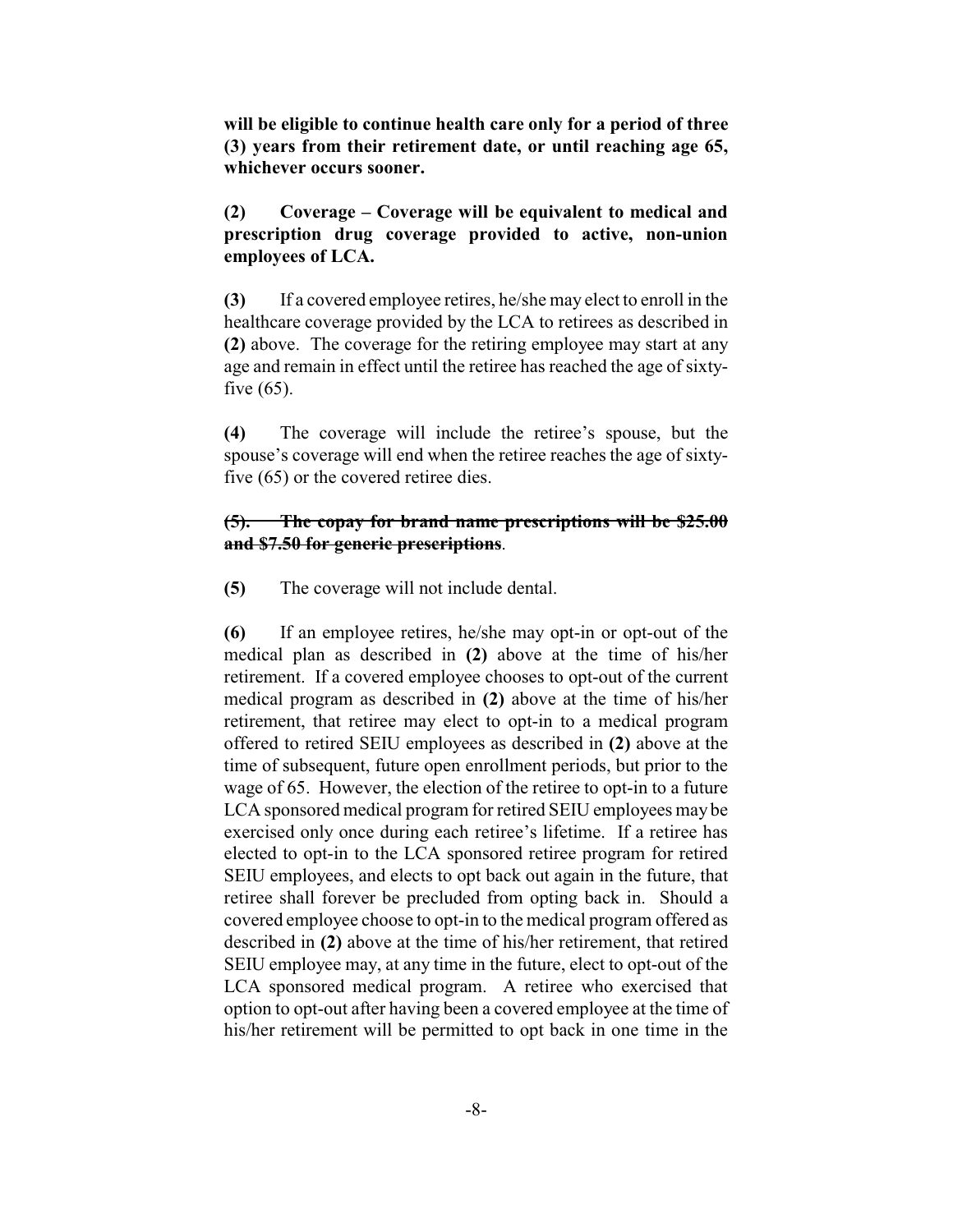**will be eligible to continue health care only for a period of three (3) years from their retirement date, or until reaching age 65, whichever occurs sooner.**

**(2) Coverage – Coverage will be equivalent to medical and prescription drug coverage provided to active, non-union employees of LCA.**

**(3)** If a covered employee retires, he/she may elect to enroll in the healthcare coverage provided by the LCA to retirees as described in **(2)** above. The coverage for the retiring employee may start at any age and remain in effect until the retiree has reached the age of sixty-five (65).

**(4)** The coverage will include the retiree's spouse, but the spouse's coverage will end when the retiree reaches the age of sixty-five (65) or the covered retiree dies.

~~**(5). The copay for brand name prescriptions will be $25.00 and $7.50 for generic prescriptions**~~.

**(5)** The coverage will not include dental.

**(6)** If an employee retires, he/she may opt-in or opt-out of the medical plan as described in **(2)** above at the time of his/her retirement. If a covered employee chooses to opt-out of the current medical program as described in **(2)** above at the time of his/her retirement, that retiree may elect to opt-in to a medical program offered to retired SEIU employees as described in **(2)** above at the time of subsequent, future open enrollment periods, but prior to the wage of 65. However, the election of the retiree to opt-in to a future LCA sponsored medical program for retired SEIU employees may be exercised only once during each retiree's lifetime. If a retiree has elected to opt-in to the LCA sponsored retiree program for retired SEIU employees, and elects to opt back out again in the future, that retiree shall forever be precluded from opting back in. Should a covered employee choose to opt-in to the medical program offered as described in **(2)** above at the time of his/her retirement, that retired SEIU employee may, at any time in the future, elect to opt-out of the LCA sponsored medical program. A retiree who exercised that option to opt-out after having been a covered employee at the time of his/her retirement will be permitted to opt back in one time in the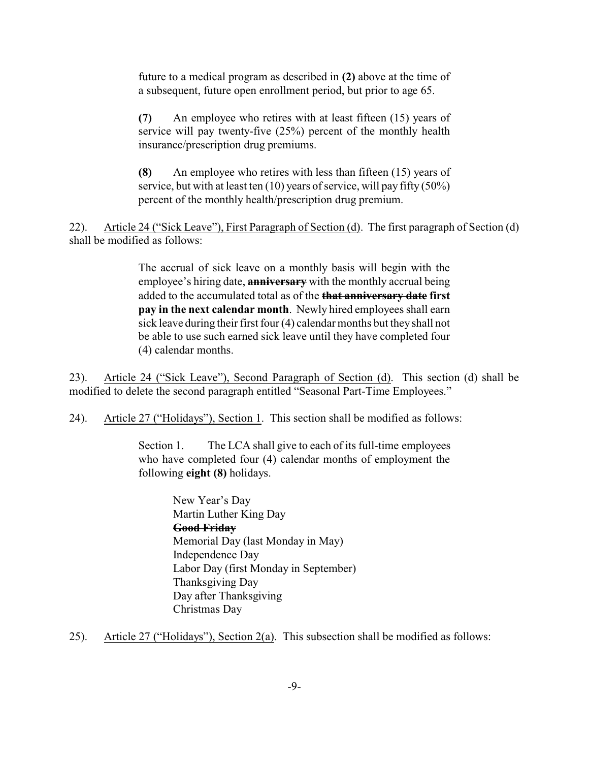future to a medical program as described in **(2)** above at the time of a subsequent, future open enrollment period, but prior to age 65.

**(7)** An employee who retires with at least fifteen (15) years of service will pay twenty-five (25%) percent of the monthly health insurance/prescription drug premiums.

**(8)** An employee who retires with less than fifteen (15) years of service, but with at least ten (10) years of service, will pay fifty (50%) percent of the monthly health/prescription drug premium.

22). Article 24 ("Sick Leave"), First Paragraph of Section (d). The first paragraph of Section (d) shall be modified as follows:

> The accrual of sick leave on a monthly basis will begin with the employee's hiring date, ~~**anniversary**~~ with the monthly accrual being added to the accumulated total as of the ~~**that anniversary date**~~ **first pay in the next calendar month**. Newly hired employees shall earn sick leave during their first four (4) calendar months but they shall not be able to use such earned sick leave until they have completed four (4) calendar months.

23). Article 24 ("Sick Leave"), Second Paragraph of Section (d). This section (d) shall be modified to delete the second paragraph entitled "Seasonal Part-Time Employees."

24). Article 27 ("Holidays"), Section 1. This section shall be modified as follows:

> Section 1. The LCA shall give to each of its full-time employees who have completed four (4) calendar months of employment the following **eight (8)** holidays.
>
> New Year's Day
> Martin Luther King Day
> ~~**Good Friday**~~
> Memorial Day (last Monday in May)
> Independence Day
> Labor Day (first Monday in September)
> Thanksgiving Day
> Day after Thanksgiving
> Christmas Day

25). Article 27 ("Holidays"), Section 2(a). This subsection shall be modified as follows: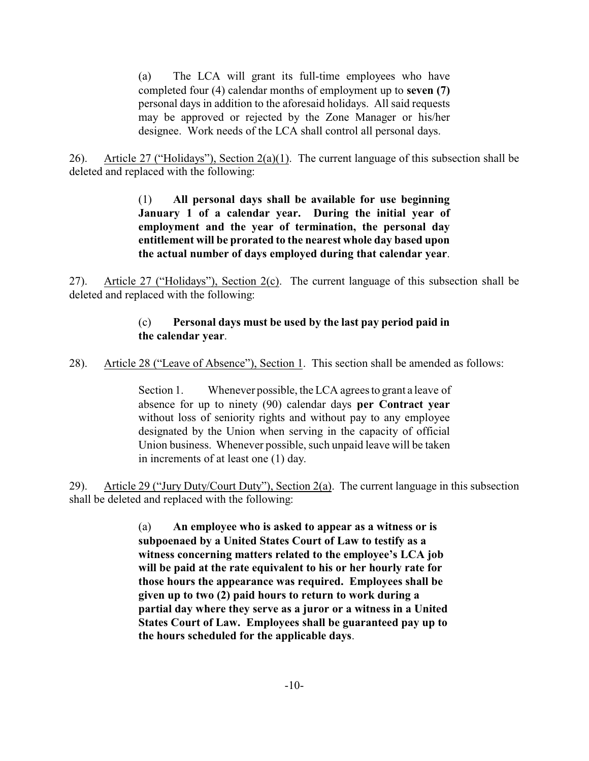(a) The LCA will grant its full-time employees who have completed four (4) calendar months of employment up to **seven (7)** personal days in addition to the aforesaid holidays. All said requests may be approved or rejected by the Zone Manager or his/her designee. Work needs of the LCA shall control all personal days.

26). Article 27 ("Holidays"), Section 2(a)(1). The current language of this subsection shall be deleted and replaced with the following:

> (1) **All personal days shall be available for use beginning January 1 of a calendar year. During the initial year of employment and the year of termination, the personal day entitlement will be prorated to the nearest whole day based upon the actual number of days employed during that calendar year**.

27). Article 27 ("Holidays"), Section 2(c). The current language of this subsection shall be deleted and replaced with the following:

> (c) **Personal days must be used by the last pay period paid in the calendar year**.

28). Article 28 ("Leave of Absence"), Section 1. This section shall be amended as follows:

> Section 1. Whenever possible, the LCA agrees to grant a leave of absence for up to ninety (90) calendar days **per Contract year** without loss of seniority rights and without pay to any employee designated by the Union when serving in the capacity of official Union business. Whenever possible, such unpaid leave will be taken in increments of at least one (1) day.

29). Article 29 ("Jury Duty/Court Duty"), Section 2(a). The current language in this subsection shall be deleted and replaced with the following:

> (a) **An employee who is asked to appear as a witness or is subpoenaed by a United States Court of Law to testify as a witness concerning matters related to the employee's LCA job will be paid at the rate equivalent to his or her hourly rate for those hours the appearance was required. Employees shall be given up to two (2) paid hours to return to work during a partial day where they serve as a juror or a witness in a United States Court of Law. Employees shall be guaranteed pay up to the hours scheduled for the applicable days**.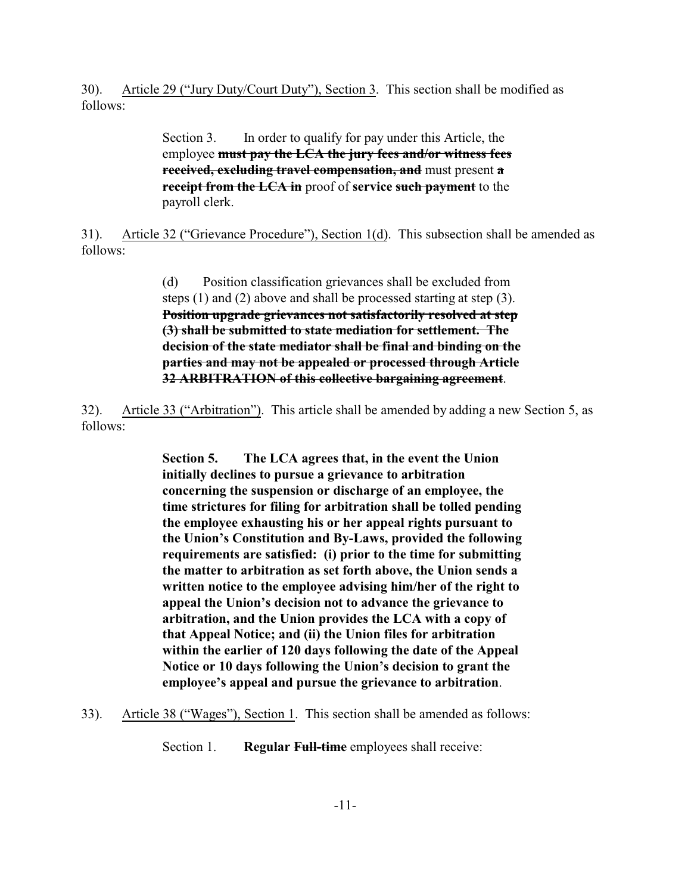30). <u>Article 29 ("Jury Duty/Court Duty"), Section 3</u>. This section shall be modified as follows:

> Section 3. In order to qualify for pay under this Article, the employee ~~**must pay the LCA the jury fees and/or witness fees received, excluding travel compensation, and**~~ must present ~~**a receipt from the LCA in**~~ proof of **service** ~~**such payment**~~ to the payroll clerk.

31). <u>Article 32 ("Grievance Procedure"), Section 1(d)</u>. This subsection shall be amended as follows:

> (d) Position classification grievances shall be excluded from steps (1) and (2) above and shall be processed starting at step (3). ~~**Position upgrade grievances not satisfactorily resolved at step (3) shall be submitted to state mediation for settlement. The decision of the state mediator shall be final and binding on the parties and may not be appealed or processed through Article 32 ARBITRATION of this collective bargaining agreement**~~.

32). <u>Article 33 ("Arbitration")</u>. This article shall be amended by adding a new Section 5, as follows:

> **Section 5. The LCA agrees that, in the event the Union initially declines to pursue a grievance to arbitration concerning the suspension or discharge of an employee, the time strictures for filing for arbitration shall be tolled pending the employee exhausting his or her appeal rights pursuant to the Union's Constitution and By-Laws, provided the following requirements are satisfied: (i) prior to the time for submitting the matter to arbitration as set forth above, the Union sends a written notice to the employee advising him/her of the right to appeal the Union's decision not to advance the grievance to arbitration, and the Union provides the LCA with a copy of that Appeal Notice; and (ii) the Union files for arbitration within the earlier of 120 days following the date of the Appeal Notice or 10 days following the Union's decision to grant the employee's appeal and pursue the grievance to arbitration**.

33). <u>Article 38 ("Wages"), Section 1</u>. This section shall be amended as follows:

> Section 1. **Regular** ~~**Full-time**~~ employees shall receive: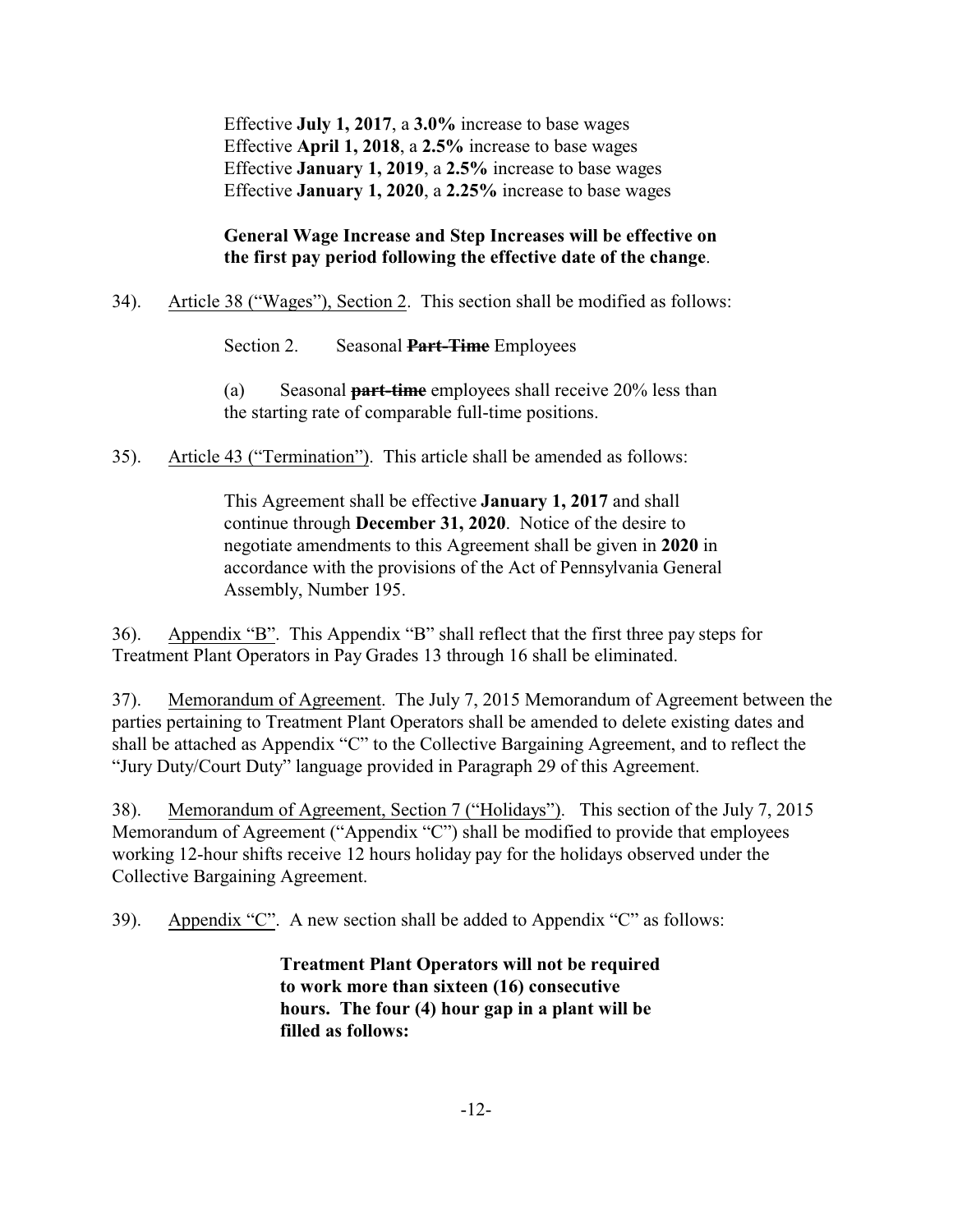Effective **July 1, 2017**, a **3.0%** increase to base wages
Effective **April 1, 2018**, a **2.5%** increase to base wages
Effective **January 1, 2019**, a **2.5%** increase to base wages
Effective **January 1, 2020**, a **2.25%** increase to base wages

**General Wage Increase and Step Increases will be effective on the first pay period following the effective date of the change**.

34). Article 38 ("Wages"), Section 2. This section shall be modified as follows:

Section 2. Seasonal ~~**Part-Time**~~ Employees

(a) Seasonal ~~**part-time**~~ employees shall receive 20% less than the starting rate of comparable full-time positions.

35). Article 43 ("Termination"). This article shall be amended as follows:

This Agreement shall be effective **January 1, 2017** and shall continue through **December 31, 2020**. Notice of the desire to negotiate amendments to this Agreement shall be given in **2020** in accordance with the provisions of the Act of Pennsylvania General Assembly, Number 195.

36). Appendix "B". This Appendix "B" shall reflect that the first three pay steps for Treatment Plant Operators in Pay Grades 13 through 16 shall be eliminated.

37). Memorandum of Agreement. The July 7, 2015 Memorandum of Agreement between the parties pertaining to Treatment Plant Operators shall be amended to delete existing dates and shall be attached as Appendix "C" to the Collective Bargaining Agreement, and to reflect the "Jury Duty/Court Duty" language provided in Paragraph 29 of this Agreement.

38). Memorandum of Agreement, Section 7 ("Holidays"). This section of the July 7, 2015 Memorandum of Agreement ("Appendix "C") shall be modified to provide that employees working 12-hour shifts receive 12 hours holiday pay for the holidays observed under the Collective Bargaining Agreement.

39). Appendix "C". A new section shall be added to Appendix "C" as follows:

**Treatment Plant Operators will not be required to work more than sixteen (16) consecutive hours. The four (4) hour gap in a plant will be filled as follows:**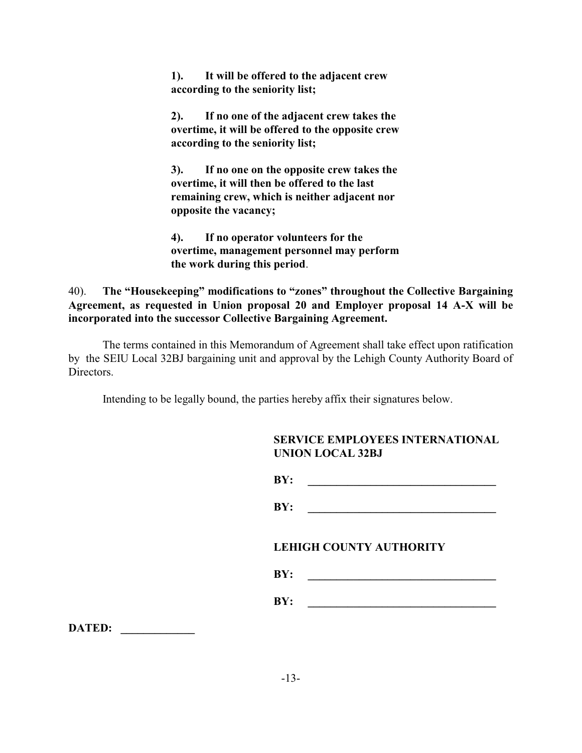**1). It will be offered to the adjacent crew according to the seniority list;**

**2). If no one of the adjacent crew takes the overtime, it will be offered to the opposite crew according to the seniority list;**

**3). If no one on the opposite crew takes the overtime, it will then be offered to the last remaining crew, which is neither adjacent nor opposite the vacancy;**

**4). If no operator volunteers for the overtime, management personnel may perform the work during this period**.

40). **The "Housekeeping" modifications to "zones" throughout the Collective Bargaining Agreement, as requested in Union proposal 20 and Employer proposal 14 A-X will be incorporated into the successor Collective Bargaining Agreement.**

The terms contained in this Memorandum of Agreement shall take effect upon ratification by the SEIU Local 32BJ bargaining unit and approval by the Lehigh County Authority Board of Directors.

Intending to be legally bound, the parties hereby affix their signatures below.

**SERVICE EMPLOYEES INTERNATIONAL UNION LOCAL 32BJ**

**BY:** ___________________________________

**BY:** ___________________________________

**LEHIGH COUNTY AUTHORITY**

**BY:** ___________________________________

**BY:** ___________________________________

**DATED:** _____________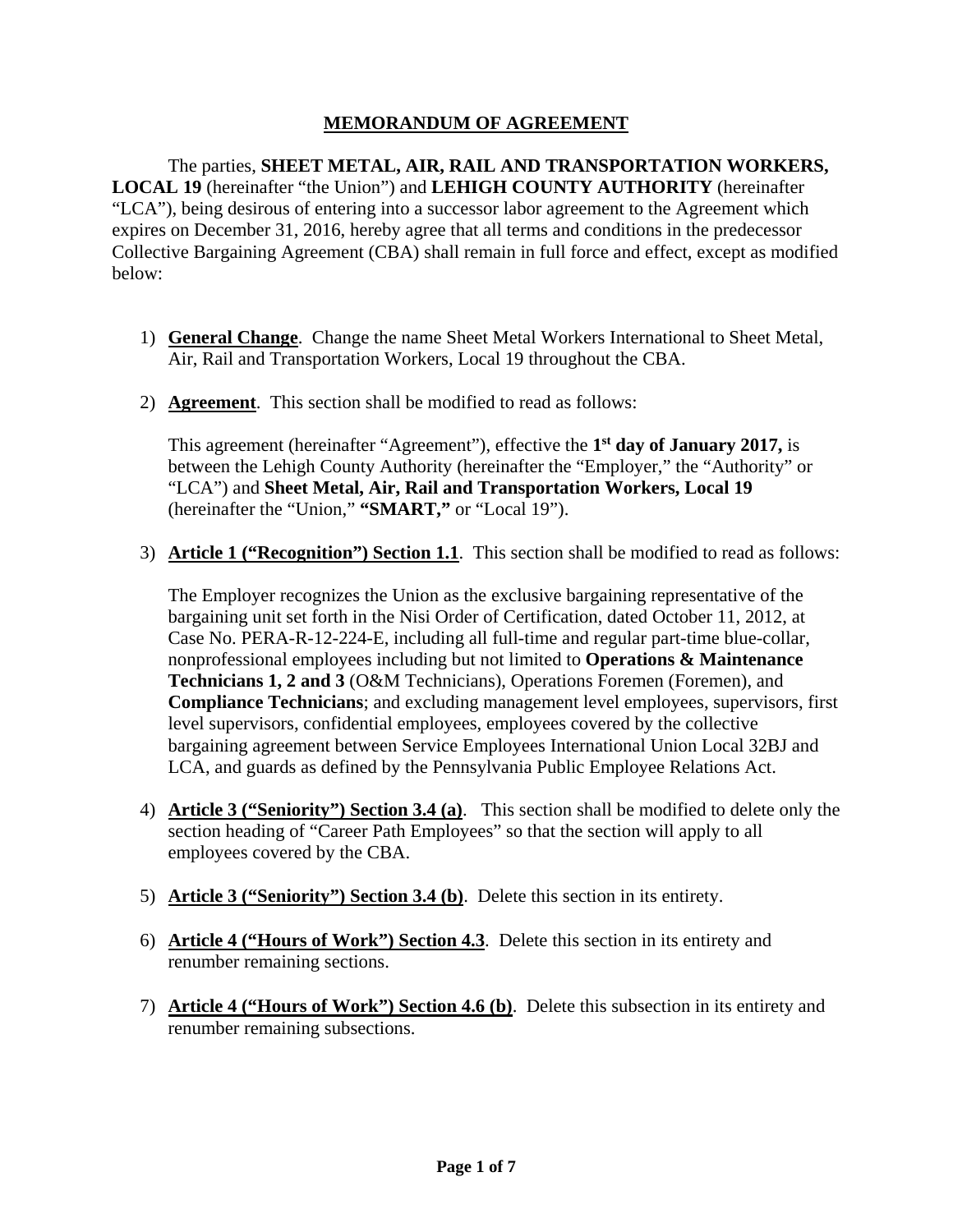# MEMORANDUM OF AGREEMENT

The parties, **SHEET METAL, AIR, RAIL AND TRANSPORTATION WORKERS, LOCAL 19** (hereinafter "the Union") and **LEHIGH COUNTY AUTHORITY** (hereinafter "LCA"), being desirous of entering into a successor labor agreement to the Agreement which expires on December 31, 2016, hereby agree that all terms and conditions in the predecessor Collective Bargaining Agreement (CBA) shall remain in full force and effect, except as modified below:

1) **General Change**. Change the name Sheet Metal Workers International to Sheet Metal, Air, Rail and Transportation Workers, Local 19 throughout the CBA.

2) **Agreement**. This section shall be modified to read as follows:

   This agreement (hereinafter "Agreement"), effective the **1st day of January 2017,** is between the Lehigh County Authority (hereinafter the "Employer," the "Authority" or "LCA") and **Sheet Metal, Air, Rail and Transportation Workers, Local 19** (hereinafter the "Union," **"SMART,"** or "Local 19").

3) **Article 1 ("Recognition") Section 1.1**. This section shall be modified to read as follows:

   The Employer recognizes the Union as the exclusive bargaining representative of the bargaining unit set forth in the Nisi Order of Certification, dated October 11, 2012, at Case No. PERA-R-12-224-E, including all full-time and regular part-time blue-collar, nonprofessional employees including but not limited to **Operations & Maintenance Technicians 1, 2 and 3** (O&M Technicians), Operations Foremen (Foremen), and **Compliance Technicians**; and excluding management level employees, supervisors, first level supervisors, confidential employees, employees covered by the collective bargaining agreement between Service Employees International Union Local 32BJ and LCA, and guards as defined by the Pennsylvania Public Employee Relations Act.

4) **Article 3 ("Seniority") Section 3.4 (a)**. This section shall be modified to delete only the section heading of "Career Path Employees" so that the section will apply to all employees covered by the CBA.

5) **Article 3 ("Seniority") Section 3.4 (b)**. Delete this section in its entirety.

6) **Article 4 ("Hours of Work") Section 4.3**. Delete this section in its entirety and renumber remaining sections.

7) **Article 4 ("Hours of Work") Section 4.6 (b)**. Delete this subsection in its entirety and renumber remaining subsections.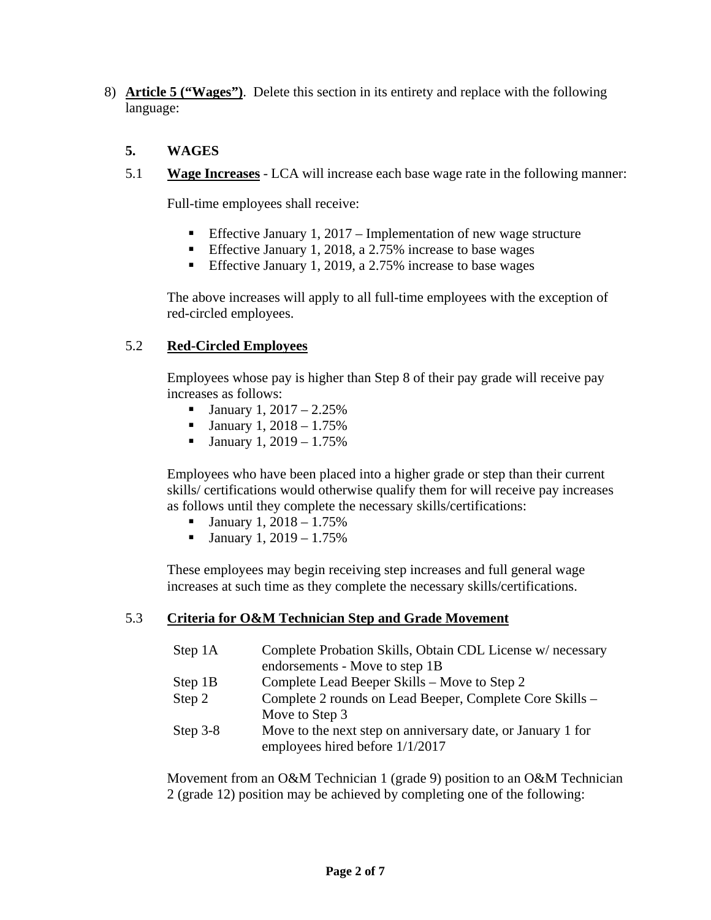8) **Article 5 ("Wages")**. Delete this section in its entirety and replace with the following language:

## 5. WAGES

5.1 **Wage Increases** - LCA will increase each base wage rate in the following manner:

Full-time employees shall receive:

- Effective January 1, 2017 – Implementation of new wage structure
- Effective January 1, 2018, a 2.75% increase to base wages
- Effective January 1, 2019, a 2.75% increase to base wages

The above increases will apply to all full-time employees with the exception of red-circled employees.

5.2 **Red-Circled Employees**

Employees whose pay is higher than Step 8 of their pay grade will receive pay increases as follows:

- January 1, 2017 – 2.25%
- January 1, 2018 – 1.75%
- January 1, 2019 – 1.75%

Employees who have been placed into a higher grade or step than their current skills/ certifications would otherwise qualify them for will receive pay increases as follows until they complete the necessary skills/certifications:

- January 1, 2018 – 1.75%
- January 1, 2019 – 1.75%

These employees may begin receiving step increases and full general wage increases at such time as they complete the necessary skills/certifications.

5.3 **Criteria for O&M Technician Step and Grade Movement**

| | |
|---|---|
| Step 1A | Complete Probation Skills, Obtain CDL License w/ necessary endorsements - Move to step 1B |
| Step 1B | Complete Lead Beeper Skills – Move to Step 2 |
| Step 2 | Complete 2 rounds on Lead Beeper, Complete Core Skills – Move to Step 3 |
| Step 3-8 | Move to the next step on anniversary date, or January 1 for employees hired before 1/1/2017 |

Movement from an O&M Technician 1 (grade 9) position to an O&M Technician 2 (grade 12) position may be achieved by completing one of the following: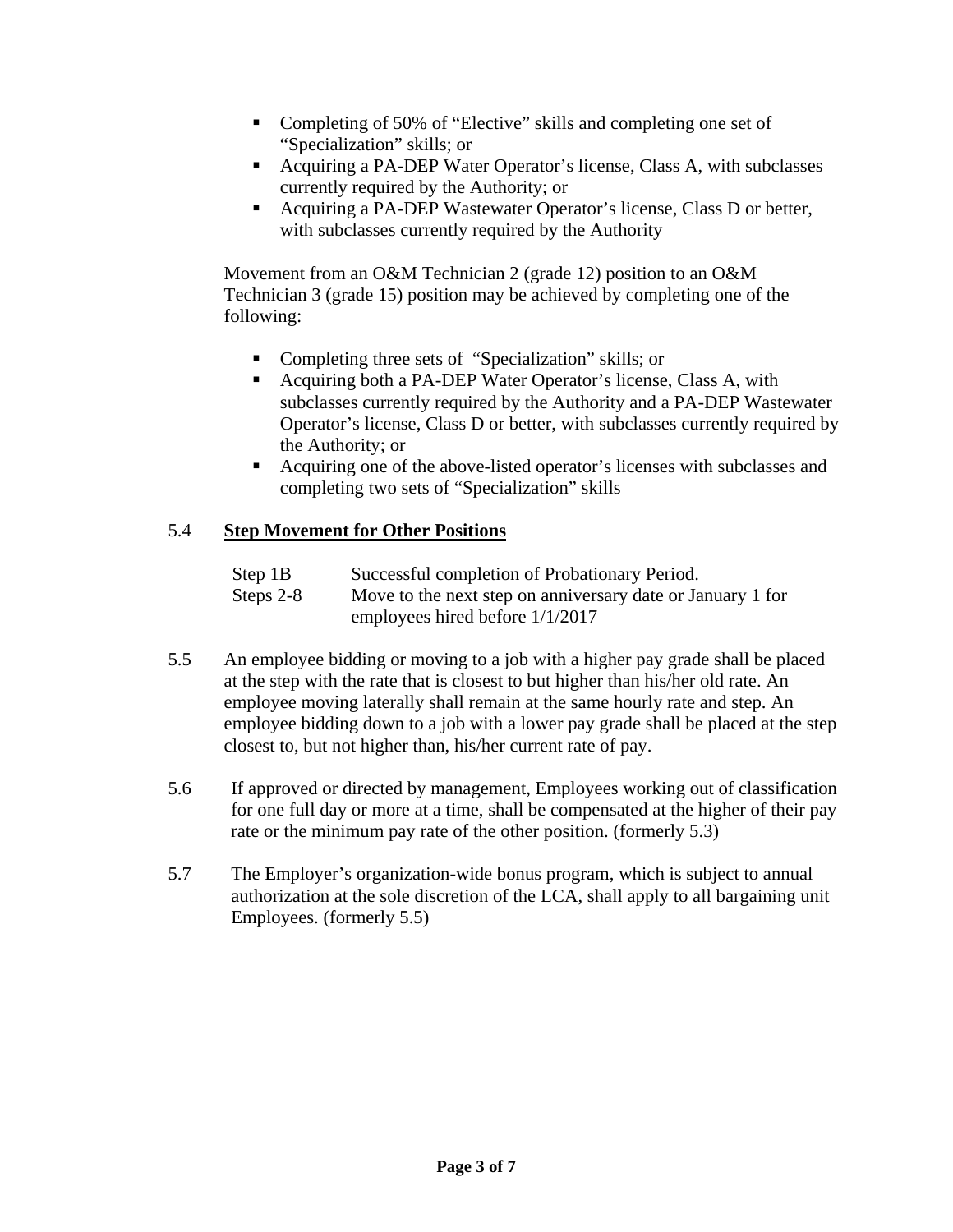- Completing of 50% of "Elective" skills and completing one set of "Specialization" skills; or
- Acquiring a PA-DEP Water Operator's license, Class A, with subclasses currently required by the Authority; or
- Acquiring a PA-DEP Wastewater Operator's license, Class D or better, with subclasses currently required by the Authority

Movement from an O&M Technician 2 (grade 12) position to an O&M Technician 3 (grade 15) position may be achieved by completing one of the following:

- Completing three sets of "Specialization" skills; or
- Acquiring both a PA-DEP Water Operator's license, Class A, with subclasses currently required by the Authority and a PA-DEP Wastewater Operator's license, Class D or better, with subclasses currently required by the Authority; or
- Acquiring one of the above-listed operator's licenses with subclasses and completing two sets of "Specialization" skills

5.4 **Step Movement for Other Positions**

| | |
|---|---|
| Step 1B | Successful completion of Probationary Period. |
| Steps 2-8 | Move to the next step on anniversary date or January 1 for employees hired before 1/1/2017 |

5.5 An employee bidding or moving to a job with a higher pay grade shall be placed at the step with the rate that is closest to but higher than his/her old rate. An employee moving laterally shall remain at the same hourly rate and step. An employee bidding down to a job with a lower pay grade shall be placed at the step closest to, but not higher than, his/her current rate of pay.

5.6 If approved or directed by management, Employees working out of classification for one full day or more at a time, shall be compensated at the higher of their pay rate or the minimum pay rate of the other position. (formerly 5.3)

5.7 The Employer's organization-wide bonus program, which is subject to annual authorization at the sole discretion of the LCA, shall apply to all bargaining unit Employees. (formerly 5.5)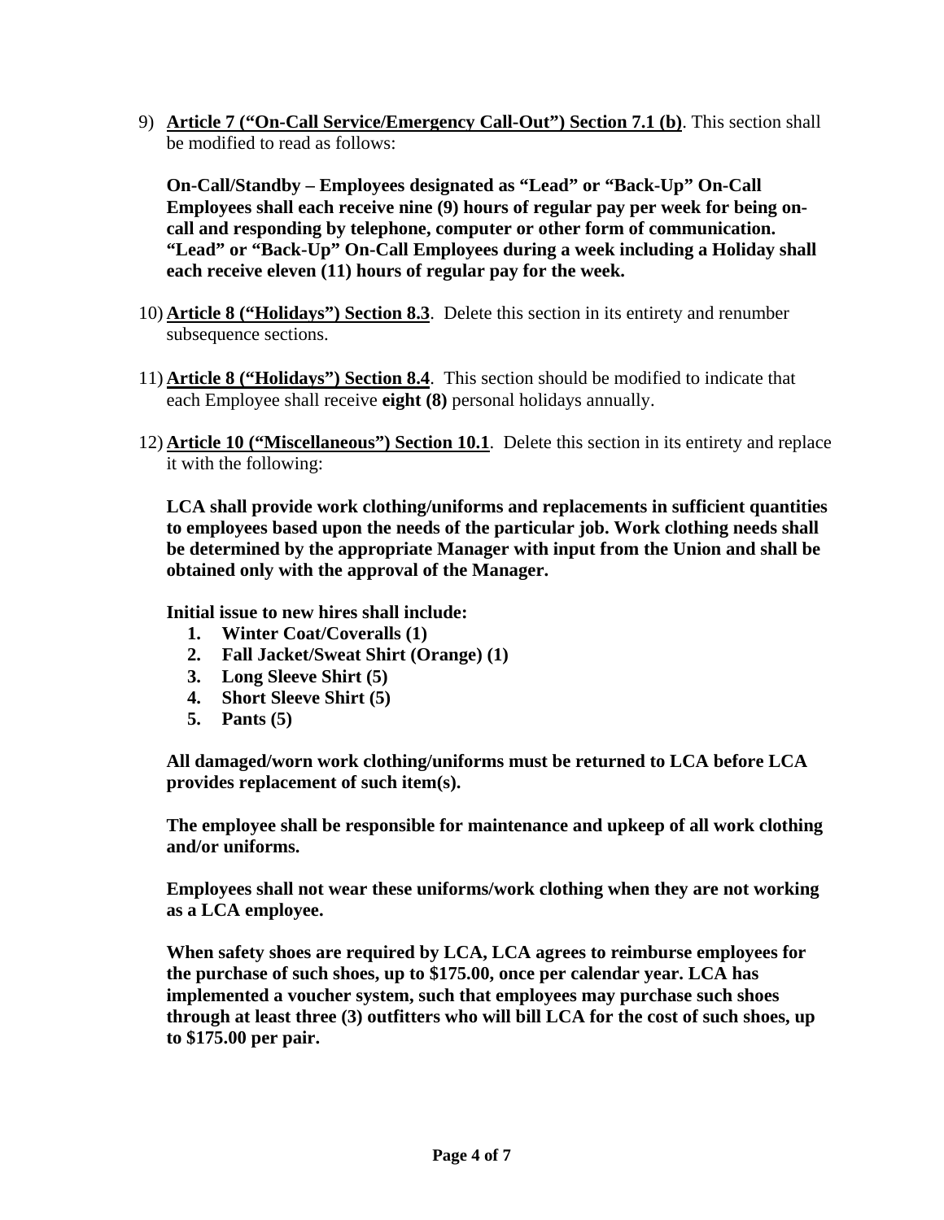9) **Article 7 ("On-Call Service/Emergency Call-Out") Section 7.1 (b)**. This section shall be modified to read as follows:

   **On-Call/Standby – Employees designated as "Lead" or "Back-Up" On-Call Employees shall each receive nine (9) hours of regular pay per week for being on-call and responding by telephone, computer or other form of communication. "Lead" or "Back-Up" On-Call Employees during a week including a Holiday shall each receive eleven (11) hours of regular pay for the week.**

10) **Article 8 ("Holidays") Section 8.3**. Delete this section in its entirety and renumber subsequence sections.

11) **Article 8 ("Holidays") Section 8.4**. This section should be modified to indicate that each Employee shall receive **eight (8)** personal holidays annually.

12) **Article 10 ("Miscellaneous") Section 10.1**. Delete this section in its entirety and replace it with the following:

    **LCA shall provide work clothing/uniforms and replacements in sufficient quantities to employees based upon the needs of the particular job. Work clothing needs shall be determined by the appropriate Manager with input from the Union and shall be obtained only with the approval of the Manager.**

    **Initial issue to new hires shall include:**

    1. **Winter Coat/Coveralls (1)**
    2. **Fall Jacket/Sweat Shirt (Orange) (1)**
    3. **Long Sleeve Shirt (5)**
    4. **Short Sleeve Shirt (5)**
    5. **Pants (5)**

    **All damaged/worn work clothing/uniforms must be returned to LCA before LCA provides replacement of such item(s).**

    **The employee shall be responsible for maintenance and upkeep of all work clothing and/or uniforms.**

    **Employees shall not wear these uniforms/work clothing when they are not working as a LCA employee.**

    **When safety shoes are required by LCA, LCA agrees to reimburse employees for the purchase of such shoes, up to $175.00, once per calendar year. LCA has implemented a voucher system, such that employees may purchase such shoes through at least three (3) outfitters who will bill LCA for the cost of such shoes, up to $175.00 per pair.**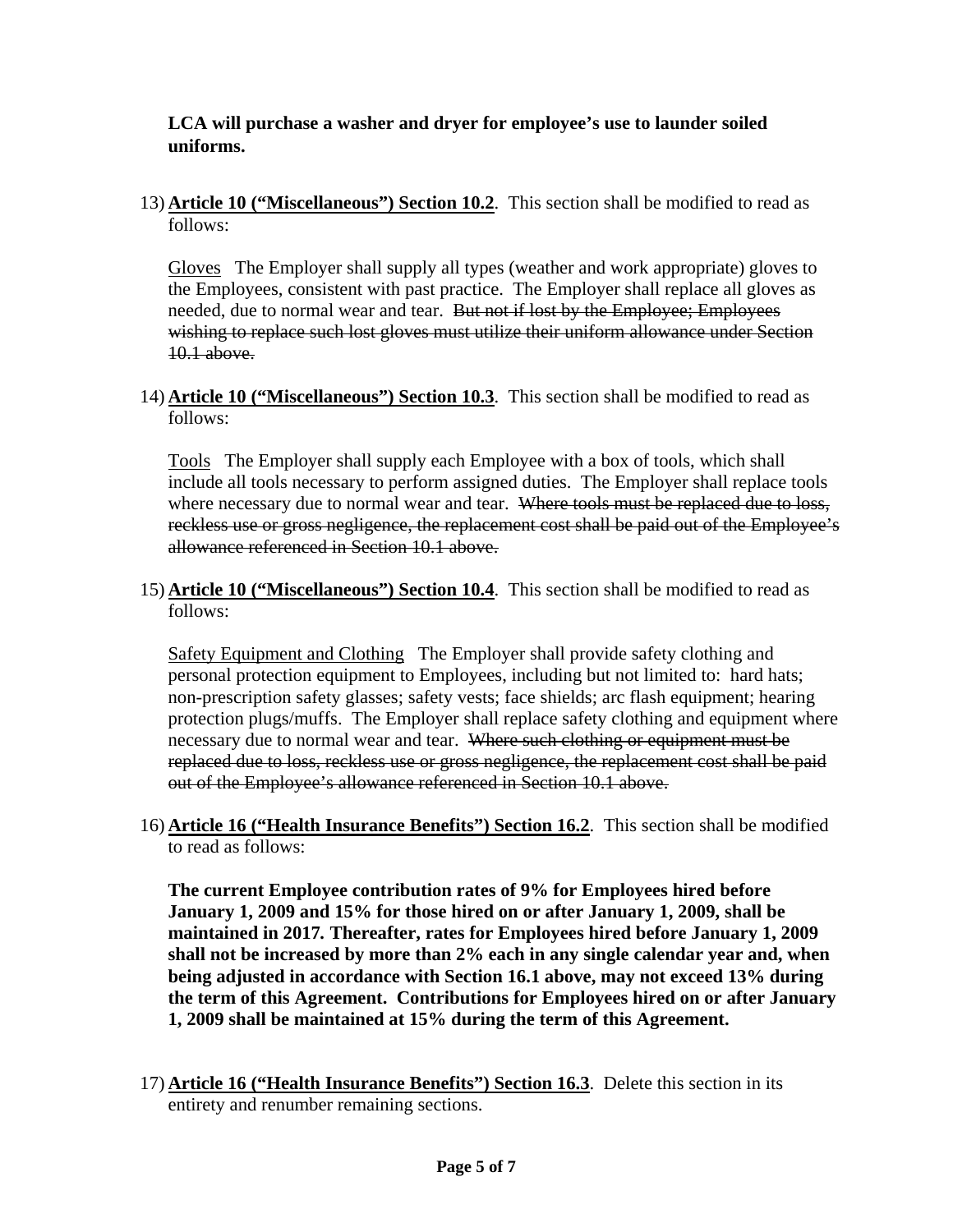**LCA will purchase a washer and dryer for employee's use to launder soiled uniforms.**

13) **<u>Article 10 ("Miscellaneous") Section 10.2</u>**. This section shall be modified to read as follows:

<u>Gloves</u> The Employer shall supply all types (weather and work appropriate) gloves to the Employees, consistent with past practice. The Employer shall replace all gloves as needed, due to normal wear and tear. ~~But not if lost by the Employee; Employees wishing to replace such lost gloves must utilize their uniform allowance under Section 10.1 above.~~

14) **<u>Article 10 ("Miscellaneous") Section 10.3</u>**. This section shall be modified to read as follows:

<u>Tools</u> The Employer shall supply each Employee with a box of tools, which shall include all tools necessary to perform assigned duties. The Employer shall replace tools where necessary due to normal wear and tear. ~~Where tools must be replaced due to loss, reckless use or gross negligence, the replacement cost shall be paid out of the Employee's allowance referenced in Section 10.1 above.~~

15) **<u>Article 10 ("Miscellaneous") Section 10.4</u>**. This section shall be modified to read as follows:

<u>Safety Equipment and Clothing</u> The Employer shall provide safety clothing and personal protection equipment to Employees, including but not limited to: hard hats; non-prescription safety glasses; safety vests; face shields; arc flash equipment; hearing protection plugs/muffs. The Employer shall replace safety clothing and equipment where necessary due to normal wear and tear. ~~Where such clothing or equipment must be replaced due to loss, reckless use or gross negligence, the replacement cost shall be paid out of the Employee's allowance referenced in Section 10.1 above.~~

16) **<u>Article 16 ("Health Insurance Benefits") Section 16.2</u>**. This section shall be modified to read as follows:

**The current Employee contribution rates of 9% for Employees hired before January 1, 2009 and 15% for those hired on or after January 1, 2009, shall be maintained in 2017. Thereafter, rates for Employees hired before January 1, 2009 shall not be increased by more than 2% each in any single calendar year and, when being adjusted in accordance with Section 16.1 above, may not exceed 13% during the term of this Agreement. Contributions for Employees hired on or after January 1, 2009 shall be maintained at 15% during the term of this Agreement.**

17) **<u>Article 16 ("Health Insurance Benefits") Section 16.3</u>**. Delete this section in its entirety and renumber remaining sections.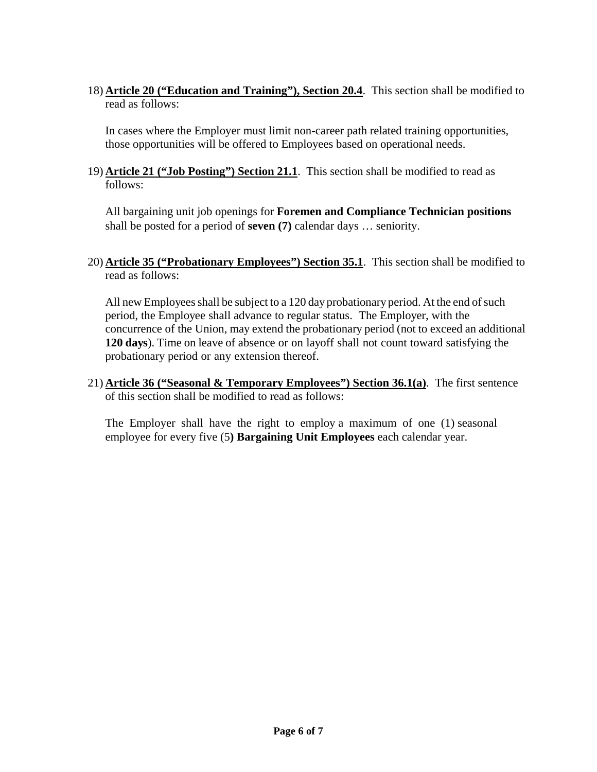18) **<u>Article 20 ("Education and Training"), Section 20.4</u>**. This section shall be modified to read as follows:

    In cases where the Employer must limit ~~non-career path related~~ training opportunities, those opportunities will be offered to Employees based on operational needs.

19) **<u>Article 21 ("Job Posting") Section 21.1</u>**. This section shall be modified to read as follows:

    All bargaining unit job openings for **Foremen and Compliance Technician positions** shall be posted for a period of **seven (7)** calendar days … seniority.

20) **<u>Article 35 ("Probationary Employees") Section 35.1</u>**. This section shall be modified to read as follows:

    All new Employees shall be subject to a 120 day probationary period. At the end of such period, the Employee shall advance to regular status. The Employer, with the concurrence of the Union, may extend the probationary period (not to exceed an additional **120 days**). Time on leave of absence or on layoff shall not count toward satisfying the probationary period or any extension thereof.

21) **<u>Article 36 ("Seasonal & Temporary Employees") Section 36.1(a)</u>**. The first sentence of this section shall be modified to read as follows:

    The Employer shall have the right to employ a maximum of one (1) seasonal employee for every five (5**) Bargaining Unit Employees** each calendar year.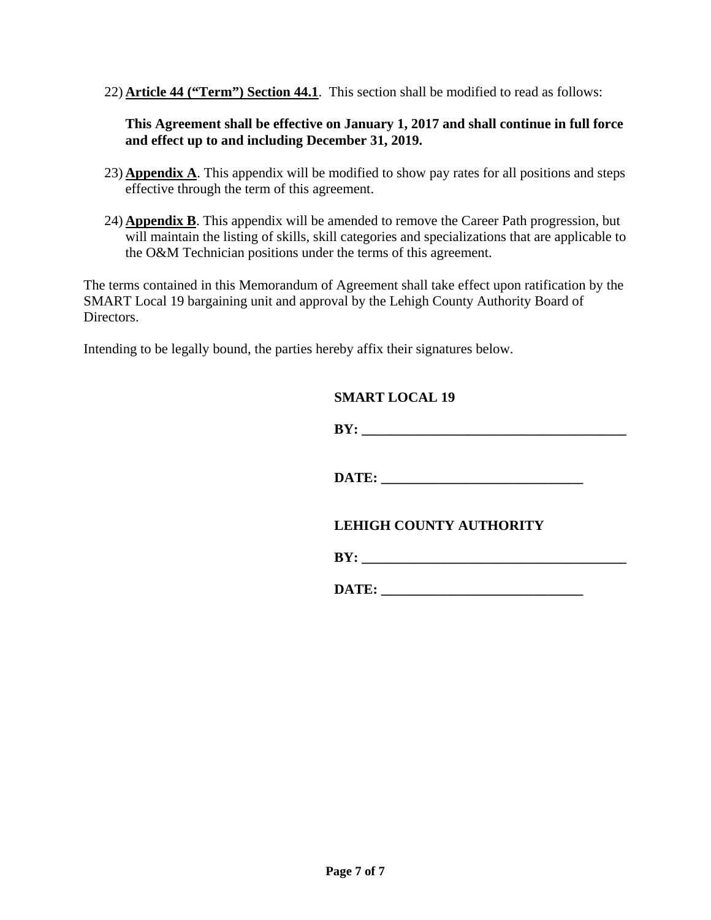22) **<u>Article 44 ("Term") Section 44.1</u>**. This section shall be modified to read as follows:

    **This Agreement shall be effective on January 1, 2017 and shall continue in full force and effect up to and including December 31, 2019.**

23) **<u>Appendix A</u>**. This appendix will be modified to show pay rates for all positions and steps effective through the term of this agreement.

24) **<u>Appendix B</u>**. This appendix will be amended to remove the Career Path progression, but will maintain the listing of skills, skill categories and specializations that are applicable to the O&M Technician positions under the terms of this agreement.

The terms contained in this Memorandum of Agreement shall take effect upon ratification by the SMART Local 19 bargaining unit and approval by the Lehigh County Authority Board of Directors.

Intending to be legally bound, the parties hereby affix their signatures below.

**SMART LOCAL 19**

**BY: ______________________________________**

**DATE: ____________________________**

**LEHIGH COUNTY AUTHORITY**

**BY: ______________________________________**

**DATE: ____________________________**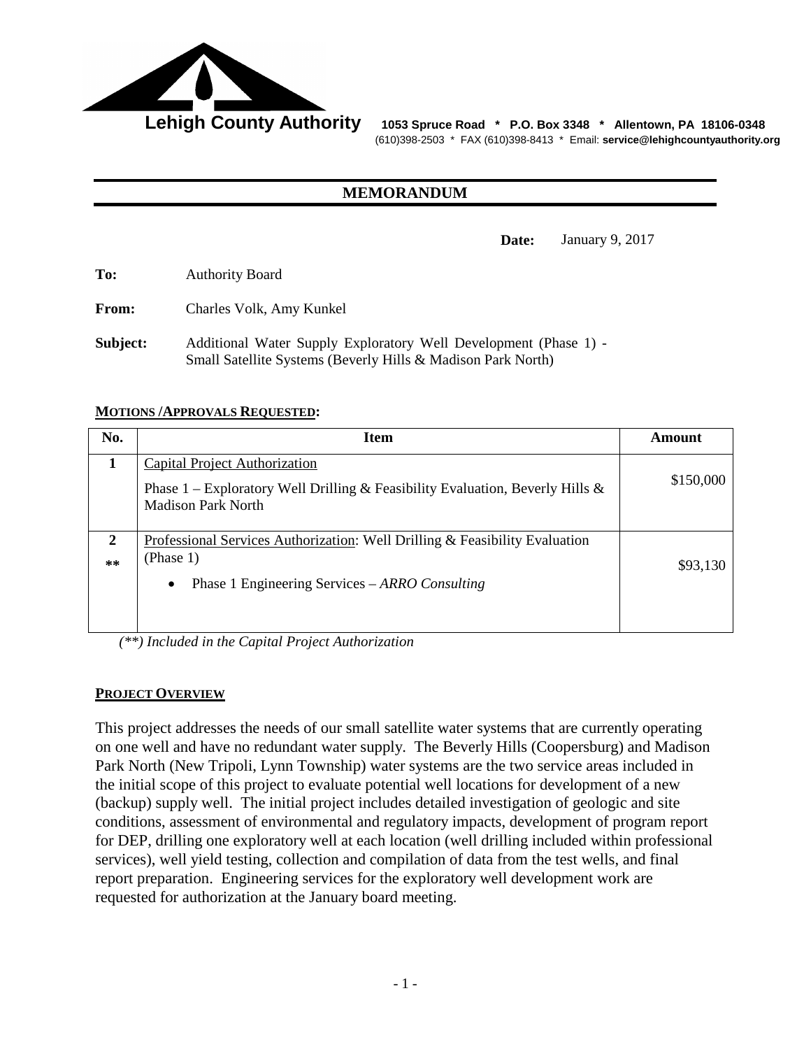**Lehigh County Authority** 1053 Spruce Road * P.O. Box 3348 * Allentown, PA 18106-0348
(610)398-2503 * FAX (610)398-8413 * Email: **service@lehighcountyauthority.org**

## MEMORANDUM

**Date:** January 9, 2017

**To:** Authority Board

**From:** Charles Volk, Amy Kunkel

**Subject:** Additional Water Supply Exploratory Well Development (Phase 1) - Small Satellite Systems (Beverly Hills & Madison Park North)

**MOTIONS / APPROVALS REQUESTED:**

| No. | Item | Amount |
| --- | --- | --- |
| **1** | Capital Project Authorization<br>Phase 1 – Exploratory Well Drilling & Feasibility Evaluation, Beverly Hills & Madison Park North | $150,000 |
| **2**<br>** | Professional Services Authorization: Well Drilling & Feasibility Evaluation (Phase 1)<br>• Phase 1 Engineering Services – *ARRO Consulting* | $93,130 |

*(**) Included in the Capital Project Authorization*

**PROJECT OVERVIEW**

This project addresses the needs of our small satellite water systems that are currently operating on one well and have no redundant water supply. The Beverly Hills (Coopersburg) and Madison Park North (New Tripoli, Lynn Township) water systems are the two service areas included in the initial scope of this project to evaluate potential well locations for development of a new (backup) supply well. The initial project includes detailed investigation of geologic and site conditions, assessment of environmental and regulatory impacts, development of program report for DEP, drilling one exploratory well at each location (well drilling included within professional services), well yield testing, collection and compilation of data from the test wells, and final report preparation. Engineering services for the exploratory well development work are requested for authorization at the January board meeting.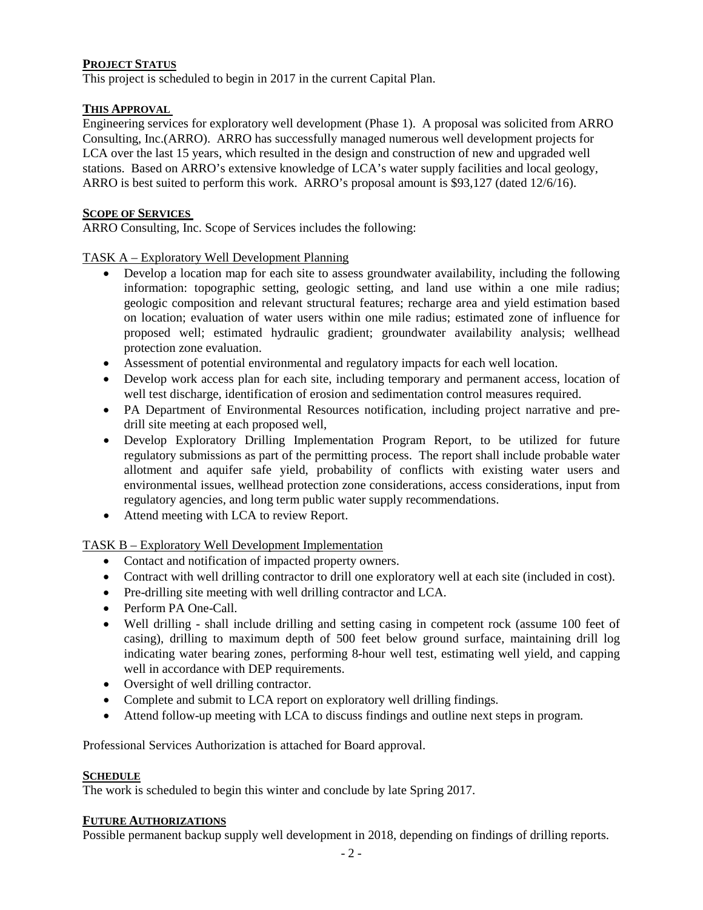**PROJECT STATUS**

This project is scheduled to begin in 2017 in the current Capital Plan.

**THIS APPROVAL**

Engineering services for exploratory well development (Phase 1). A proposal was solicited from ARRO Consulting, Inc.(ARRO). ARRO has successfully managed numerous well development projects for LCA over the last 15 years, which resulted in the design and construction of new and upgraded well stations. Based on ARRO's extensive knowledge of LCA's water supply facilities and local geology, ARRO is best suited to perform this work. ARRO's proposal amount is $93,127 (dated 12/6/16).

**SCOPE OF SERVICES**

ARRO Consulting, Inc. Scope of Services includes the following:

TASK A – Exploratory Well Development Planning

- Develop a location map for each site to assess groundwater availability, including the following information: topographic setting, geologic setting, and land use within a one mile radius; geologic composition and relevant structural features; recharge area and yield estimation based on location; evaluation of water users within one mile radius; estimated zone of influence for proposed well; estimated hydraulic gradient; groundwater availability analysis; wellhead protection zone evaluation.
- Assessment of potential environmental and regulatory impacts for each well location.
- Develop work access plan for each site, including temporary and permanent access, location of well test discharge, identification of erosion and sedimentation control measures required.
- PA Department of Environmental Resources notification, including project narrative and pre-drill site meeting at each proposed well,
- Develop Exploratory Drilling Implementation Program Report, to be utilized for future regulatory submissions as part of the permitting process. The report shall include probable water allotment and aquifer safe yield, probability of conflicts with existing water users and environmental issues, wellhead protection zone considerations, access considerations, input from regulatory agencies, and long term public water supply recommendations.
- Attend meeting with LCA to review Report.

TASK B – Exploratory Well Development Implementation

- Contact and notification of impacted property owners.
- Contract with well drilling contractor to drill one exploratory well at each site (included in cost).
- Pre-drilling site meeting with well drilling contractor and LCA.
- Perform PA One-Call.
- Well drilling - shall include drilling and setting casing in competent rock (assume 100 feet of casing), drilling to maximum depth of 500 feet below ground surface, maintaining drill log indicating water bearing zones, performing 8-hour well test, estimating well yield, and capping well in accordance with DEP requirements.
- Oversight of well drilling contractor.
- Complete and submit to LCA report on exploratory well drilling findings.
- Attend follow-up meeting with LCA to discuss findings and outline next steps in program.

Professional Services Authorization is attached for Board approval.

**SCHEDULE**

The work is scheduled to begin this winter and conclude by late Spring 2017.

**FUTURE AUTHORIZATIONS**

Possible permanent backup supply well development in 2018, depending on findings of drilling reports.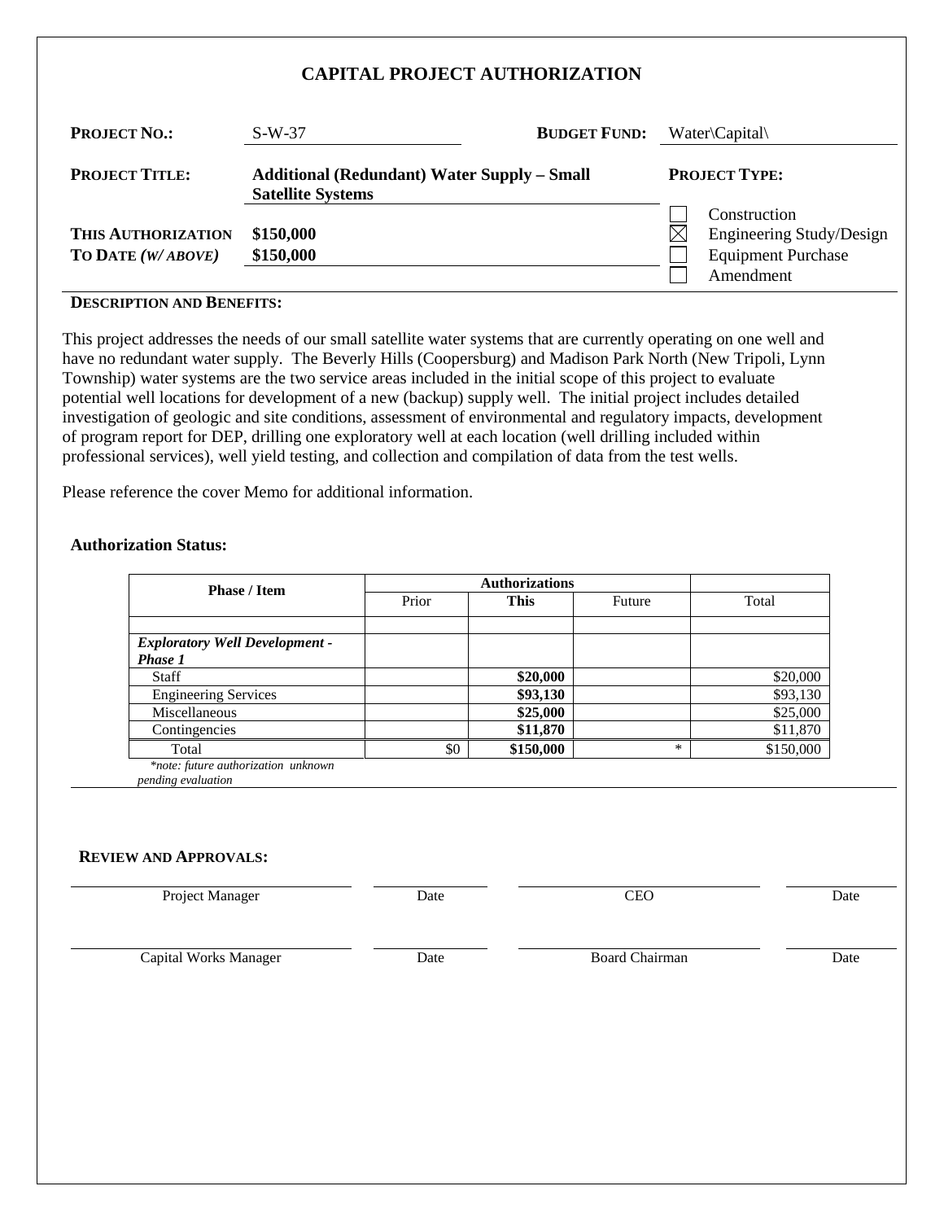# CAPITAL PROJECT AUTHORIZATION

**PROJECT NO.:** S-W-37 **BUDGET FUND:** Water\Capital\

**PROJECT TITLE:** **Additional (Redundant) Water Supply – Small Satellite Systems**

**PROJECT TYPE:**

- ☐ Construction
- ☒ Engineering Study/Design
- ☐ Equipment Purchase
- ☐ Amendment

**THIS AUTHORIZATION** **$150,000**

**TO DATE *(W/ ABOVE)*** **$150,000**

**DESCRIPTION AND BENEFITS:**

This project addresses the needs of our small satellite water systems that are currently operating on one well and have no redundant water supply. The Beverly Hills (Coopersburg) and Madison Park North (New Tripoli, Lynn Township) water systems are the two service areas included in the initial scope of this project to evaluate potential well locations for development of a new (backup) supply well. The initial project includes detailed investigation of geologic and site conditions, assessment of environmental and regulatory impacts, development of program report for DEP, drilling one exploratory well at each location (well drilling included within professional services), well yield testing, and collection and compilation of data from the test wells.

Please reference the cover Memo for additional information.

**Authorization Status:**

| Phase / Item | Authorizations | | | |
|---|---|---|---|---|
| | Prior | **This** | Future | Total |
| | | | | |
| ***Exploratory Well Development - Phase 1*** | | | | |
| Staff | | **$20,000** | | $20,000 |
| Engineering Services | | **$93,130** | | $93,130 |
| Miscellaneous | | **$25,000** | | $25,000 |
| Contingencies | | **$11,870** | | $11,870 |
| Total | $0 | **$150,000** | * | $150,000 |

*\*note: future authorization unknown pending evaluation*

**REVIEW AND APPROVALS:**

| | | | |
|---|---|---|---|
| Project Manager | Date | CEO | Date |
| Capital Works Manager | Date | Board Chairman | Date |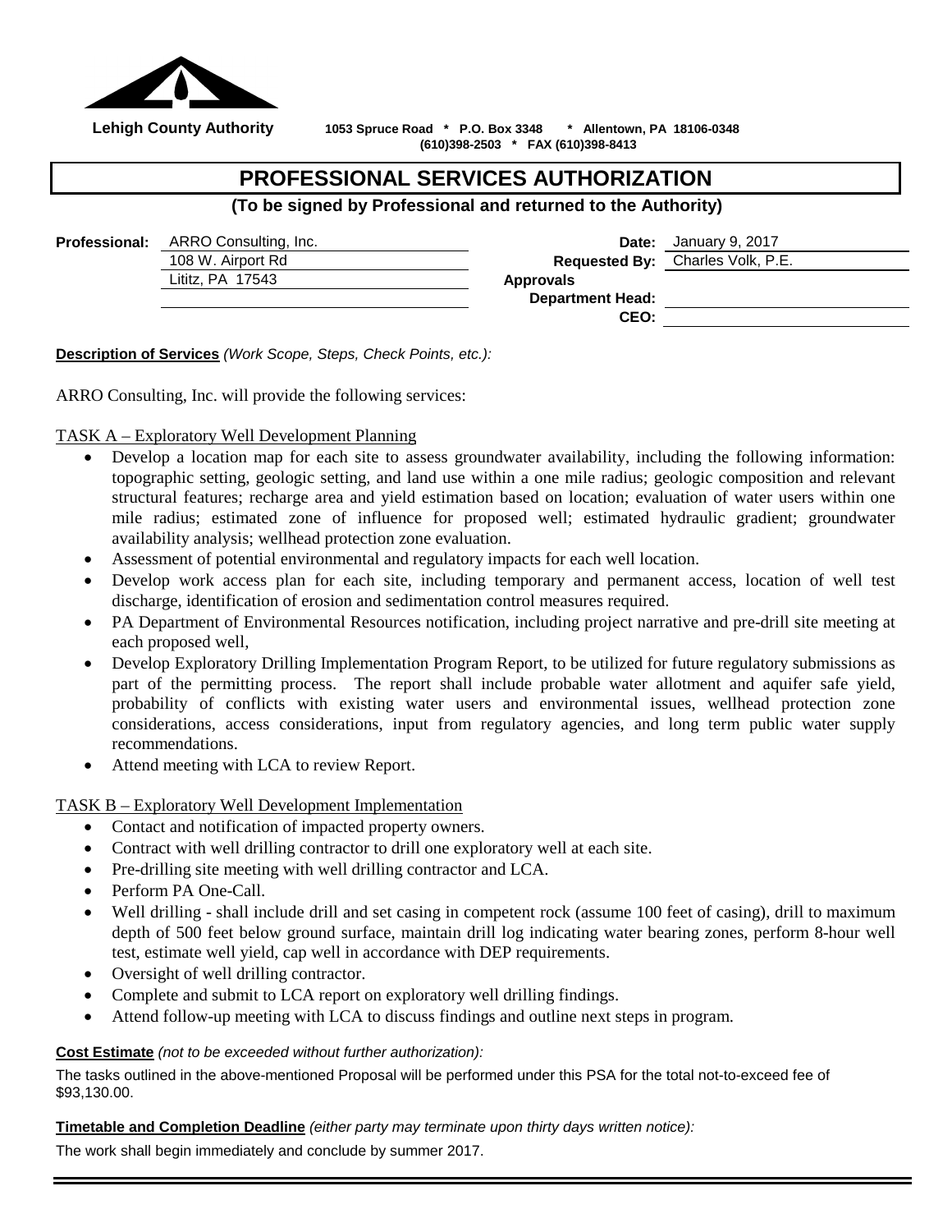**Lehigh County Authority** 1053 Spruce Road * P.O. Box 3348 * Allentown, PA 18106-0348
(610)398-2503 * FAX (610)398-8413

# PROFESSIONAL SERVICES AUTHORIZATION

**(To be signed by Professional and returned to the Authority)**

**Professional:** ARRO Consulting, Inc.
108 W. Airport Rd
Lititz, PA 17543

**Date:** January 9, 2017
**Requested By:** Charles Volk, P.E.
**Approvals**
**Department Head:**
**CEO:**

**Description of Services** *(Work Scope, Steps, Check Points, etc.):*

ARRO Consulting, Inc. will provide the following services:

TASK A – Exploratory Well Development Planning

- Develop a location map for each site to assess groundwater availability, including the following information: topographic setting, geologic setting, and land use within a one mile radius; geologic composition and relevant structural features; recharge area and yield estimation based on location; evaluation of water users within one mile radius; estimated zone of influence for proposed well; estimated hydraulic gradient; groundwater availability analysis; wellhead protection zone evaluation.
- Assessment of potential environmental and regulatory impacts for each well location.
- Develop work access plan for each site, including temporary and permanent access, location of well test discharge, identification of erosion and sedimentation control measures required.
- PA Department of Environmental Resources notification, including project narrative and pre-drill site meeting at each proposed well,
- Develop Exploratory Drilling Implementation Program Report, to be utilized for future regulatory submissions as part of the permitting process. The report shall include probable water allotment and aquifer safe yield, probability of conflicts with existing water users and environmental issues, wellhead protection zone considerations, access considerations, input from regulatory agencies, and long term public water supply recommendations.
- Attend meeting with LCA to review Report.

TASK B – Exploratory Well Development Implementation

- Contact and notification of impacted property owners.
- Contract with well drilling contractor to drill one exploratory well at each site.
- Pre-drilling site meeting with well drilling contractor and LCA.
- Perform PA One-Call.
- Well drilling - shall include drill and set casing in competent rock (assume 100 feet of casing), drill to maximum depth of 500 feet below ground surface, maintain drill log indicating water bearing zones, perform 8-hour well test, estimate well yield, cap well in accordance with DEP requirements.
- Oversight of well drilling contractor.
- Complete and submit to LCA report on exploratory well drilling findings.
- Attend follow-up meeting with LCA to discuss findings and outline next steps in program.

**Cost Estimate** *(not to be exceeded without further authorization):*

The tasks outlined in the above-mentioned Proposal will be performed under this PSA for the total not-to-exceed fee of $93,130.00.

**Timetable and Completion Deadline** *(either party may terminate upon thirty days written notice):*

The work shall begin immediately and conclude by summer 2017.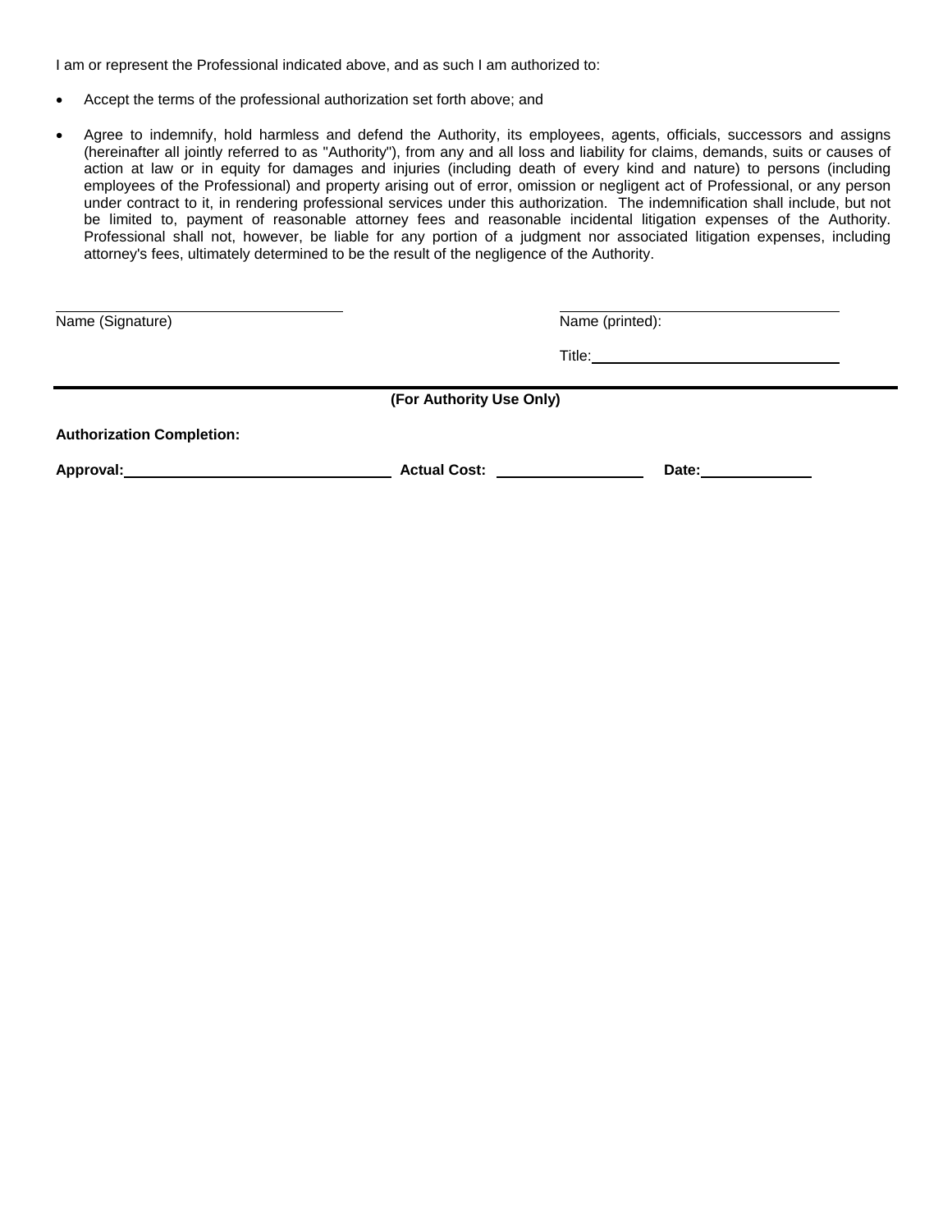I am or represent the Professional indicated above, and as such I am authorized to:

- Accept the terms of the professional authorization set forth above; and
- Agree to indemnify, hold harmless and defend the Authority, its employees, agents, officials, successors and assigns (hereinafter all jointly referred to as "Authority"), from any and all loss and liability for claims, demands, suits or causes of action at law or in equity for damages and injuries (including death of every kind and nature) to persons (including employees of the Professional) and property arising out of error, omission or negligent act of Professional, or any person under contract to it, in rendering professional services under this authorization. The indemnification shall include, but not be limited to, payment of reasonable attorney fees and reasonable incidental litigation expenses of the Authority. Professional shall not, however, be liable for any portion of a judgment nor associated litigation expenses, including attorney's fees, ultimately determined to be the result of the negligence of the Authority.

______________________________
Name (Signature)

______________________________
Name (printed):

Title: ______________________________

---

**(For Authority Use Only)**

**Authorization Completion:**

**Approval:** ______________________________ **Actual Cost:** ________________ **Date:** ____________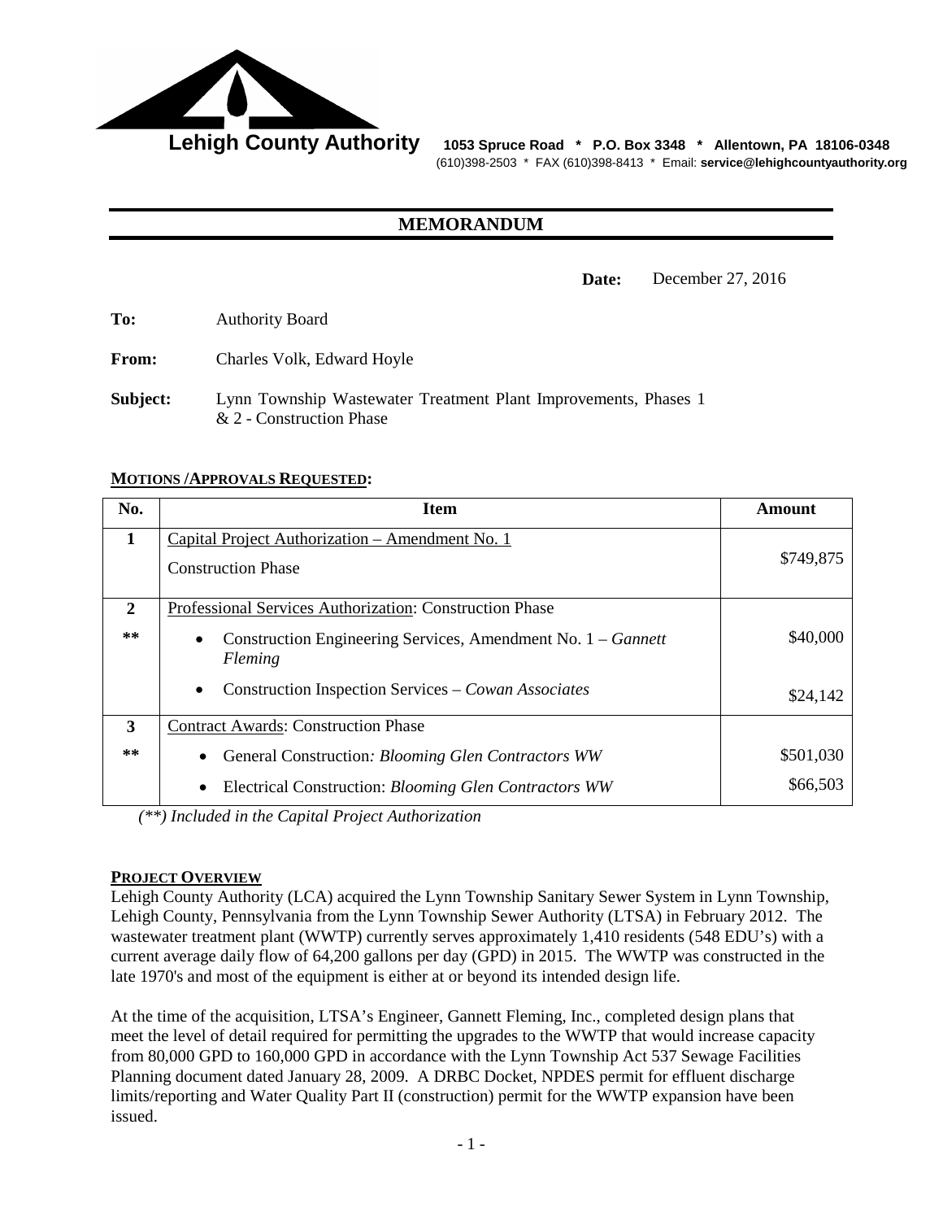**Lehigh County Authority** 1053 Spruce Road * P.O. Box 3348 * Allentown, PA 18106-0348
(610)398-2503 * FAX (610)398-8413 * Email: **service@lehighcountyauthority.org**

# MEMORANDUM

**Date:** December 27, 2016

**To:** Authority Board

**From:** Charles Volk, Edward Hoyle

**Subject:** Lynn Township Wastewater Treatment Plant Improvements, Phases 1 & 2 - Construction Phase

**MOTIONS /APPROVALS REQUESTED:**

| No. | Item | Amount |
|---|---|---|
| **1** | Capital Project Authorization – Amendment No. 1<br>Construction Phase | $749,875 |
| **2**<br>** | Professional Services Authorization: Construction Phase<br>• Construction Engineering Services, Amendment No. 1 – *Gannett Fleming*<br>• Construction Inspection Services – *Cowan Associates* | <br>$40,000<br>$24,142 |
| **3**<br>** | Contract Awards: Construction Phase<br>• General Construction*: Blooming Glen Contractors WW*<br>• Electrical Construction: *Blooming Glen Contractors WW* | <br>$501,030<br>$66,503 |

*(**) Included in the Capital Project Authorization*

**PROJECT OVERVIEW**

Lehigh County Authority (LCA) acquired the Lynn Township Sanitary Sewer System in Lynn Township, Lehigh County, Pennsylvania from the Lynn Township Sewer Authority (LTSA) in February 2012. The wastewater treatment plant (WWTP) currently serves approximately 1,410 residents (548 EDU's) with a current average daily flow of 64,200 gallons per day (GPD) in 2015. The WWTP was constructed in the late 1970's and most of the equipment is either at or beyond its intended design life.

At the time of the acquisition, LTSA's Engineer, Gannett Fleming, Inc., completed design plans that meet the level of detail required for permitting the upgrades to the WWTP that would increase capacity from 80,000 GPD to 160,000 GPD in accordance with the Lynn Township Act 537 Sewage Facilities Planning document dated January 28, 2009. A DRBC Docket, NPDES permit for effluent discharge limits/reporting and Water Quality Part II (construction) permit for the WWTP expansion have been issued.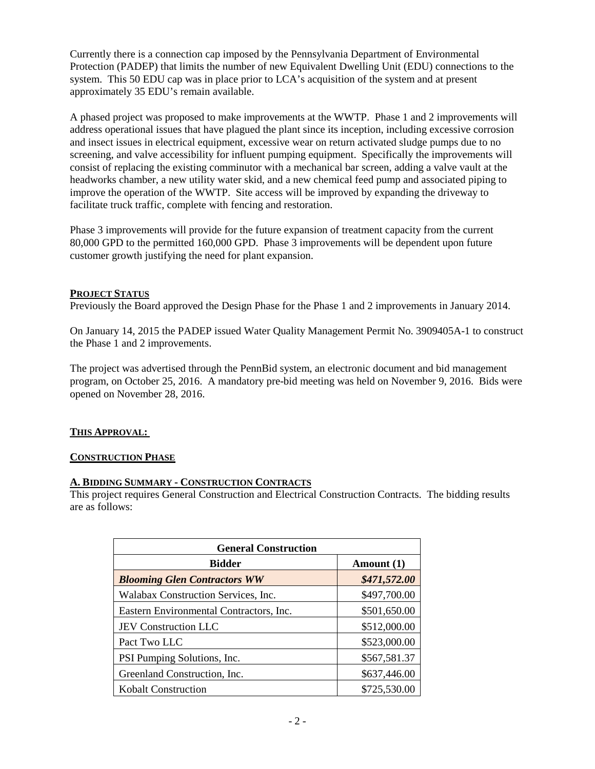Currently there is a connection cap imposed by the Pennsylvania Department of Environmental Protection (PADEP) that limits the number of new Equivalent Dwelling Unit (EDU) connections to the system. This 50 EDU cap was in place prior to LCA's acquisition of the system and at present approximately 35 EDU's remain available.

A phased project was proposed to make improvements at the WWTP. Phase 1 and 2 improvements will address operational issues that have plagued the plant since its inception, including excessive corrosion and insect issues in electrical equipment, excessive wear on return activated sludge pumps due to no screening, and valve accessibility for influent pumping equipment. Specifically the improvements will consist of replacing the existing comminutor with a mechanical bar screen, adding a valve vault at the headworks chamber, a new utility water skid, and a new chemical feed pump and associated piping to improve the operation of the WWTP. Site access will be improved by expanding the driveway to facilitate truck traffic, complete with fencing and restoration.

Phase 3 improvements will provide for the future expansion of treatment capacity from the current 80,000 GPD to the permitted 160,000 GPD. Phase 3 improvements will be dependent upon future customer growth justifying the need for plant expansion.

**PROJECT STATUS**

Previously the Board approved the Design Phase for the Phase 1 and 2 improvements in January 2014.

On January 14, 2015 the PADEP issued Water Quality Management Permit No. 3909405A-1 to construct the Phase 1 and 2 improvements.

The project was advertised through the PennBid system, an electronic document and bid management program, on October 25, 2016. A mandatory pre-bid meeting was held on November 9, 2016. Bids were opened on November 28, 2016.

**THIS APPROVAL:**

**CONSTRUCTION PHASE**

**A. BIDDING SUMMARY - CONSTRUCTION CONTRACTS**

This project requires General Construction and Electrical Construction Contracts. The bidding results are as follows:

| General Construction | |
|---|---|
| **Bidder** | **Amount (1)** |
| ***Blooming Glen Contractors WW*** | ***$471,572.00*** |
| Walabax Construction Services, Inc. | $497,700.00 |
| Eastern Environmental Contractors, Inc. | $501,650.00 |
| JEV Construction LLC | $512,000.00 |
| Pact Two LLC | $523,000.00 |
| PSI Pumping Solutions, Inc. | $567,581.37 |
| Greenland Construction, Inc. | $637,446.00 |
| Kobalt Construction | $725,530.00 |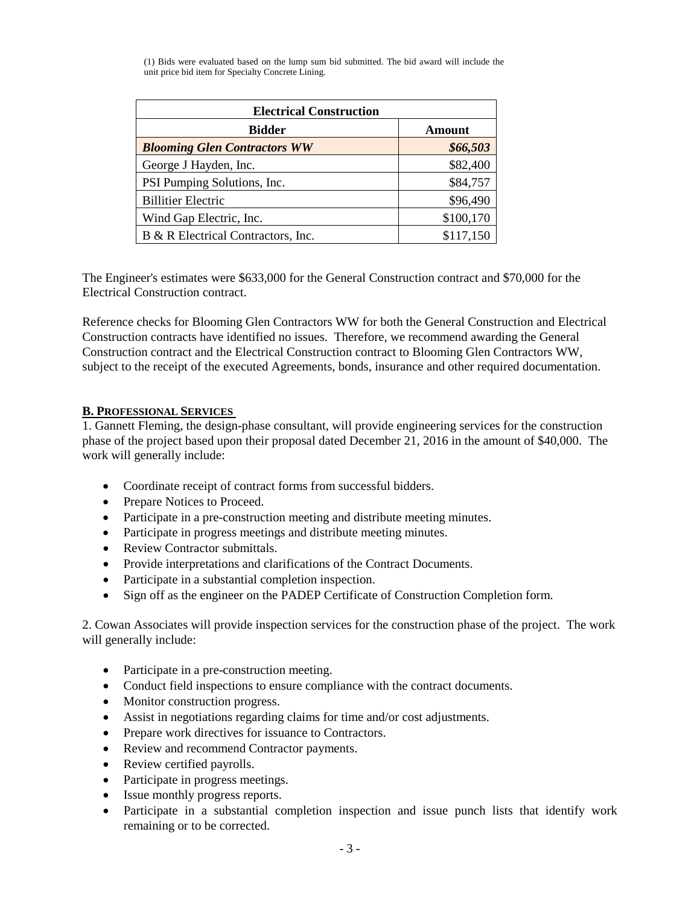(1) Bids were evaluated based on the lump sum bid submitted. The bid award will include the unit price bid item for Specialty Concrete Lining.

| Electrical Construction | |
|---|---|
| **Bidder** | **Amount** |
| ***Blooming Glen Contractors WW*** | ***$66,503*** |
| George J Hayden, Inc. | $82,400 |
| PSI Pumping Solutions, Inc. | $84,757 |
| Billitier Electric | $96,490 |
| Wind Gap Electric, Inc. | $100,170 |
| B & R Electrical Contractors, Inc. | $117,150 |

The Engineer's estimates were $633,000 for the General Construction contract and $70,000 for the Electrical Construction contract.

Reference checks for Blooming Glen Contractors WW for both the General Construction and Electrical Construction contracts have identified no issues. Therefore, we recommend awarding the General Construction contract and the Electrical Construction contract to Blooming Glen Contractors WW, subject to the receipt of the executed Agreements, bonds, insurance and other required documentation.

**B. PROFESSIONAL SERVICES**

1. Gannett Fleming, the design-phase consultant, will provide engineering services for the construction phase of the project based upon their proposal dated December 21, 2016 in the amount of $40,000. The work will generally include:

- Coordinate receipt of contract forms from successful bidders.
- Prepare Notices to Proceed.
- Participate in a pre-construction meeting and distribute meeting minutes.
- Participate in progress meetings and distribute meeting minutes.
- Review Contractor submittals.
- Provide interpretations and clarifications of the Contract Documents.
- Participate in a substantial completion inspection.
- Sign off as the engineer on the PADEP Certificate of Construction Completion form.

2. Cowan Associates will provide inspection services for the construction phase of the project. The work will generally include:

- Participate in a pre-construction meeting.
- Conduct field inspections to ensure compliance with the contract documents.
- Monitor construction progress.
- Assist in negotiations regarding claims for time and/or cost adjustments.
- Prepare work directives for issuance to Contractors.
- Review and recommend Contractor payments.
- Review certified payrolls.
- Participate in progress meetings.
- Issue monthly progress reports.
- Participate in a substantial completion inspection and issue punch lists that identify work remaining or to be corrected.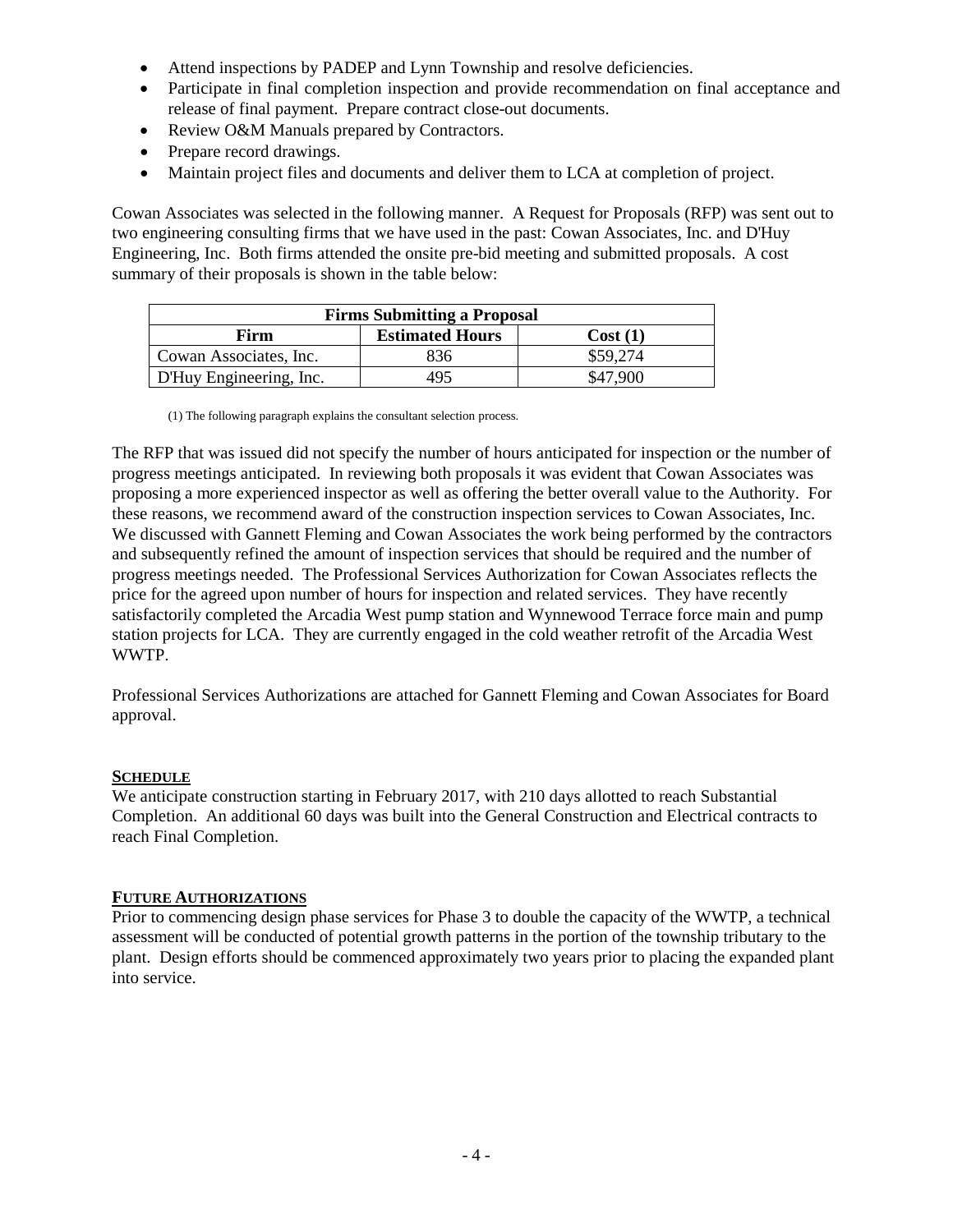- Attend inspections by PADEP and Lynn Township and resolve deficiencies.
- Participate in final completion inspection and provide recommendation on final acceptance and release of final payment. Prepare contract close-out documents.
- Review O&M Manuals prepared by Contractors.
- Prepare record drawings.
- Maintain project files and documents and deliver them to LCA at completion of project.

Cowan Associates was selected in the following manner. A Request for Proposals (RFP) was sent out to two engineering consulting firms that we have used in the past: Cowan Associates, Inc. and D'Huy Engineering, Inc. Both firms attended the onsite pre-bid meeting and submitted proposals. A cost summary of their proposals is shown in the table below:

| Firms Submitting a Proposal | | |
|---|---|---|
| **Firm** | **Estimated Hours** | **Cost (1)** |
| Cowan Associates, Inc. | 836 | $59,274 |
| D'Huy Engineering, Inc. | 495 | $47,900 |

(1) The following paragraph explains the consultant selection process.

The RFP that was issued did not specify the number of hours anticipated for inspection or the number of progress meetings anticipated. In reviewing both proposals it was evident that Cowan Associates was proposing a more experienced inspector as well as offering the better overall value to the Authority. For these reasons, we recommend award of the construction inspection services to Cowan Associates, Inc. We discussed with Gannett Fleming and Cowan Associates the work being performed by the contractors and subsequently refined the amount of inspection services that should be required and the number of progress meetings needed. The Professional Services Authorization for Cowan Associates reflects the price for the agreed upon number of hours for inspection and related services. They have recently satisfactorily completed the Arcadia West pump station and Wynnewood Terrace force main and pump station projects for LCA. They are currently engaged in the cold weather retrofit of the Arcadia West WWTP.

Professional Services Authorizations are attached for Gannett Fleming and Cowan Associates for Board approval.

## SCHEDULE

We anticipate construction starting in February 2017, with 210 days allotted to reach Substantial Completion. An additional 60 days was built into the General Construction and Electrical contracts to reach Final Completion.

## FUTURE AUTHORIZATIONS

Prior to commencing design phase services for Phase 3 to double the capacity of the WWTP, a technical assessment will be conducted of potential growth patterns in the portion of the township tributary to the plant. Design efforts should be commenced approximately two years prior to placing the expanded plant into service.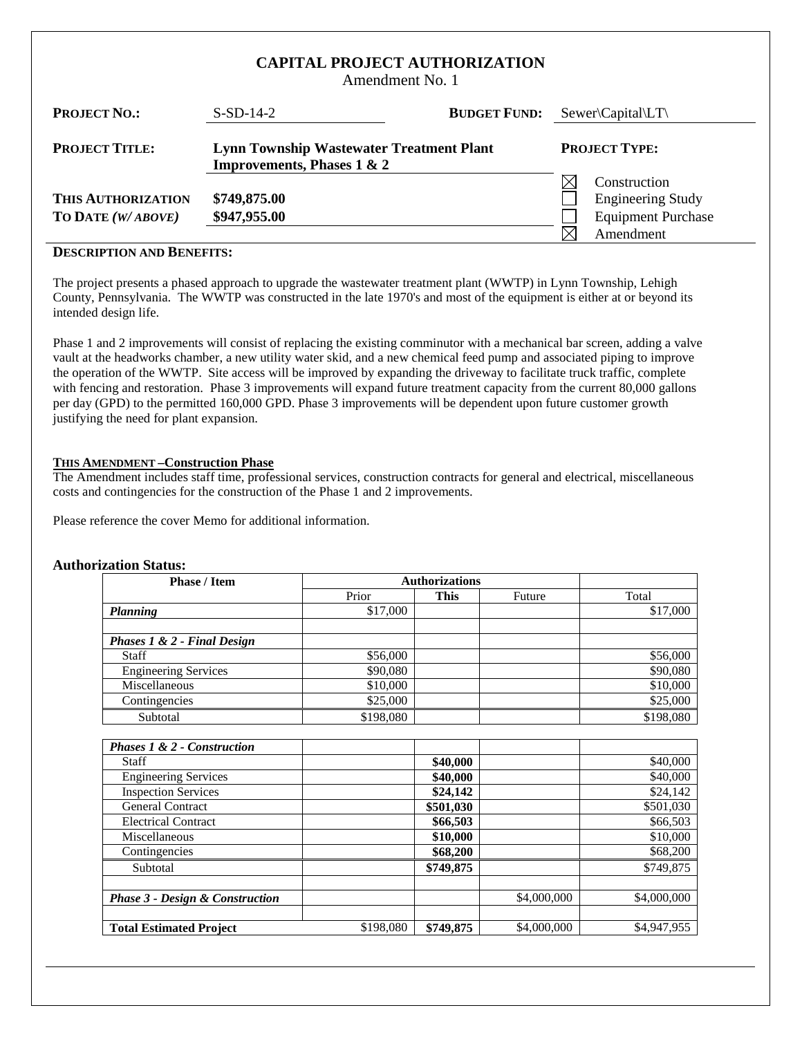# CAPITAL PROJECT AUTHORIZATION

Amendment No. 1

**PROJECT NO.:** S-SD-14-2 **BUDGET FUND:** Sewer\Capital\LT\

**PROJECT TITLE:** **Lynn Township Wastewater Treatment Plant Improvements, Phases 1 & 2**

**THIS AUTHORIZATION** **$749,875.00**

**TO DATE *(W/ ABOVE)*** **$947,955.00**

**PROJECT TYPE:**

- ☒ Construction
- ☐ Engineering Study
- ☐ Equipment Purchase
- ☒ Amendment

**DESCRIPTION AND BENEFITS:**

The project presents a phased approach to upgrade the wastewater treatment plant (WWTP) in Lynn Township, Lehigh County, Pennsylvania. The WWTP was constructed in the late 1970's and most of the equipment is either at or beyond its intended design life.

Phase 1 and 2 improvements will consist of replacing the existing comminutor with a mechanical bar screen, adding a valve vault at the headworks chamber, a new utility water skid, and a new chemical feed pump and associated piping to improve the operation of the WWTP. Site access will be improved by expanding the driveway to facilitate truck traffic, complete with fencing and restoration. Phase 3 improvements will expand future treatment capacity from the current 80,000 gallons per day (GPD) to the permitted 160,000 GPD. Phase 3 improvements will be dependent upon future customer growth justifying the need for plant expansion.

**THIS AMENDMENT –Construction Phase**

The Amendment includes staff time, professional services, construction contracts for general and electrical, miscellaneous costs and contingencies for the construction of the Phase 1 and 2 improvements.

Please reference the cover Memo for additional information.

**Authorization Status:**

| Phase / Item | Authorizations | | | |
|---|---|---|---|---|
| | Prior | **This** | Future | Total |
| ***Planning*** | $17,000 | | | $17,000 |
| | | | | |
| ***Phases 1 & 2 - Final Design*** | | | | |
| Staff | $56,000 | | | $56,000 |
| Engineering Services | $90,080 | | | $90,080 |
| Miscellaneous | $10,000 | | | $10,000 |
| Contingencies | $25,000 | | | $25,000 |
| Subtotal | $198,080 | | | $198,080 |
| | | | | |
| ***Phases 1 & 2 - Construction*** | | | | |
| Staff | | **$40,000** | | $40,000 |
| Engineering Services | | **$40,000** | | $40,000 |
| Inspection Services | | **$24,142** | | $24,142 |
| General Contract | | **$501,030** | | $501,030 |
| Electrical Contract | | **$66,503** | | $66,503 |
| Miscellaneous | | **$10,000** | | $10,000 |
| Contingencies | | **$68,200** | | $68,200 |
| Subtotal | | **$749,875** | | $749,875 |
| | | | | |
| ***Phase 3 - Design & Construction*** | | | $4,000,000 | $4,000,000 |
| | | | | |
| **Total Estimated Project** | $198,080 | **$749,875** | $4,000,000 | $4,947,955 |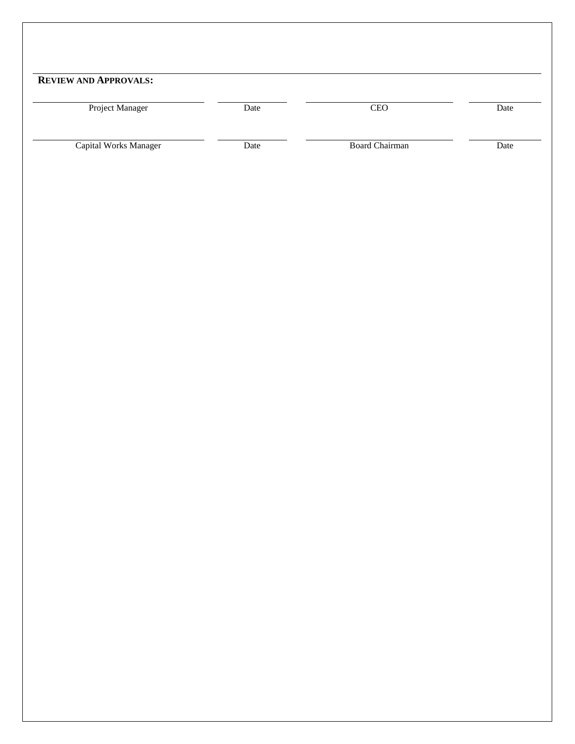**REVIEW AND APPROVALS:**

| | | | |
|---|---|---|---|
| Project Manager | Date | CEO | Date |
| Capital Works Manager | Date | Board Chairman | Date |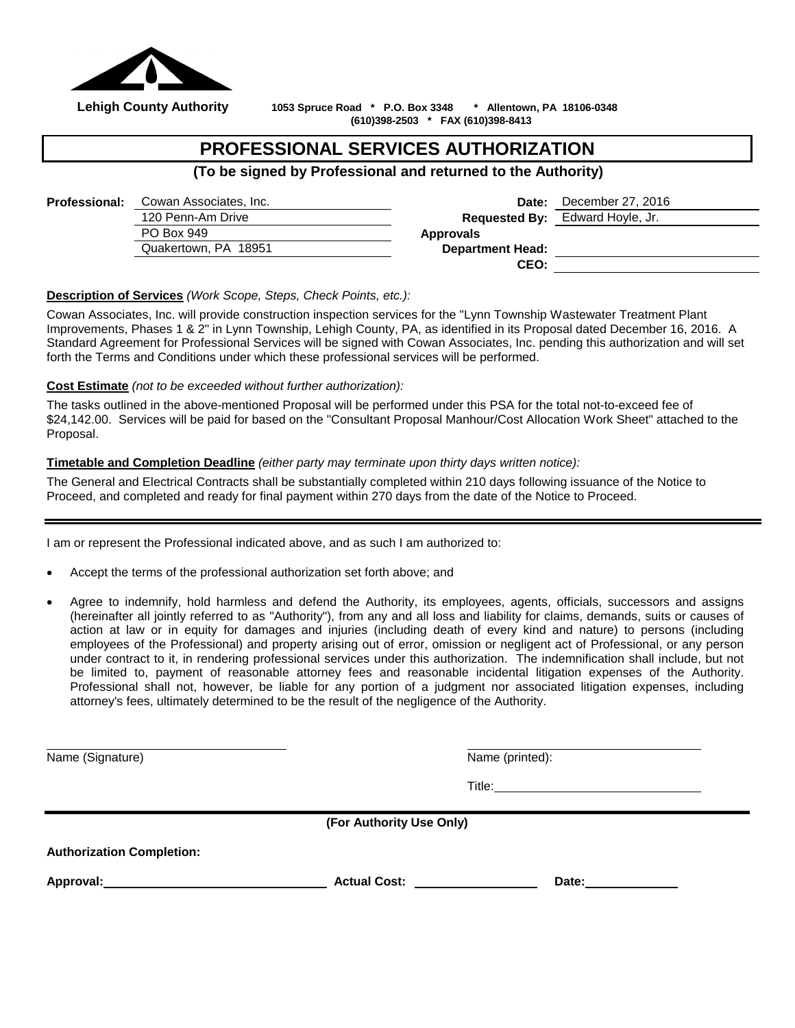**Lehigh County Authority** 1053 Spruce Road * P.O. Box 3348 * Allentown, PA 18106-0348
(610)398-2503 * FAX (610)398-8413

# PROFESSIONAL SERVICES AUTHORIZATION

**(To be signed by Professional and returned to the Authority)**

**Professional:** Cowan Associates, Inc.
120 Penn-Am Drive
PO Box 949
Quakertown, PA 18951

**Date:** December 27, 2016
**Requested By:** Edward Hoyle, Jr.
**Approvals**
**Department Head:** ____________________
**CEO:** ____________________

**Description of Services** *(Work Scope, Steps, Check Points, etc.):*

Cowan Associates, Inc. will provide construction inspection services for the "Lynn Township Wastewater Treatment Plant Improvements, Phases 1 & 2" in Lynn Township, Lehigh County, PA, as identified in its Proposal dated December 16, 2016. A Standard Agreement for Professional Services will be signed with Cowan Associates, Inc. pending this authorization and will set forth the Terms and Conditions under which these professional services will be performed.

**Cost Estimate** *(not to be exceeded without further authorization):*

The tasks outlined in the above-mentioned Proposal will be performed under this PSA for the total not-to-exceed fee of $24,142.00. Services will be paid for based on the "Consultant Proposal Manhour/Cost Allocation Work Sheet" attached to the Proposal.

**Timetable and Completion Deadline** *(either party may terminate upon thirty days written notice):*

The General and Electrical Contracts shall be substantially completed within 210 days following issuance of the Notice to Proceed, and completed and ready for final payment within 270 days from the date of the Notice to Proceed.

---

I am or represent the Professional indicated above, and as such I am authorized to:

- Accept the terms of the professional authorization set forth above; and
- Agree to indemnify, hold harmless and defend the Authority, its employees, agents, officials, successors and assigns (hereinafter all jointly referred to as "Authority"), from any and all loss and liability for claims, demands, suits or causes of action at law or in equity for damages and injuries (including death of every kind and nature) to persons (including employees of the Professional) and property arising out of error, omission or negligent act of Professional, or any person under contract to it, in rendering professional services under this authorization. The indemnification shall include, but not be limited to, payment of reasonable attorney fees and reasonable incidental litigation expenses of the Authority. Professional shall not, however, be liable for any portion of a judgment nor associated litigation expenses, including attorney's fees, ultimately determined to be the result of the negligence of the Authority.

____________________ Name (Signature)

____________________ Name (printed):

Title: ____________________

---

**(For Authority Use Only)**

**Authorization Completion:**

**Approval:** ____________________ **Actual Cost:** ____________________ **Date:** ____________________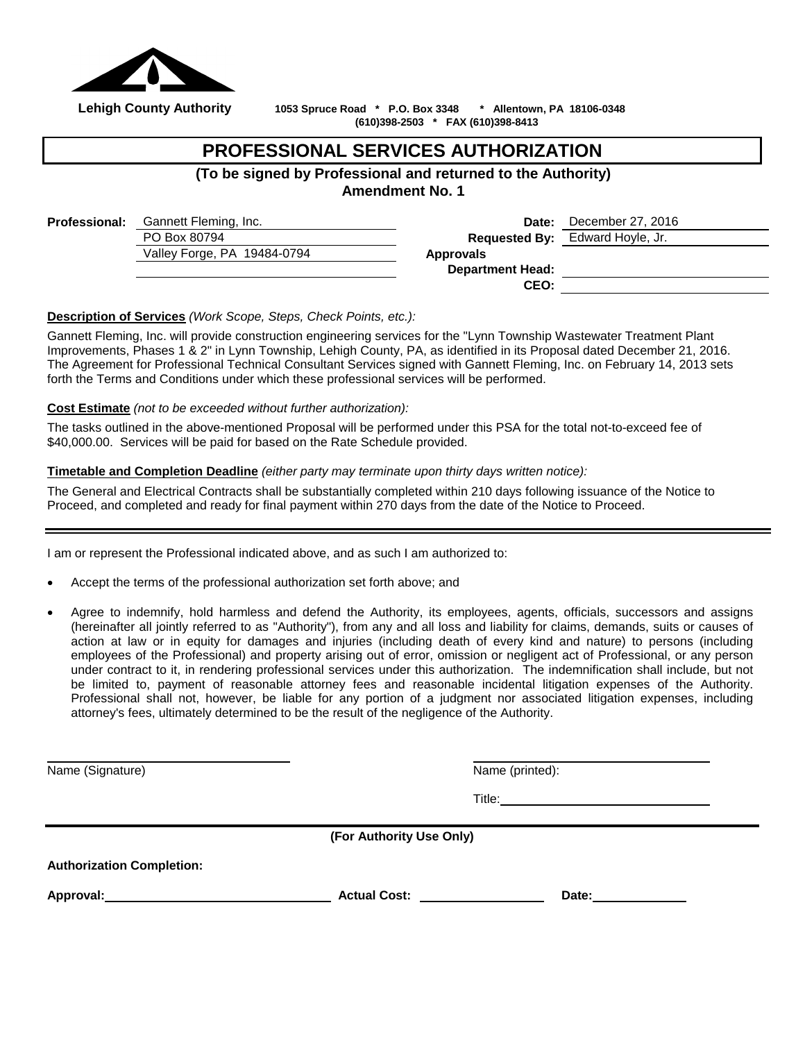**Lehigh County Authority** **1053 Spruce Road * P.O. Box 3348 * Allentown, PA 18106-0348**
**(610)398-2503 * FAX (610)398-8413**

# PROFESSIONAL SERVICES AUTHORIZATION

**(To be signed by Professional and returned to the Authority)**
**Amendment No. 1**

| | | | |
|---|---|---|---|
| **Professional:** | Gannett Fleming, Inc. | **Date:** | December 27, 2016 |
| | PO Box 80794 | **Requested By:** | Edward Hoyle, Jr. |
| | Valley Forge, PA 19484-0794 | **Approvals** | |
| | | **Department Head:** | |
| | | **CEO:** | |

**Description of Services** *(Work Scope, Steps, Check Points, etc.):*

Gannett Fleming, Inc. will provide construction engineering services for the "Lynn Township Wastewater Treatment Plant Improvements, Phases 1 & 2" in Lynn Township, Lehigh County, PA, as identified in its Proposal dated December 21, 2016. The Agreement for Professional Technical Consultant Services signed with Gannett Fleming, Inc. on February 14, 2013 sets forth the Terms and Conditions under which these professional services will be performed.

**Cost Estimate** *(not to be exceeded without further authorization):*

The tasks outlined in the above-mentioned Proposal will be performed under this PSA for the total not-to-exceed fee of $40,000.00. Services will be paid for based on the Rate Schedule provided.

**Timetable and Completion Deadline** *(either party may terminate upon thirty days written notice):*

The General and Electrical Contracts shall be substantially completed within 210 days following issuance of the Notice to Proceed, and completed and ready for final payment within 270 days from the date of the Notice to Proceed.

---

I am or represent the Professional indicated above, and as such I am authorized to:

- Accept the terms of the professional authorization set forth above; and
- Agree to indemnify, hold harmless and defend the Authority, its employees, agents, officials, successors and assigns (hereinafter all jointly referred to as "Authority"), from any and all loss and liability for claims, demands, suits or causes of action at law or in equity for damages and injuries (including death of every kind and nature) to persons (including employees of the Professional) and property arising out of error, omission or negligent act of Professional, or any person under contract to it, in rendering professional services under this authorization. The indemnification shall include, but not be limited to, payment of reasonable attorney fees and reasonable incidental litigation expenses of the Authority. Professional shall not, however, be liable for any portion of a judgment nor associated litigation expenses, including attorney's fees, ultimately determined to be the result of the negligence of the Authority.

Name (Signature) ______________________ Name (printed): ______________________

Title: ______________________

---

**(For Authority Use Only)**

**Authorization Completion:**

**Approval:** ______________________ **Actual Cost:** ______________ **Date:** __________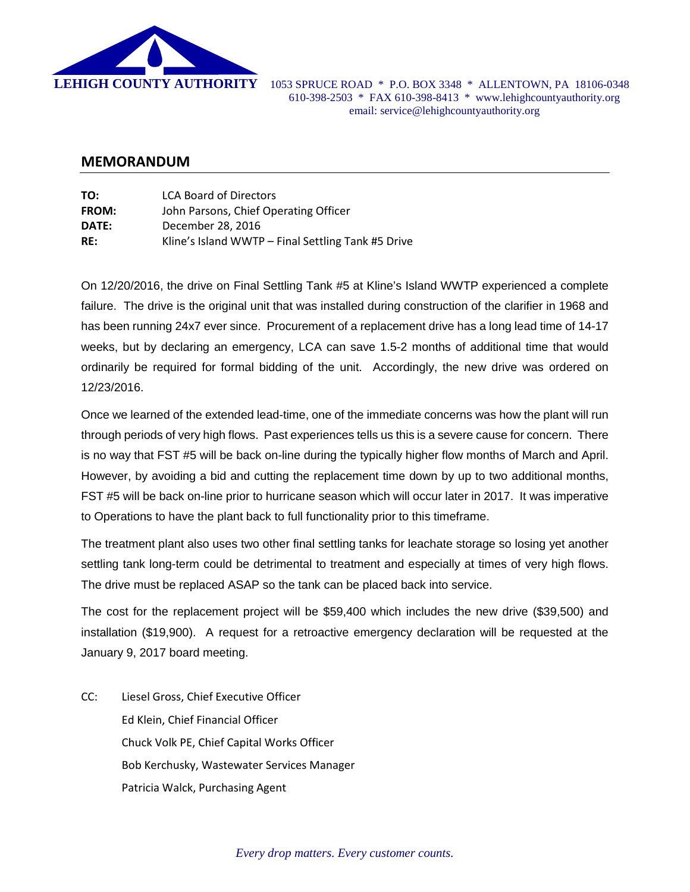**LEHIGH COUNTY AUTHORITY** 1053 SPRUCE ROAD * P.O. BOX 3348 * ALLENTOWN, PA 18106-0348
610-398-2503 * FAX 610-398-8413 * www.lehighcountyauthority.org
email: service@lehighcountyauthority.org

## MEMORANDUM

**TO:** LCA Board of Directors
**FROM:** John Parsons, Chief Operating Officer
**DATE:** December 28, 2016
**RE:** Kline's Island WWTP – Final Settling Tank #5 Drive

On 12/20/2016, the drive on Final Settling Tank #5 at Kline's Island WWTP experienced a complete failure. The drive is the original unit that was installed during construction of the clarifier in 1968 and has been running 24x7 ever since. Procurement of a replacement drive has a long lead time of 14-17 weeks, but by declaring an emergency, LCA can save 1.5-2 months of additional time that would ordinarily be required for formal bidding of the unit. Accordingly, the new drive was ordered on 12/23/2016.

Once we learned of the extended lead-time, one of the immediate concerns was how the plant will run through periods of very high flows. Past experiences tells us this is a severe cause for concern. There is no way that FST #5 will be back on-line during the typically higher flow months of March and April. However, by avoiding a bid and cutting the replacement time down by up to two additional months, FST #5 will be back on-line prior to hurricane season which will occur later in 2017. It was imperative to Operations to have the plant back to full functionality prior to this timeframe.

The treatment plant also uses two other final settling tanks for leachate storage so losing yet another settling tank long-term could be detrimental to treatment and especially at times of very high flows. The drive must be replaced ASAP so the tank can be placed back into service.

The cost for the replacement project will be $59,400 which includes the new drive ($39,500) and installation ($19,900). A request for a retroactive emergency declaration will be requested at the January 9, 2017 board meeting.

CC: Liesel Gross, Chief Executive Officer
Ed Klein, Chief Financial Officer
Chuck Volk PE, Chief Capital Works Officer
Bob Kerchusky, Wastewater Services Manager
Patricia Walck, Purchasing Agent

*Every drop matters. Every customer counts.*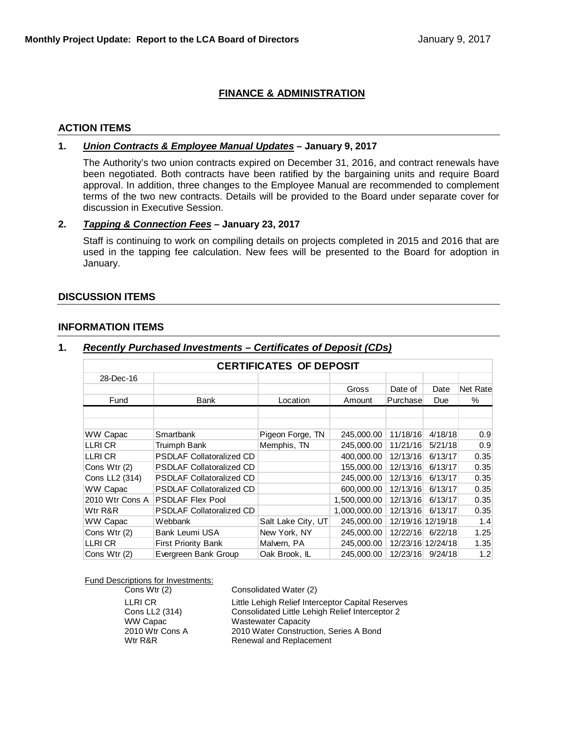# FINANCE & ADMINISTRATION

## ACTION ITEMS

**1. *Union Contracts & Employee Manual Updates* – January 9, 2017**

The Authority's two union contracts expired on December 31, 2016, and contract renewals have been negotiated. Both contracts have been ratified by the bargaining units and require Board approval. In addition, three changes to the Employee Manual are recommended to complement terms of the two new contracts. Details will be provided to the Board under separate cover for discussion in Executive Session.

**2. *Tapping & Connection Fees* – January 23, 2017**

Staff is continuing to work on compiling details on projects completed in 2015 and 2016 that are used in the tapping fee calculation. New fees will be presented to the Board for adoption in January.

## DISCUSSION ITEMS

## INFORMATION ITEMS

**1. *Recently Purchased Investments – Certificates of Deposit (CDs)***

| CERTIFICATES OF DEPOSIT | | | | | | |
|---|---|---|---|---|---|---|
| 28-Dec-16 | | | | | | |
| | | | Gross | Date of | Date | Net Rate |
| Fund | Bank | Location | Amount | Purchase | Due | % |
| WW Capac | Smartbank | Pigeon Forge, TN | 245,000.00 | 11/18/16 | 4/18/18 | 0.9 |
| LLRI CR | Truimph Bank | Memphis, TN | 245,000.00 | 11/21/16 | 5/21/18 | 0.9 |
| LLRI CR | PSDLAF Collatoralized CD | | 400,000.00 | 12/13/16 | 6/13/17 | 0.35 |
| Cons Wtr (2) | PSDLAF Collatoralized CD | | 155,000.00 | 12/13/16 | 6/13/17 | 0.35 |
| Cons LL2 (314) | PSDLAF Collatoralized CD | | 245,000.00 | 12/13/16 | 6/13/17 | 0.35 |
| WW Capac | PSDLAF Collatoralized CD | | 600,000.00 | 12/13/16 | 6/13/17 | 0.35 |
| 2010 Wtr Cons A | PSDLAF Flex Pool | | 1,500,000.00 | 12/13/16 | 6/13/17 | 0.35 |
| Wtr R&R | PSDLAF Collatoralized CD | | 1,000,000.00 | 12/13/16 | 6/13/17 | 0.35 |
| WW Capac | Webbank | Salt Lake City, UT | 245,000.00 | 12/19/16 | 12/19/18 | 1.4 |
| Cons Wtr (2) | Bank Leumi USA | New York, NY | 245,000.00 | 12/22/16 | 6/22/18 | 1.25 |
| LLRI CR | First Priority Bank | Malvern, PA | 245,000.00 | 12/23/16 | 12/24/18 | 1.35 |
| Cons Wtr (2) | Evergreen Bank Group | Oak Brook, IL | 245,000.00 | 12/23/16 | 9/24/18 | 1.2 |

Fund Descriptions for Investments:

| | |
|---|---|
| Cons Wtr (2) | Consolidated Water (2) |
| LLRI CR | Little Lehigh Relief Interceptor Capital Reserves |
| Cons LL2 (314) | Consolidated Little Lehigh Relief Interceptor 2 |
| WW Capac | Wastewater Capacity |
| 2010 Wtr Cons A | 2010 Water Construction, Series A Bond |
| Wtr R&R | Renewal and Replacement |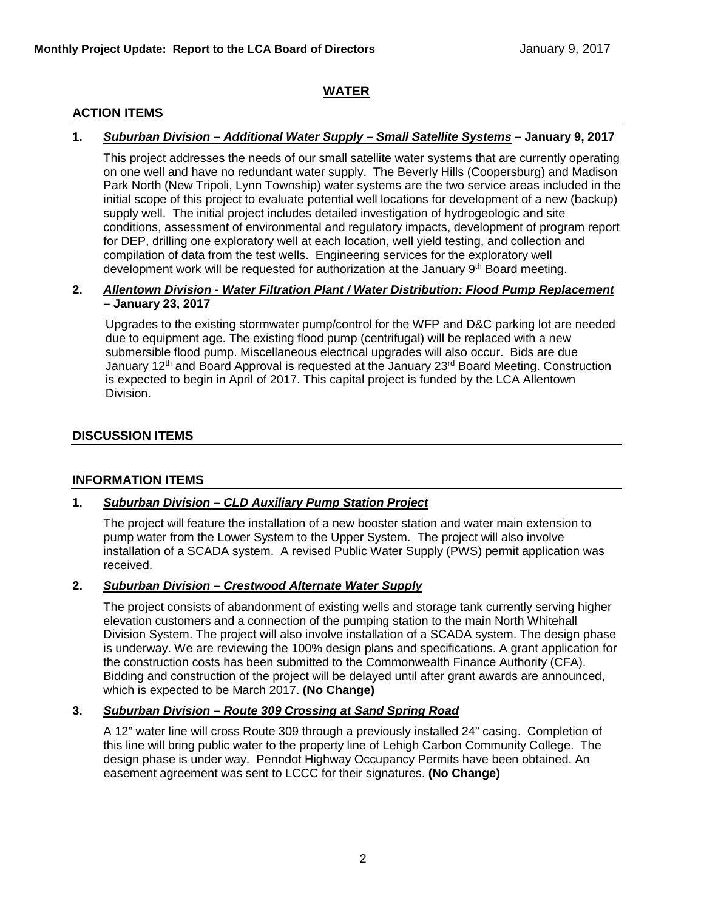## WATER

### ACTION ITEMS

**1. *Suburban Division – Additional Water Supply – Small Satellite Systems* – January 9, 2017**

This project addresses the needs of our small satellite water systems that are currently operating on one well and have no redundant water supply. The Beverly Hills (Coopersburg) and Madison Park North (New Tripoli, Lynn Township) water systems are the two service areas included in the initial scope of this project to evaluate potential well locations for development of a new (backup) supply well. The initial project includes detailed investigation of hydrogeologic and site conditions, assessment of environmental and regulatory impacts, development of program report for DEP, drilling one exploratory well at each location, well yield testing, and collection and compilation of data from the test wells. Engineering services for the exploratory well development work will be requested for authorization at the January 9th Board meeting.

**2. *Allentown Division - Water Filtration Plant / Water Distribution: Flood Pump Replacement* – January 23, 2017**

Upgrades to the existing stormwater pump/control for the WFP and D&C parking lot are needed due to equipment age. The existing flood pump (centrifugal) will be replaced with a new submersible flood pump. Miscellaneous electrical upgrades will also occur. Bids are due January 12th and Board Approval is requested at the January 23rd Board Meeting. Construction is expected to begin in April of 2017. This capital project is funded by the LCA Allentown Division.

### DISCUSSION ITEMS

### INFORMATION ITEMS

**1. *Suburban Division – CLD Auxiliary Pump Station Project***

The project will feature the installation of a new booster station and water main extension to pump water from the Lower System to the Upper System. The project will also involve installation of a SCADA system. A revised Public Water Supply (PWS) permit application was received.

**2. *Suburban Division – Crestwood Alternate Water Supply***

The project consists of abandonment of existing wells and storage tank currently serving higher elevation customers and a connection of the pumping station to the main North Whitehall Division System. The project will also involve installation of a SCADA system. The design phase is underway. We are reviewing the 100% design plans and specifications. A grant application for the construction costs has been submitted to the Commonwealth Finance Authority (CFA). Bidding and construction of the project will be delayed until after grant awards are announced, which is expected to be March 2017. **(No Change)**

**3. *Suburban Division – Route 309 Crossing at Sand Spring Road***

A 12" water line will cross Route 309 through a previously installed 24" casing. Completion of this line will bring public water to the property line of Lehigh Carbon Community College. The design phase is under way. Penndot Highway Occupancy Permits have been obtained. An easement agreement was sent to LCCC for their signatures. **(No Change)**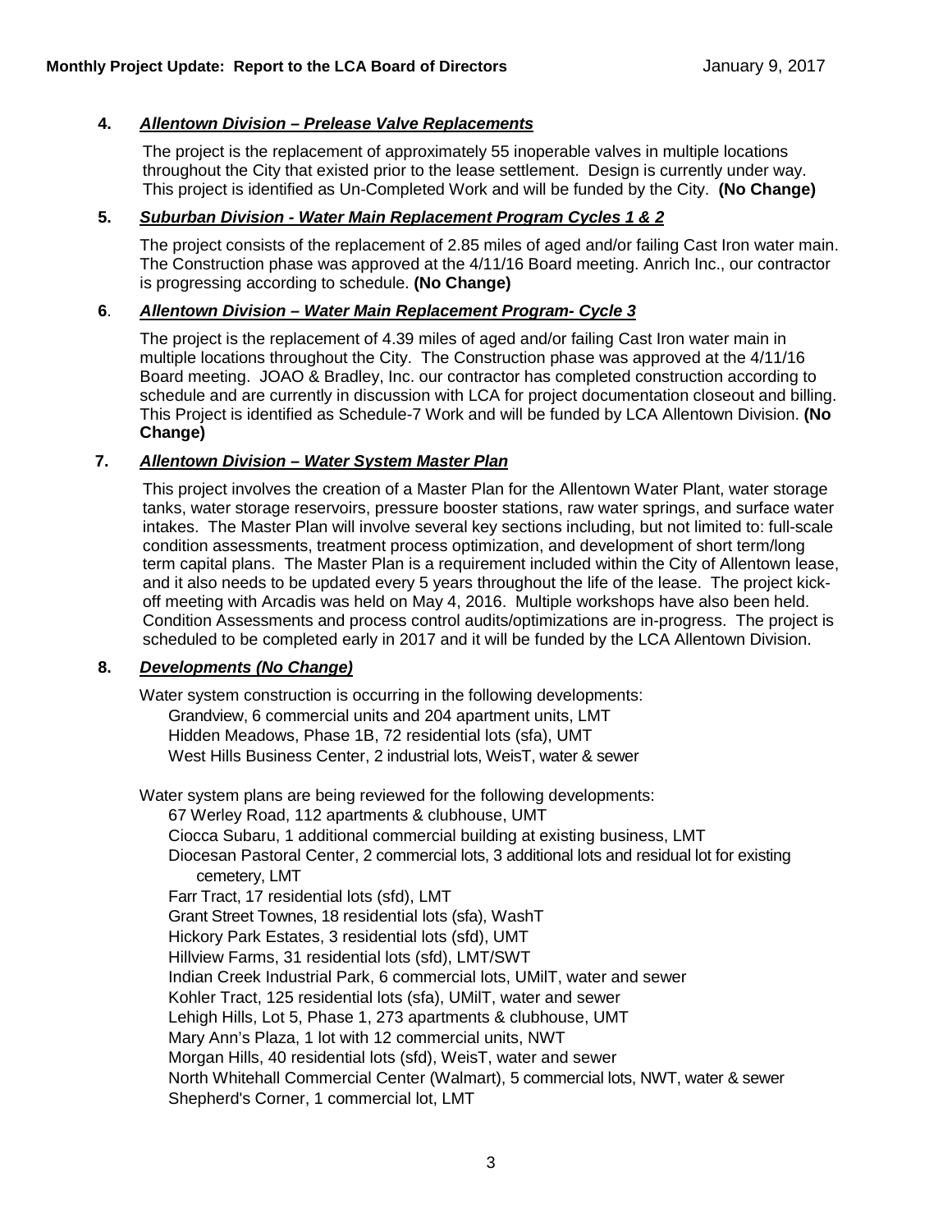**4. *Allentown Division – Prelease Valve Replacements***

The project is the replacement of approximately 55 inoperable valves in multiple locations throughout the City that existed prior to the lease settlement. Design is currently under way. This project is identified as Un-Completed Work and will be funded by the City. **(No Change)**

**5. *Suburban Division - Water Main Replacement Program Cycles 1 & 2***

The project consists of the replacement of 2.85 miles of aged and/or failing Cast Iron water main. The Construction phase was approved at the 4/11/16 Board meeting. Anrich Inc., our contractor is progressing according to schedule. **(No Change)**

**6. *Allentown Division – Water Main Replacement Program- Cycle 3***

The project is the replacement of 4.39 miles of aged and/or failing Cast Iron water main in multiple locations throughout the City. The Construction phase was approved at the 4/11/16 Board meeting. JOAO & Bradley, Inc. our contractor has completed construction according to schedule and are currently in discussion with LCA for project documentation closeout and billing. This Project is identified as Schedule-7 Work and will be funded by LCA Allentown Division. **(No Change)**

**7. *Allentown Division – Water System Master Plan***

This project involves the creation of a Master Plan for the Allentown Water Plant, water storage tanks, water storage reservoirs, pressure booster stations, raw water springs, and surface water intakes. The Master Plan will involve several key sections including, but not limited to: full-scale condition assessments, treatment process optimization, and development of short term/long term capital plans. The Master Plan is a requirement included within the City of Allentown lease, and it also needs to be updated every 5 years throughout the life of the lease. The project kick-off meeting with Arcadis was held on May 4, 2016. Multiple workshops have also been held. Condition Assessments and process control audits/optimizations are in-progress. The project is scheduled to be completed early in 2017 and it will be funded by the LCA Allentown Division.

**8. *Developments (No Change)***

Water system construction is occurring in the following developments:

- Grandview, 6 commercial units and 204 apartment units, LMT
- Hidden Meadows, Phase 1B, 72 residential lots (sfa), UMT
- West Hills Business Center, 2 industrial lots, WeisT, water & sewer

Water system plans are being reviewed for the following developments:

- 67 Werley Road, 112 apartments & clubhouse, UMT
- Ciocca Subaru, 1 additional commercial building at existing business, LMT
- Diocesan Pastoral Center, 2 commercial lots, 3 additional lots and residual lot for existing cemetery, LMT
- Farr Tract, 17 residential lots (sfd), LMT
- Grant Street Townes, 18 residential lots (sfa), WashT
- Hickory Park Estates, 3 residential lots (sfd), UMT
- Hillview Farms, 31 residential lots (sfd), LMT/SWT
- Indian Creek Industrial Park, 6 commercial lots, UMilT, water and sewer
- Kohler Tract, 125 residential lots (sfa), UMilT, water and sewer
- Lehigh Hills, Lot 5, Phase 1, 273 apartments & clubhouse, UMT
- Mary Ann's Plaza, 1 lot with 12 commercial units, NWT
- Morgan Hills, 40 residential lots (sfd), WeisT, water and sewer
- North Whitehall Commercial Center (Walmart), 5 commercial lots, NWT, water & sewer
- Shepherd's Corner, 1 commercial lot, LMT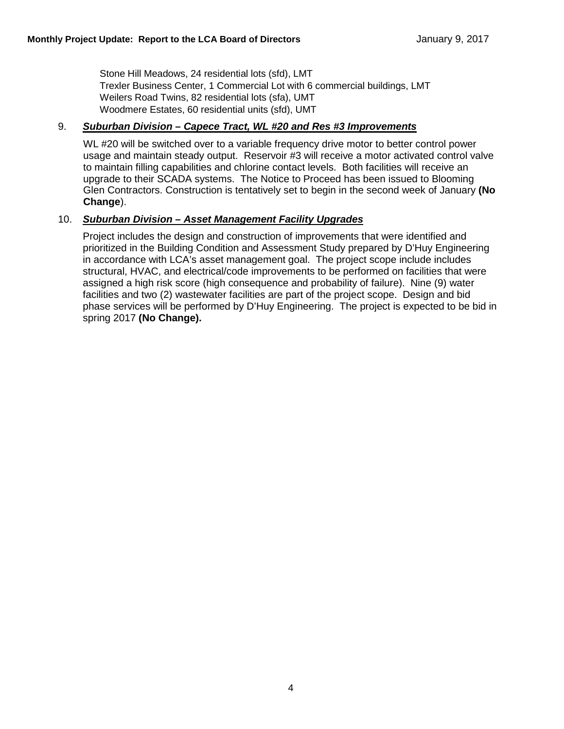Stone Hill Meadows, 24 residential lots (sfd), LMT
Trexler Business Center, 1 Commercial Lot with 6 commercial buildings, LMT
Weilers Road Twins, 82 residential lots (sfa), UMT
Woodmere Estates, 60 residential units (sfd), UMT

9. ***Suburban Division – Capece Tract, WL #20 and Res #3 Improvements***

   WL #20 will be switched over to a variable frequency drive motor to better control power usage and maintain steady output. Reservoir #3 will receive a motor activated control valve to maintain filling capabilities and chlorine contact levels. Both facilities will receive an upgrade to their SCADA systems. The Notice to Proceed has been issued to Blooming Glen Contractors. Construction is tentatively set to begin in the second week of January **(No Change**).

10. ***Suburban Division – Asset Management Facility Upgrades***

    Project includes the design and construction of improvements that were identified and prioritized in the Building Condition and Assessment Study prepared by D'Huy Engineering in accordance with LCA's asset management goal. The project scope include includes structural, HVAC, and electrical/code improvements to be performed on facilities that were assigned a high risk score (high consequence and probability of failure). Nine (9) water facilities and two (2) wastewater facilities are part of the project scope. Design and bid phase services will be performed by D'Huy Engineering. The project is expected to be bid in spring 2017 **(No Change).**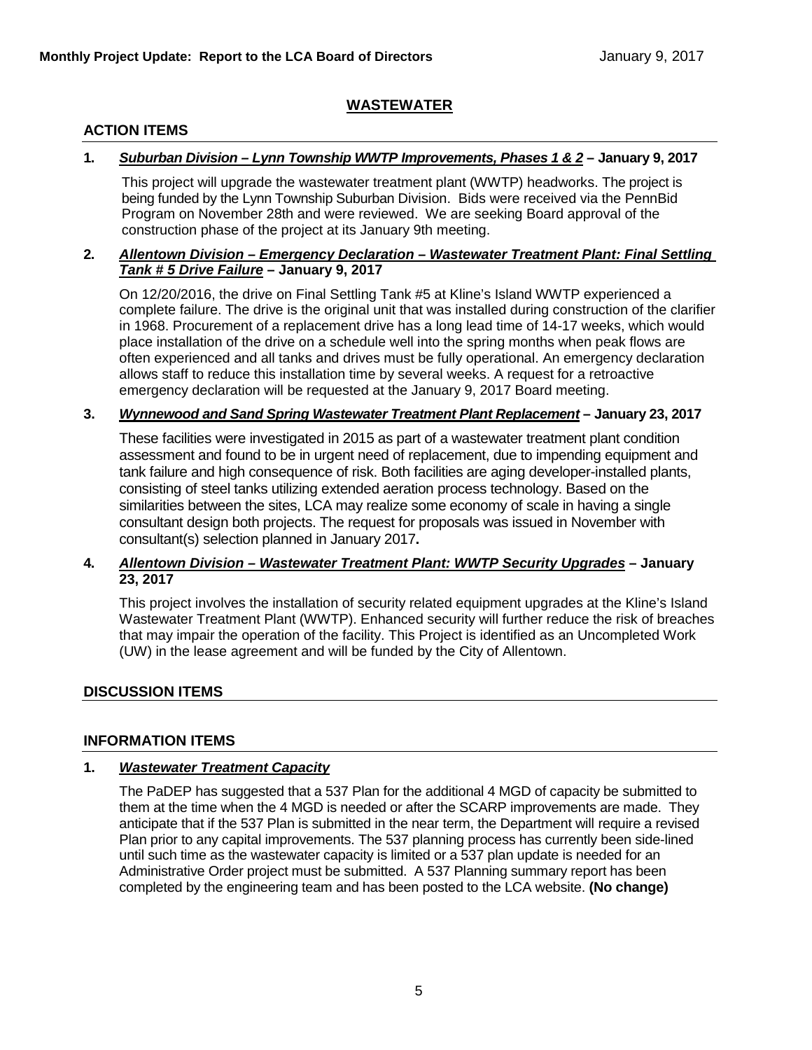## WASTEWATER

### ACTION ITEMS

**1. *Suburban Division – Lynn Township WWTP Improvements, Phases 1 & 2* – January 9, 2017**

This project will upgrade the wastewater treatment plant (WWTP) headworks. The project is being funded by the Lynn Township Suburban Division. Bids were received via the PennBid Program on November 28th and were reviewed. We are seeking Board approval of the construction phase of the project at its January 9th meeting.

**2. *Allentown Division – Emergency Declaration – Wastewater Treatment Plant: Final Settling Tank # 5 Drive Failure* – January 9, 2017**

On 12/20/2016, the drive on Final Settling Tank #5 at Kline's Island WWTP experienced a complete failure. The drive is the original unit that was installed during construction of the clarifier in 1968. Procurement of a replacement drive has a long lead time of 14-17 weeks, which would place installation of the drive on a schedule well into the spring months when peak flows are often experienced and all tanks and drives must be fully operational. An emergency declaration allows staff to reduce this installation time by several weeks. A request for a retroactive emergency declaration will be requested at the January 9, 2017 Board meeting.

**3. *Wynnewood and Sand Spring Wastewater Treatment Plant Replacement* – January 23, 2017**

These facilities were investigated in 2015 as part of a wastewater treatment plant condition assessment and found to be in urgent need of replacement, due to impending equipment and tank failure and high consequence of risk. Both facilities are aging developer-installed plants, consisting of steel tanks utilizing extended aeration process technology. Based on the similarities between the sites, LCA may realize some economy of scale in having a single consultant design both projects. The request for proposals was issued in November with consultant(s) selection planned in January 2017**.**

**4. *Allentown Division – Wastewater Treatment Plant: WWTP Security Upgrades* – January 23, 2017**

This project involves the installation of security related equipment upgrades at the Kline's Island Wastewater Treatment Plant (WWTP). Enhanced security will further reduce the risk of breaches that may impair the operation of the facility. This Project is identified as an Uncompleted Work (UW) in the lease agreement and will be funded by the City of Allentown.

### DISCUSSION ITEMS

### INFORMATION ITEMS

**1. *Wastewater Treatment Capacity***

The PaDEP has suggested that a 537 Plan for the additional 4 MGD of capacity be submitted to them at the time when the 4 MGD is needed or after the SCARP improvements are made. They anticipate that if the 537 Plan is submitted in the near term, the Department will require a revised Plan prior to any capital improvements. The 537 planning process has currently been side-lined until such time as the wastewater capacity is limited or a 537 plan update is needed for an Administrative Order project must be submitted. A 537 Planning summary report has been completed by the engineering team and has been posted to the LCA website. **(No change)**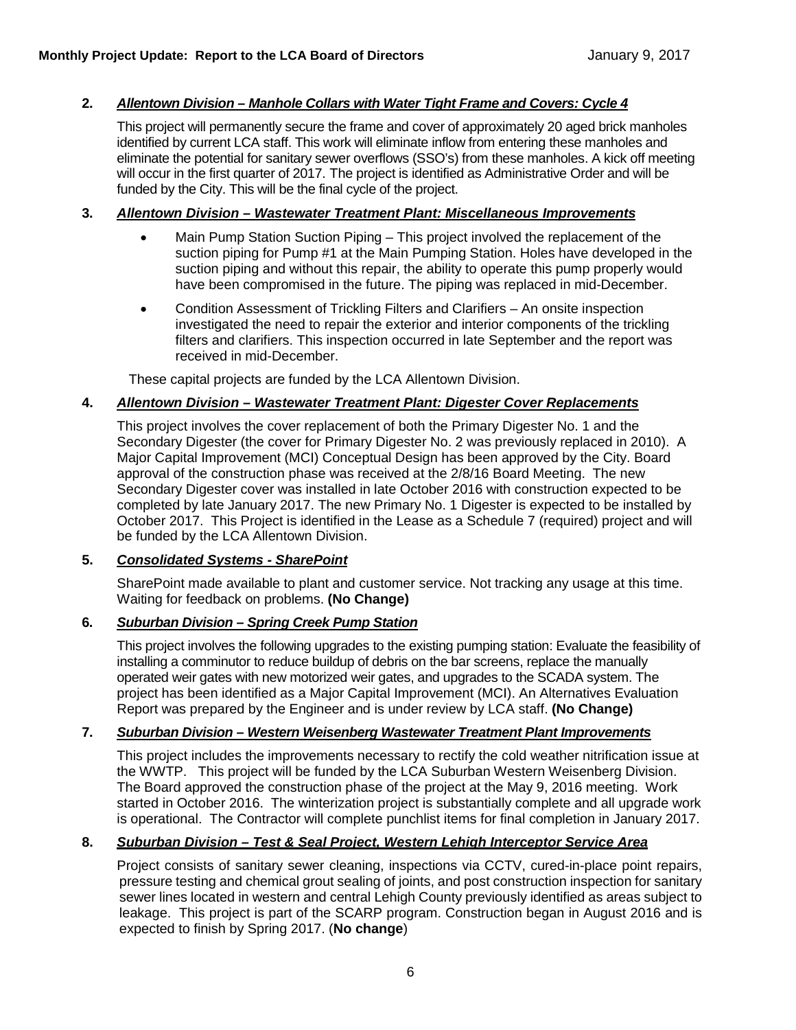2. ***Allentown Division – Manhole Collars with Water Tight Frame and Covers: Cycle 4***

   This project will permanently secure the frame and cover of approximately 20 aged brick manholes identified by current LCA staff. This work will eliminate inflow from entering these manholes and eliminate the potential for sanitary sewer overflows (SSO's) from these manholes. A kick off meeting will occur in the first quarter of 2017. The project is identified as Administrative Order and will be funded by the City. This will be the final cycle of the project.

3. ***Allentown Division – Wastewater Treatment Plant: Miscellaneous Improvements***

   - Main Pump Station Suction Piping – This project involved the replacement of the suction piping for Pump #1 at the Main Pumping Station. Holes have developed in the suction piping and without this repair, the ability to operate this pump properly would have been compromised in the future. The piping was replaced in mid-December.
   - Condition Assessment of Trickling Filters and Clarifiers – An onsite inspection investigated the need to repair the exterior and interior components of the trickling filters and clarifiers. This inspection occurred in late September and the report was received in mid-December.

   These capital projects are funded by the LCA Allentown Division.

4. ***Allentown Division – Wastewater Treatment Plant: Digester Cover Replacements***

   This project involves the cover replacement of both the Primary Digester No. 1 and the Secondary Digester (the cover for Primary Digester No. 2 was previously replaced in 2010). A Major Capital Improvement (MCI) Conceptual Design has been approved by the City. Board approval of the construction phase was received at the 2/8/16 Board Meeting. The new Secondary Digester cover was installed in late October 2016 with construction expected to be completed by late January 2017. The new Primary No. 1 Digester is expected to be installed by October 2017. This Project is identified in the Lease as a Schedule 7 (required) project and will be funded by the LCA Allentown Division.

5. ***Consolidated Systems - SharePoint***

   SharePoint made available to plant and customer service. Not tracking any usage at this time. Waiting for feedback on problems. **(No Change)**

6. ***Suburban Division – Spring Creek Pump Station***

   This project involves the following upgrades to the existing pumping station: Evaluate the feasibility of installing a comminutor to reduce buildup of debris on the bar screens, replace the manually operated weir gates with new motorized weir gates, and upgrades to the SCADA system. The project has been identified as a Major Capital Improvement (MCI). An Alternatives Evaluation Report was prepared by the Engineer and is under review by LCA staff. **(No Change)**

7. ***Suburban Division – Western Weisenberg Wastewater Treatment Plant Improvements***

   This project includes the improvements necessary to rectify the cold weather nitrification issue at the WWTP. This project will be funded by the LCA Suburban Western Weisenberg Division. The Board approved the construction phase of the project at the May 9, 2016 meeting. Work started in October 2016. The winterization project is substantially complete and all upgrade work is operational. The Contractor will complete punchlist items for final completion in January 2017.

8. ***Suburban Division – Test & Seal Project, Western Lehigh Interceptor Service Area***

   Project consists of sanitary sewer cleaning, inspections via CCTV, cured-in-place point repairs, pressure testing and chemical grout sealing of joints, and post construction inspection for sanitary sewer lines located in western and central Lehigh County previously identified as areas subject to leakage. This project is part of the SCARP program. Construction began in August 2016 and is expected to finish by Spring 2017. (**No change**)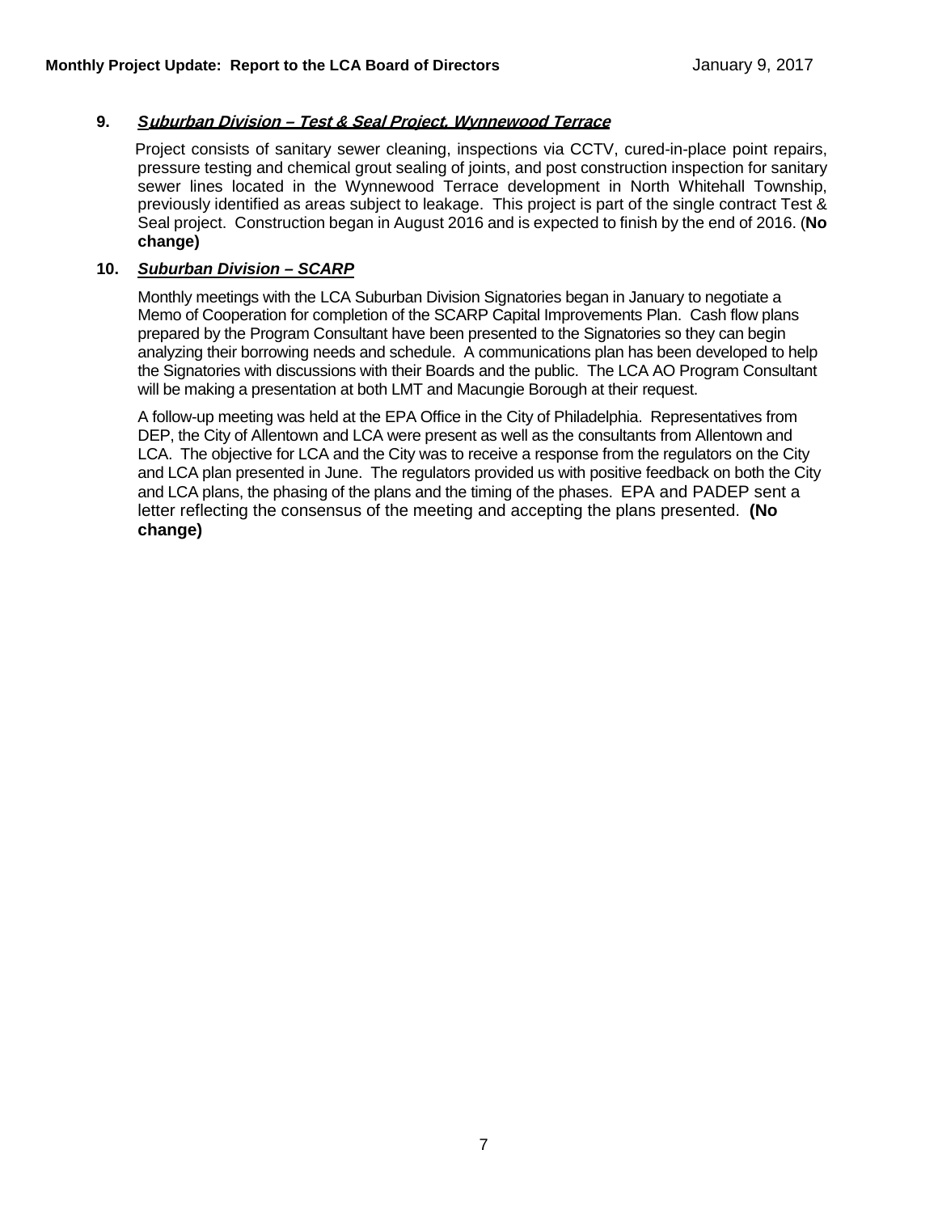**9. *Suburban Division – Test & Seal Project, Wynnewood Terrace***

Project consists of sanitary sewer cleaning, inspections via CCTV, cured-in-place point repairs, pressure testing and chemical grout sealing of joints, and post construction inspection for sanitary sewer lines located in the Wynnewood Terrace development in North Whitehall Township, previously identified as areas subject to leakage. This project is part of the single contract Test & Seal project. Construction began in August 2016 and is expected to finish by the end of 2016. (**No change)**

**10. *Suburban Division – SCARP***

Monthly meetings with the LCA Suburban Division Signatories began in January to negotiate a Memo of Cooperation for completion of the SCARP Capital Improvements Plan. Cash flow plans prepared by the Program Consultant have been presented to the Signatories so they can begin analyzing their borrowing needs and schedule. A communications plan has been developed to help the Signatories with discussions with their Boards and the public. The LCA AO Program Consultant will be making a presentation at both LMT and Macungie Borough at their request.

A follow-up meeting was held at the EPA Office in the City of Philadelphia. Representatives from DEP, the City of Allentown and LCA were present as well as the consultants from Allentown and LCA. The objective for LCA and the City was to receive a response from the regulators on the City and LCA plan presented in June. The regulators provided us with positive feedback on both the City and LCA plans, the phasing of the plans and the timing of the phases. EPA and PADEP sent a letter reflecting the consensus of the meeting and accepting the plans presented. **(No change)**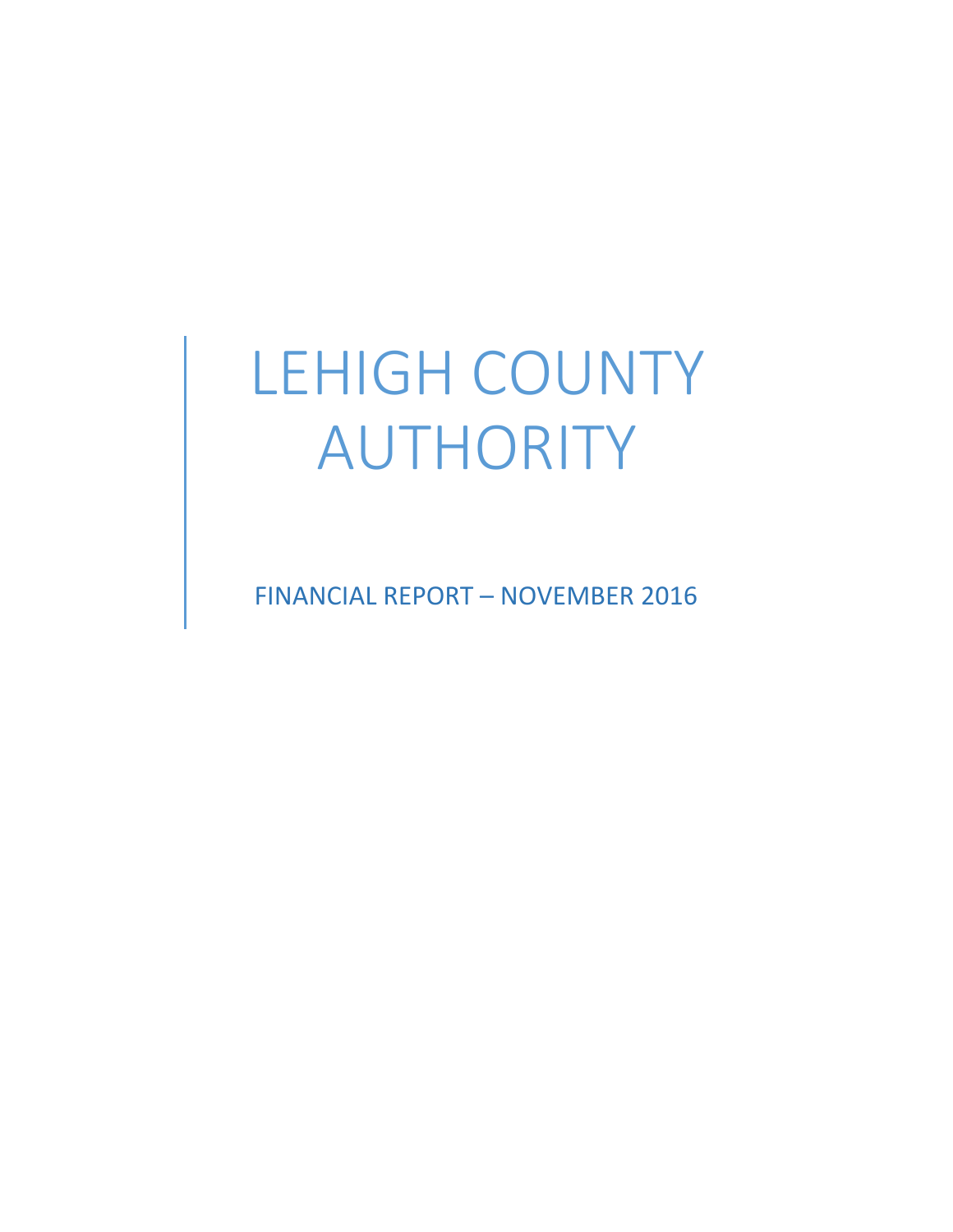# LEHIGH COUNTY AUTHORITY

FINANCIAL REPORT – NOVEMBER 2016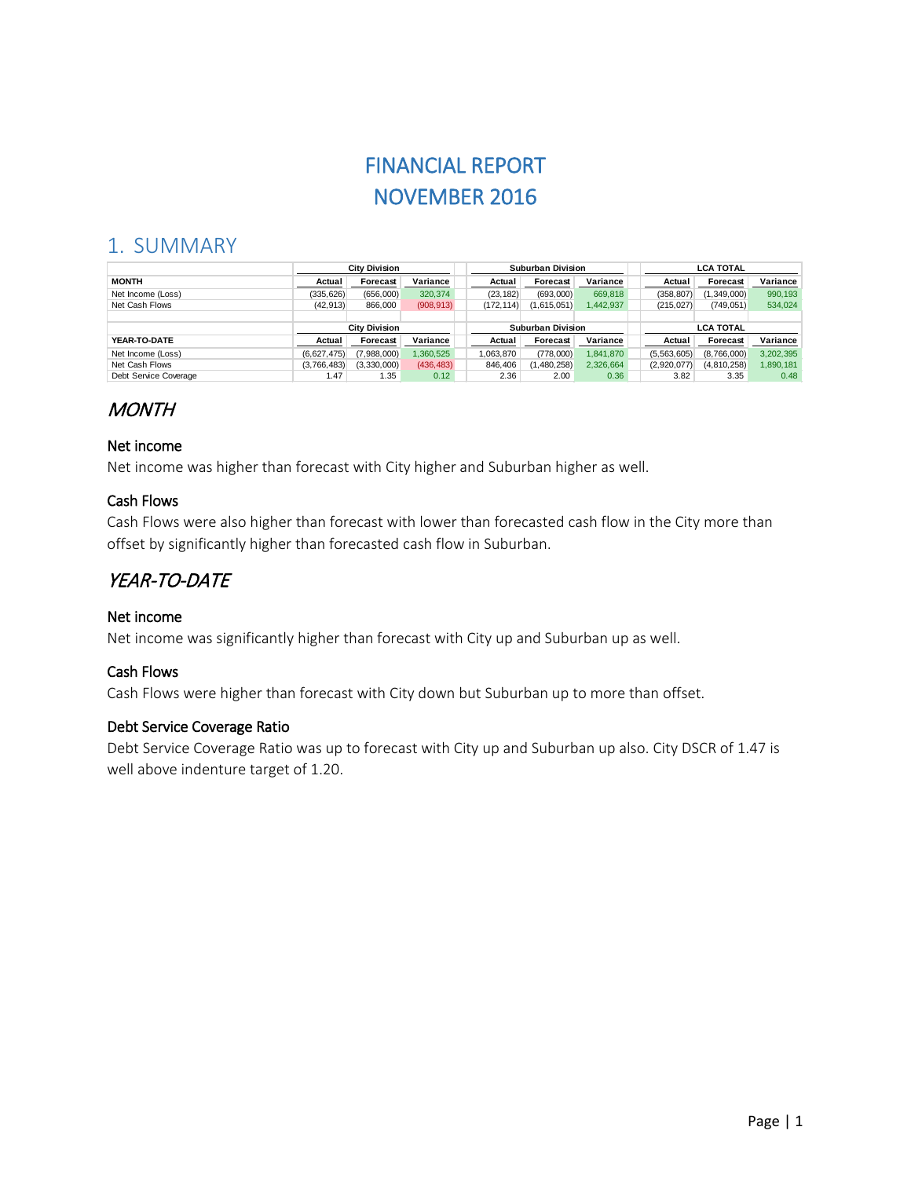# FINANCIAL REPORT
# NOVEMBER 2016

## 1. SUMMARY

| | City Division | | | Suburban Division | | | LCA TOTAL | | |
|---|---|---|---|---|---|---|---|---|---|
| **MONTH** | **Actual** | **Forecast** | **Variance** | **Actual** | **Forecast** | **Variance** | **Actual** | **Forecast** | **Variance** |
| Net Income (Loss) | (335,626) | (656,000) | 320,374 | (23,182) | (693,000) | 669,818 | (358,807) | (1,349,000) | 990,193 |
| Net Cash Flows | (42,913) | 866,000 | (908,913) | (172,114) | (1,615,051) | 1,442,937 | (215,027) | (749,051) | 534,024 |
| | | | | | | | | | |
| | City Division | | | Suburban Division | | | LCA TOTAL | | |
| **YEAR-TO-DATE** | **Actual** | **Forecast** | **Variance** | **Actual** | **Forecast** | **Variance** | **Actual** | **Forecast** | **Variance** |
| Net Income (Loss) | (6,627,475) | (7,988,000) | 1,360,525 | 1,063,870 | (778,000) | 1,841,870 | (5,563,605) | (8,766,000) | 3,202,395 |
| Net Cash Flows | (3,766,483) | (3,330,000) | (436,483) | 846,406 | (1,480,258) | 2,326,664 | (2,920,077) | (4,810,258) | 1,890,181 |
| Debt Service Coverage | 1.47 | 1.35 | 0.12 | 2.36 | 2.00 | 0.36 | 3.82 | 3.35 | 0.48 |

### *MONTH*

#### Net income

Net income was higher than forecast with City higher and Suburban higher as well.

#### Cash Flows

Cash Flows were also higher than forecast with lower than forecasted cash flow in the City more than offset by significantly higher than forecasted cash flow in Suburban.

### *YEAR-TO-DATE*

#### Net income

Net income was significantly higher than forecast with City up and Suburban up as well.

#### Cash Flows

Cash Flows were higher than forecast with City down but Suburban up to more than offset.

#### Debt Service Coverage Ratio

Debt Service Coverage Ratio was up to forecast with City up and Suburban up also. City DSCR of 1.47 is well above indenture target of 1.20.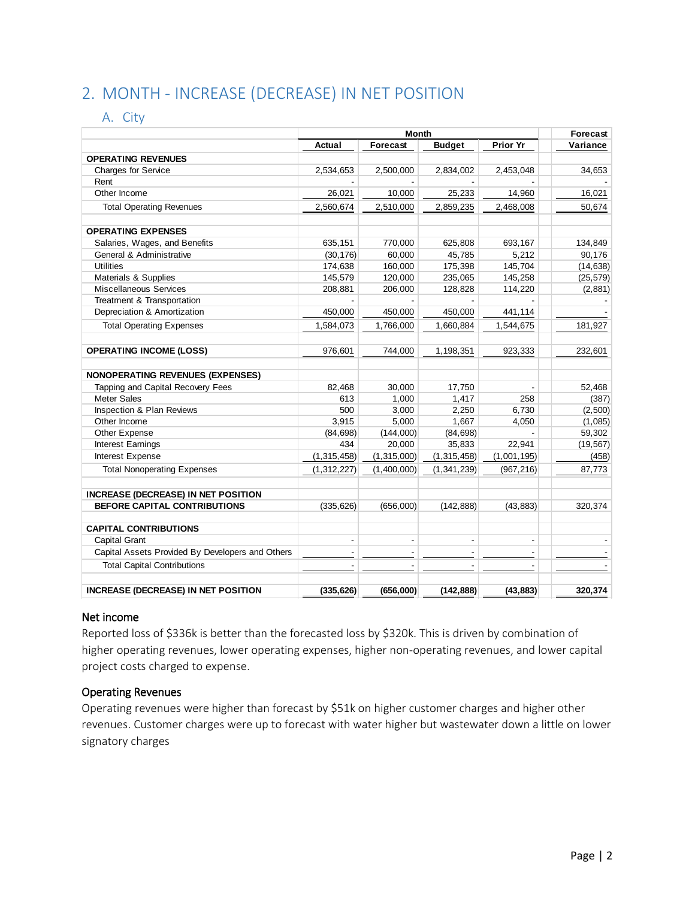## 2. MONTH - INCREASE (DECREASE) IN NET POSITION

### A. City

| | Month | | | | Forecast |
|---|---|---|---|---|---|
| | Actual | Forecast | Budget | Prior Yr | Variance |
| **OPERATING REVENUES** | | | | | |
| Charges for Service | 2,534,653 | 2,500,000 | 2,834,002 | 2,453,048 | 34,653 |
| Rent | - | - | - | - | - |
| Other Income | 26,021 | 10,000 | 25,233 | 14,960 | 16,021 |
| Total Operating Revenues | 2,560,674 | 2,510,000 | 2,859,235 | 2,468,008 | 50,674 |
| | | | | | |
| **OPERATING EXPENSES** | | | | | |
| Salaries, Wages, and Benefits | 635,151 | 770,000 | 625,808 | 693,167 | 134,849 |
| General & Administrative | (30,176) | 60,000 | 45,785 | 5,212 | 90,176 |
| Utilities | 174,638 | 160,000 | 175,398 | 145,704 | (14,638) |
| Materials & Supplies | 145,579 | 120,000 | 235,065 | 145,258 | (25,579) |
| Miscellaneous Services | 208,881 | 206,000 | 128,828 | 114,220 | (2,881) |
| Treatment & Transportation | - | - | - | - | - |
| Depreciation & Amortization | 450,000 | 450,000 | 450,000 | 441,114 | - |
| Total Operating Expenses | 1,584,073 | 1,766,000 | 1,660,884 | 1,544,675 | 181,927 |
| | | | | | |
| **OPERATING INCOME (LOSS)** | 976,601 | 744,000 | 1,198,351 | 923,333 | 232,601 |
| | | | | | |
| **NONOPERATING REVENUES (EXPENSES)** | | | | | |
| Tapping and Capital Recovery Fees | 82,468 | 30,000 | 17,750 | - | 52,468 |
| Meter Sales | 613 | 1,000 | 1,417 | 258 | (387) |
| Inspection & Plan Reviews | 500 | 3,000 | 2,250 | 6,730 | (2,500) |
| Other Income | 3,915 | 5,000 | 1,667 | 4,050 | (1,085) |
| Other Expense | (84,698) | (144,000) | (84,698) | - | 59,302 |
| Interest Earnings | 434 | 20,000 | 35,833 | 22,941 | (19,567) |
| Interest Expense | (1,315,458) | (1,315,000) | (1,315,458) | (1,001,195) | (458) |
| Total Nonoperating Expenses | (1,312,227) | (1,400,000) | (1,341,239) | (967,216) | 87,773 |
| | | | | | |
| **INCREASE (DECREASE) IN NET POSITION BEFORE CAPITAL CONTRIBUTIONS** | (335,626) | (656,000) | (142,888) | (43,883) | 320,374 |
| | | | | | |
| **CAPITAL CONTRIBUTIONS** | | | | | |
| Capital Grant | - | - | - | - | - |
| Capital Assets Provided By Developers and Others | - | - | - | - | - |
| Total Capital Contributions | - | - | - | - | - |
| | | | | | |
| **INCREASE (DECREASE) IN NET POSITION** | **(335,626)** | **(656,000)** | **(142,888)** | **(43,883)** | **320,374** |

#### Net income

Reported loss of $336k is better than the forecasted loss by $320k. This is driven by combination of higher operating revenues, lower operating expenses, higher non-operating revenues, and lower capital project costs charged to expense.

#### Operating Revenues

Operating revenues were higher than forecast by $51k on higher customer charges and higher other revenues. Customer charges were up to forecast with water higher but wastewater down a little on lower signatory charges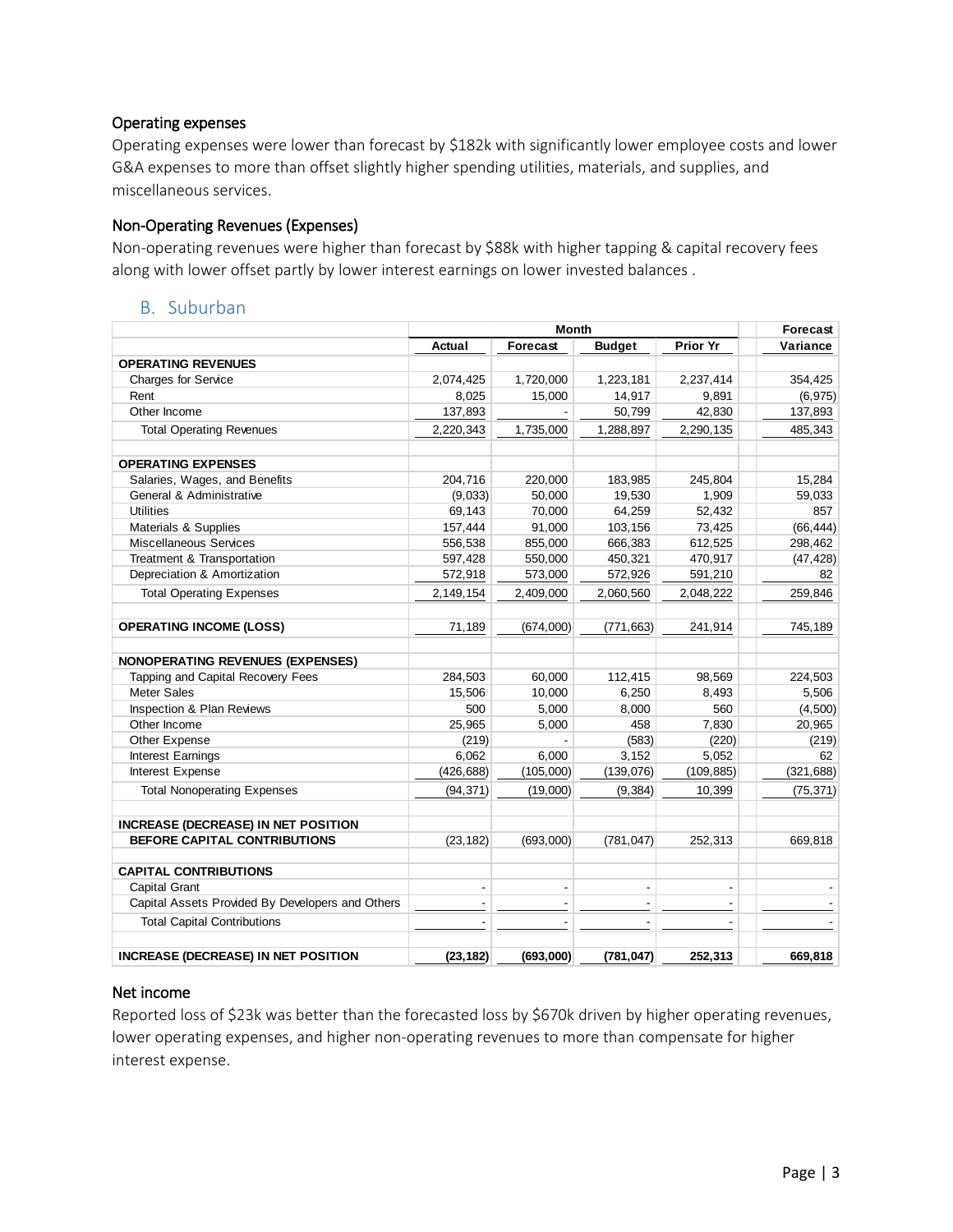### Operating expenses

Operating expenses were lower than forecast by $182k with significantly lower employee costs and lower G&A expenses to more than offset slightly higher spending utilities, materials, and supplies, and miscellaneous services.

### Non-Operating Revenues (Expenses)

Non-operating revenues were higher than forecast by $88k with higher tapping & capital recovery fees along with lower offset partly by lower interest earnings on lower invested balances .

## B. Suburban

| | Month | | | | Forecast |
|---|---|---|---|---|---|
| | Actual | Forecast | Budget | Prior Yr | Variance |
| **OPERATING REVENUES** | | | | | |
| Charges for Service | 2,074,425 | 1,720,000 | 1,223,181 | 2,237,414 | 354,425 |
| Rent | 8,025 | 15,000 | 14,917 | 9,891 | (6,975) |
| Other Income | 137,893 | - | 50,799 | 42,830 | 137,893 |
| Total Operating Revenues | 2,220,343 | 1,735,000 | 1,288,897 | 2,290,135 | 485,343 |
| | | | | | |
| **OPERATING EXPENSES** | | | | | |
| Salaries, Wages, and Benefits | 204,716 | 220,000 | 183,985 | 245,804 | 15,284 |
| General & Administrative | (9,033) | 50,000 | 19,530 | 1,909 | 59,033 |
| Utilities | 69,143 | 70,000 | 64,259 | 52,432 | 857 |
| Materials & Supplies | 157,444 | 91,000 | 103,156 | 73,425 | (66,444) |
| Miscellaneous Services | 556,538 | 855,000 | 666,383 | 612,525 | 298,462 |
| Treatment & Transportation | 597,428 | 550,000 | 450,321 | 470,917 | (47,428) |
| Depreciation & Amortization | 572,918 | 573,000 | 572,926 | 591,210 | 82 |
| Total Operating Expenses | 2,149,154 | 2,409,000 | 2,060,560 | 2,048,222 | 259,846 |
| | | | | | |
| **OPERATING INCOME (LOSS)** | 71,189 | (674,000) | (771,663) | 241,914 | 745,189 |
| | | | | | |
| **NONOPERATING REVENUES (EXPENSES)** | | | | | |
| Tapping and Capital Recovery Fees | 284,503 | 60,000 | 112,415 | 98,569 | 224,503 |
| Meter Sales | 15,506 | 10,000 | 6,250 | 8,493 | 5,506 |
| Inspection & Plan Reviews | 500 | 5,000 | 8,000 | 560 | (4,500) |
| Other Income | 25,965 | 5,000 | 458 | 7,830 | 20,965 |
| Other Expense | (219) | - | (583) | (220) | (219) |
| Interest Earnings | 6,062 | 6,000 | 3,152 | 5,052 | 62 |
| Interest Expense | (426,688) | (105,000) | (139,076) | (109,885) | (321,688) |
| Total Nonoperating Expenses | (94,371) | (19,000) | (9,384) | 10,399 | (75,371) |
| | | | | | |
| **INCREASE (DECREASE) IN NET POSITION** | | | | | |
| **BEFORE CAPITAL CONTRIBUTIONS** | (23,182) | (693,000) | (781,047) | 252,313 | 669,818 |
| | | | | | |
| **CAPITAL CONTRIBUTIONS** | | | | | |
| Capital Grant | - | - | - | - | - |
| Capital Assets Provided By Developers and Others | - | - | - | - | - |
| Total Capital Contributions | - | - | - | - | - |
| | | | | | |
| **INCREASE (DECREASE) IN NET POSITION** | **(23,182)** | **(693,000)** | **(781,047)** | **252,313** | **669,818** |

### Net income

Reported loss of $23k was better than the forecasted loss by $670k driven by higher operating revenues, lower operating expenses, and higher non-operating revenues to more than compensate for higher interest expense.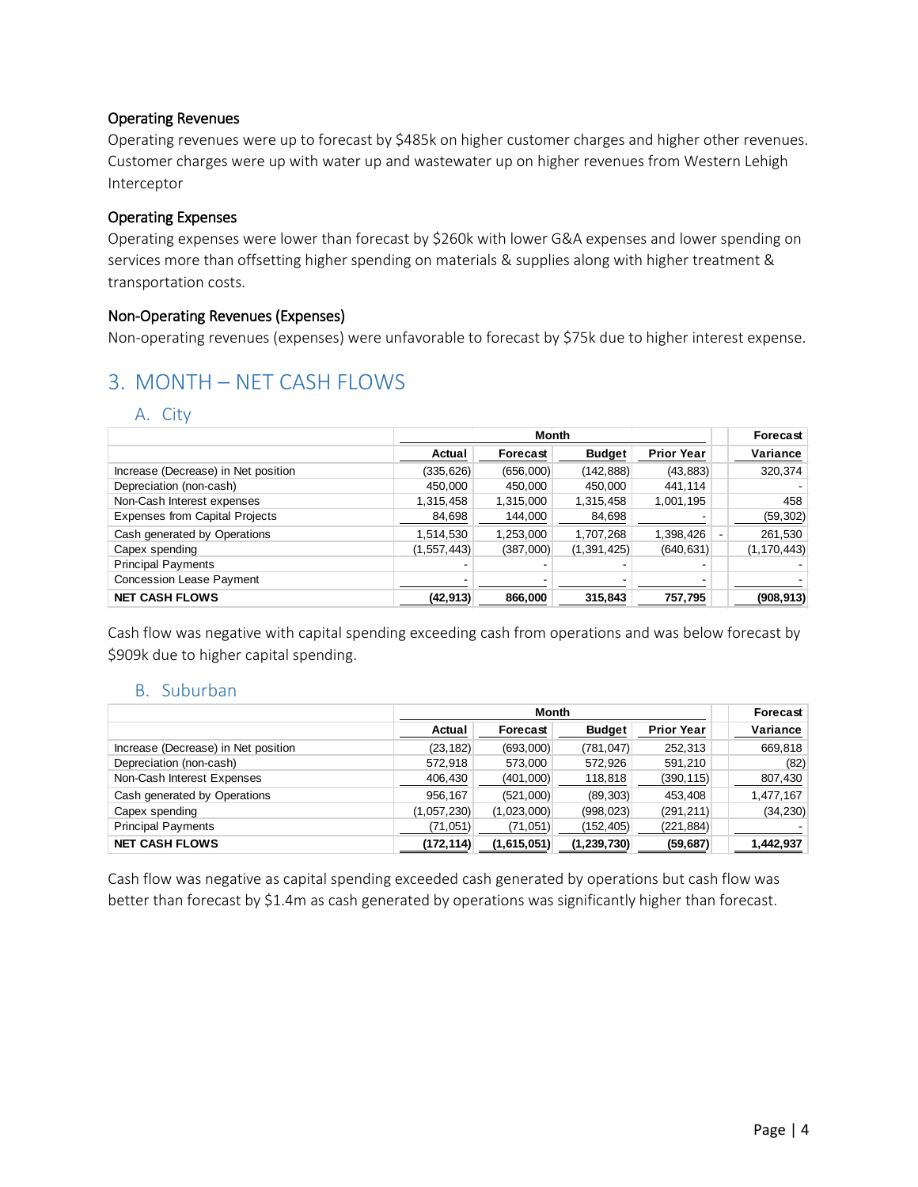### Operating Revenues

Operating revenues were up to forecast by $485k on higher customer charges and higher other revenues. Customer charges were up with water up and wastewater up on higher revenues from Western Lehigh Interceptor

### Operating Expenses

Operating expenses were lower than forecast by $260k with lower G&A expenses and lower spending on services more than offsetting higher spending on materials & supplies along with higher treatment & transportation costs.

### Non-Operating Revenues (Expenses)

Non-operating revenues (expenses) were unfavorable to forecast by $75k due to higher interest expense.

## 3. MONTH – NET CASH FLOWS

### A. City

| | Month | | | | Forecast |
|---|---|---|---|---|---|
| | Actual | Forecast | Budget | Prior Year | Variance |
| Increase (Decrease) in Net position | (335,626) | (656,000) | (142,888) | (43,883) | 320,374 |
| Depreciation (non-cash) | 450,000 | 450,000 | 450,000 | 441,114 | - |
| Non-Cash Interest expenses | 1,315,458 | 1,315,000 | 1,315,458 | 1,001,195 | 458 |
| Expenses from Capital Projects | 84,698 | 144,000 | 84,698 | - | (59,302) |
| Cash generated by Operations | 1,514,530 | 1,253,000 | 1,707,268 | 1,398,426 | 261,530 |
| Capex spending | (1,557,443) | (387,000) | (1,391,425) | (640,631) | (1,170,443) |
| Principal Payments | - | - | - | - | - |
| Concession Lease Payment | - | - | - | - | - |
| **NET CASH FLOWS** | **(42,913)** | **866,000** | **315,843** | **757,795** | **(908,913)** |

Cash flow was negative with capital spending exceeding cash from operations and was below forecast by $909k due to higher capital spending.

### B. Suburban

| | Month | | | | Forecast |
|---|---|---|---|---|---|
| | Actual | Forecast | Budget | Prior Year | Variance |
| Increase (Decrease) in Net position | (23,182) | (693,000) | (781,047) | 252,313 | 669,818 |
| Depreciation (non-cash) | 572,918 | 573,000 | 572,926 | 591,210 | (82) |
| Non-Cash Interest Expenses | 406,430 | (401,000) | 118,818 | (390,115) | 807,430 |
| Cash generated by Operations | 956,167 | (521,000) | (89,303) | 453,408 | 1,477,167 |
| Capex spending | (1,057,230) | (1,023,000) | (998,023) | (291,211) | (34,230) |
| Principal Payments | (71,051) | (71,051) | (152,405) | (221,884) | - |
| **NET CASH FLOWS** | **(172,114)** | **(1,615,051)** | **(1,239,730)** | **(59,687)** | **1,442,937** |

Cash flow was negative as capital spending exceeded cash generated by operations but cash flow was better than forecast by $1.4m as cash generated by operations was significantly higher than forecast.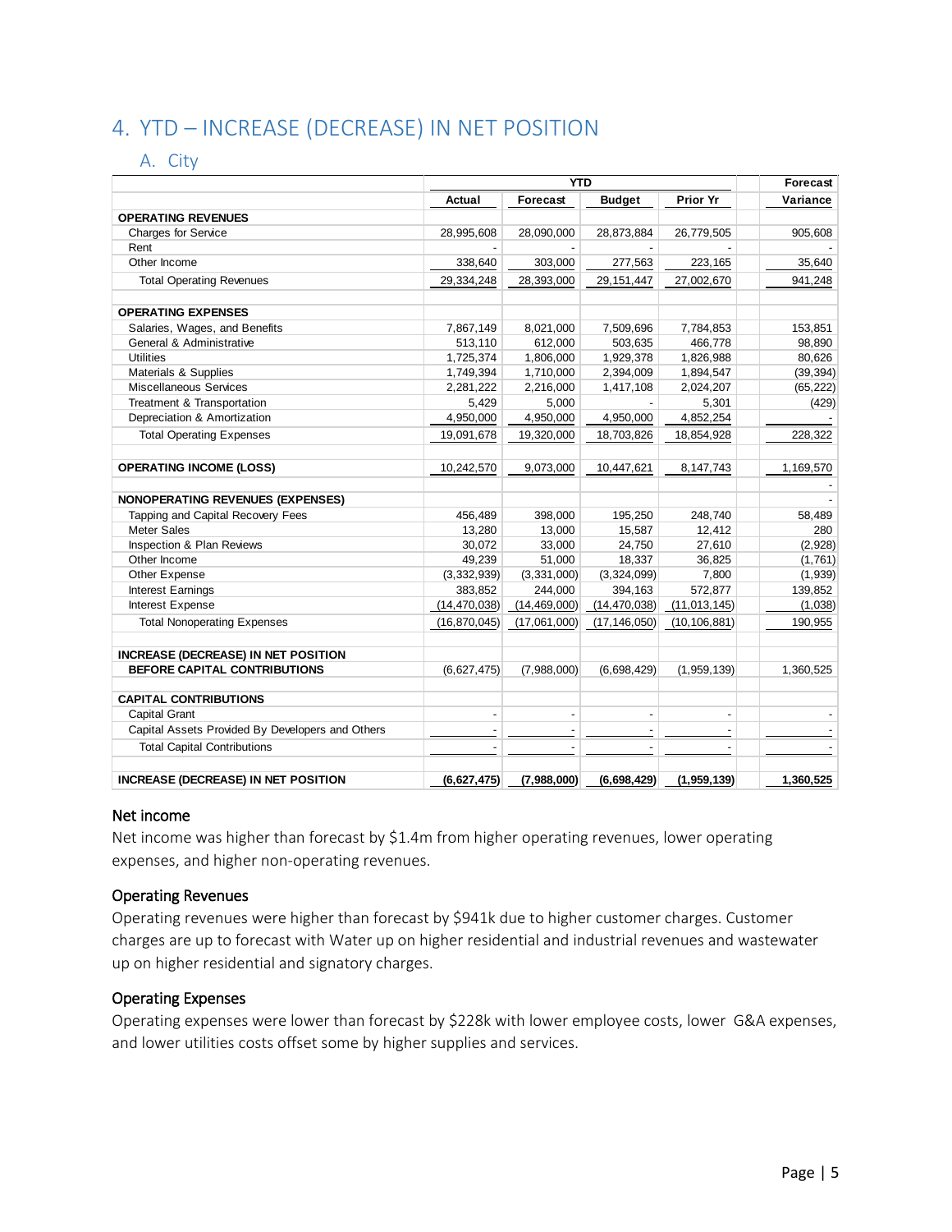## 4. YTD – INCREASE (DECREASE) IN NET POSITION

### A. City

| | YTD | | | | Forecast |
|---|---|---|---|---|---|
| | Actual | Forecast | Budget | Prior Yr | Variance |
| **OPERATING REVENUES** | | | | | |
| Charges for Service | 28,995,608 | 28,090,000 | 28,873,884 | 26,779,505 | 905,608 |
| Rent | - | - | - | - | - |
| Other Income | 338,640 | 303,000 | 277,563 | 223,165 | 35,640 |
| Total Operating Revenues | 29,334,248 | 28,393,000 | 29,151,447 | 27,002,670 | 941,248 |
| | | | | | |
| **OPERATING EXPENSES** | | | | | |
| Salaries, Wages, and Benefits | 7,867,149 | 8,021,000 | 7,509,696 | 7,784,853 | 153,851 |
| General & Administrative | 513,110 | 612,000 | 503,635 | 466,778 | 98,890 |
| Utilities | 1,725,374 | 1,806,000 | 1,929,378 | 1,826,988 | 80,626 |
| Materials & Supplies | 1,749,394 | 1,710,000 | 2,394,009 | 1,894,547 | (39,394) |
| Miscellaneous Services | 2,281,222 | 2,216,000 | 1,417,108 | 2,024,207 | (65,222) |
| Treatment & Transportation | 5,429 | 5,000 | - | 5,301 | (429) |
| Depreciation & Amortization | 4,950,000 | 4,950,000 | 4,950,000 | 4,852,254 | - |
| Total Operating Expenses | 19,091,678 | 19,320,000 | 18,703,826 | 18,854,928 | 228,322 |
| | | | | | |
| **OPERATING INCOME (LOSS)** | 10,242,570 | 9,073,000 | 10,447,621 | 8,147,743 | 1,169,570 |
| | | | | | - |
| **NONOPERATING REVENUES (EXPENSES)** | | | | | - |
| Tapping and Capital Recovery Fees | 456,489 | 398,000 | 195,250 | 248,740 | 58,489 |
| Meter Sales | 13,280 | 13,000 | 15,587 | 12,412 | 280 |
| Inspection & Plan Reviews | 30,072 | 33,000 | 24,750 | 27,610 | (2,928) |
| Other Income | 49,239 | 51,000 | 18,337 | 36,825 | (1,761) |
| Other Expense | (3,332,939) | (3,331,000) | (3,324,099) | 7,800 | (1,939) |
| Interest Earnings | 383,852 | 244,000 | 394,163 | 572,877 | 139,852 |
| Interest Expense | (14,470,038) | (14,469,000) | (14,470,038) | (11,013,145) | (1,038) |
| Total Nonoperating Expenses | (16,870,045) | (17,061,000) | (17,146,050) | (10,106,881) | 190,955 |
| | | | | | |
| **INCREASE (DECREASE) IN NET POSITION BEFORE CAPITAL CONTRIBUTIONS** | (6,627,475) | (7,988,000) | (6,698,429) | (1,959,139) | 1,360,525 |
| | | | | | |
| **CAPITAL CONTRIBUTIONS** | | | | | |
| Capital Grant | - | - | - | - | - |
| Capital Assets Provided By Developers and Others | - | - | - | - | - |
| Total Capital Contributions | - | - | - | - | - |
| | | | | | |
| **INCREASE (DECREASE) IN NET POSITION** | **(6,627,475)** | **(7,988,000)** | **(6,698,429)** | **(1,959,139)** | **1,360,525** |

#### Net income

Net income was higher than forecast by $1.4m from higher operating revenues, lower operating expenses, and higher non-operating revenues.

#### Operating Revenues

Operating revenues were higher than forecast by $941k due to higher customer charges. Customer charges are up to forecast with Water up on higher residential and industrial revenues and wastewater up on higher residential and signatory charges.

#### Operating Expenses

Operating expenses were lower than forecast by $228k with lower employee costs, lower G&A expenses, and lower utilities costs offset some by higher supplies and services.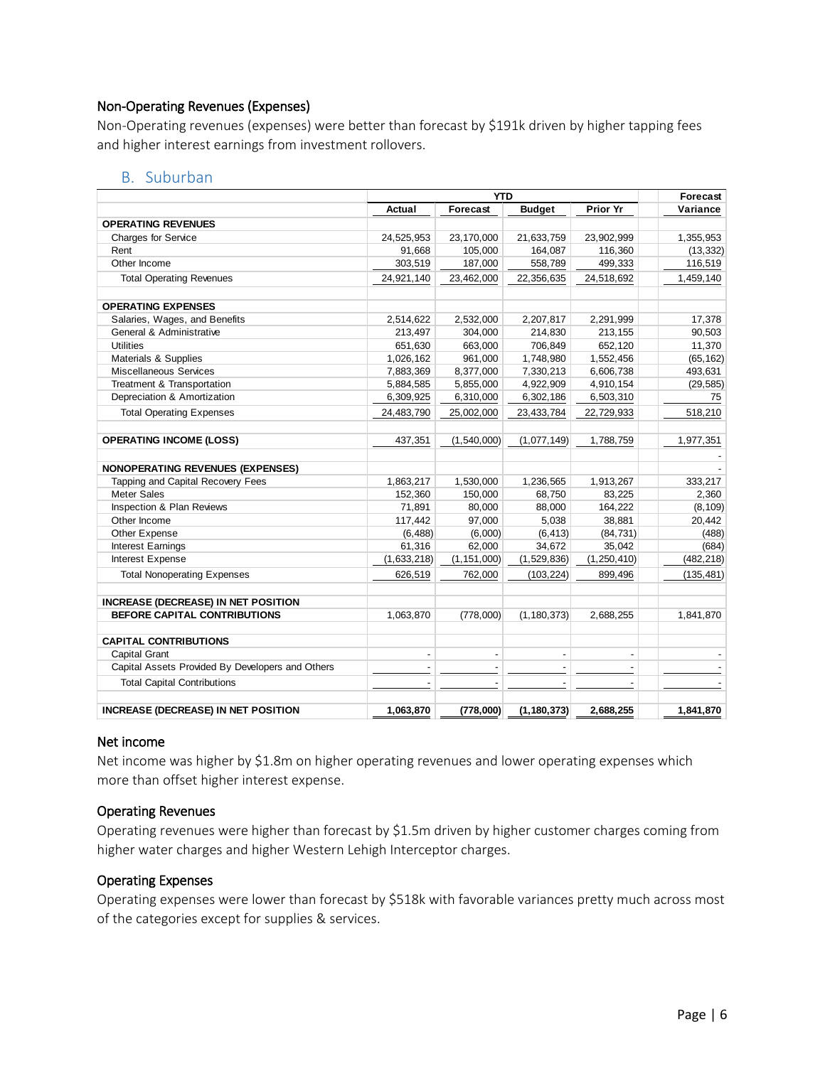### Non-Operating Revenues (Expenses)

Non-Operating revenues (expenses) were better than forecast by $191k driven by higher tapping fees and higher interest earnings from investment rollovers.

## B. Suburban

| | YTD | | | | Forecast |
|---|---|---|---|---|---|
| | Actual | Forecast | Budget | Prior Yr | Variance |
| **OPERATING REVENUES** | | | | | |
| Charges for Service | 24,525,953 | 23,170,000 | 21,633,759 | 23,902,999 | 1,355,953 |
| Rent | 91,668 | 105,000 | 164,087 | 116,360 | (13,332) |
| Other Income | 303,519 | 187,000 | 499,333 | 499,333 | 116,519 |
| Total Operating Revenues | 24,921,140 | 23,462,000 | 22,356,635 | 24,518,692 | 1,459,140 |
| **OPERATING EXPENSES** | | | | | |
| Salaries, Wages, and Benefits | 2,514,622 | 2,532,000 | 2,207,817 | 2,291,999 | 17,378 |
| General & Administrative | 213,497 | 304,000 | 214,830 | 213,155 | 90,503 |
| Utilities | 651,630 | 663,000 | 706,849 | 652,120 | 11,370 |
| Materials & Supplies | 1,026,162 | 961,000 | 1,748,980 | 1,552,456 | (65,162) |
| Miscellaneous Services | 7,883,369 | 8,377,000 | 7,330,213 | 6,606,738 | 493,631 |
| Treatment & Transportation | 5,884,585 | 5,855,000 | 4,922,909 | 4,910,154 | (29,585) |
| Depreciation & Amortization | 6,309,925 | 6,310,000 | 6,302,186 | 6,503,310 | 75 |
| Total Operating Expenses | 24,483,790 | 25,002,000 | 23,433,784 | 22,729,933 | 518,210 |
| **OPERATING INCOME (LOSS)** | 437,351 | (1,540,000) | (1,077,149) | 1,788,759 | 1,977,351 |
| | | | | | - |
| **NONOPERATING REVENUES (EXPENSES)** | | | | | - |
| Tapping and Capital Recovery Fees | 1,863,217 | 1,530,000 | 1,236,565 | 1,913,267 | 333,217 |
| Meter Sales | 152,360 | 150,000 | 68,750 | 83,225 | 2,360 |
| Inspection & Plan Reviews | 71,891 | 80,000 | 88,000 | 164,222 | (8,109) |
| Other Income | 117,442 | 97,000 | 5,038 | 38,881 | 20,442 |
| Other Expense | (6,488) | (6,000) | (6,413) | (84,731) | (488) |
| Interest Earnings | 61,316 | 62,000 | 34,672 | 35,042 | (684) |
| Interest Expense | (1,633,218) | (1,151,000) | (1,529,836) | (1,250,410) | (482,218) |
| Total Nonoperating Expenses | 626,519 | 762,000 | (103,224) | 899,496 | (135,481) |
| **INCREASE (DECREASE) IN NET POSITION BEFORE CAPITAL CONTRIBUTIONS** | 1,063,870 | (778,000) | (1,180,373) | 2,688,255 | 1,841,870 |
| **CAPITAL CONTRIBUTIONS** | | | | | |
| Capital Grant | - | - | - | - | - |
| Capital Assets Provided By Developers and Others | - | - | - | - | - |
| Total Capital Contributions | - | - | - | - | - |
| **INCREASE (DECREASE) IN NET POSITION** | **1,063,870** | **(778,000)** | **(1,180,373)** | **2,688,255** | **1,841,870** |

### Net income

Net income was higher by $1.8m on higher operating revenues and lower operating expenses which more than offset higher interest expense.

### Operating Revenues

Operating revenues were higher than forecast by $1.5m driven by higher customer charges coming from higher water charges and higher Western Lehigh Interceptor charges.

### Operating Expenses

Operating expenses were lower than forecast by $518k with favorable variances pretty much across most of the categories except for supplies & services.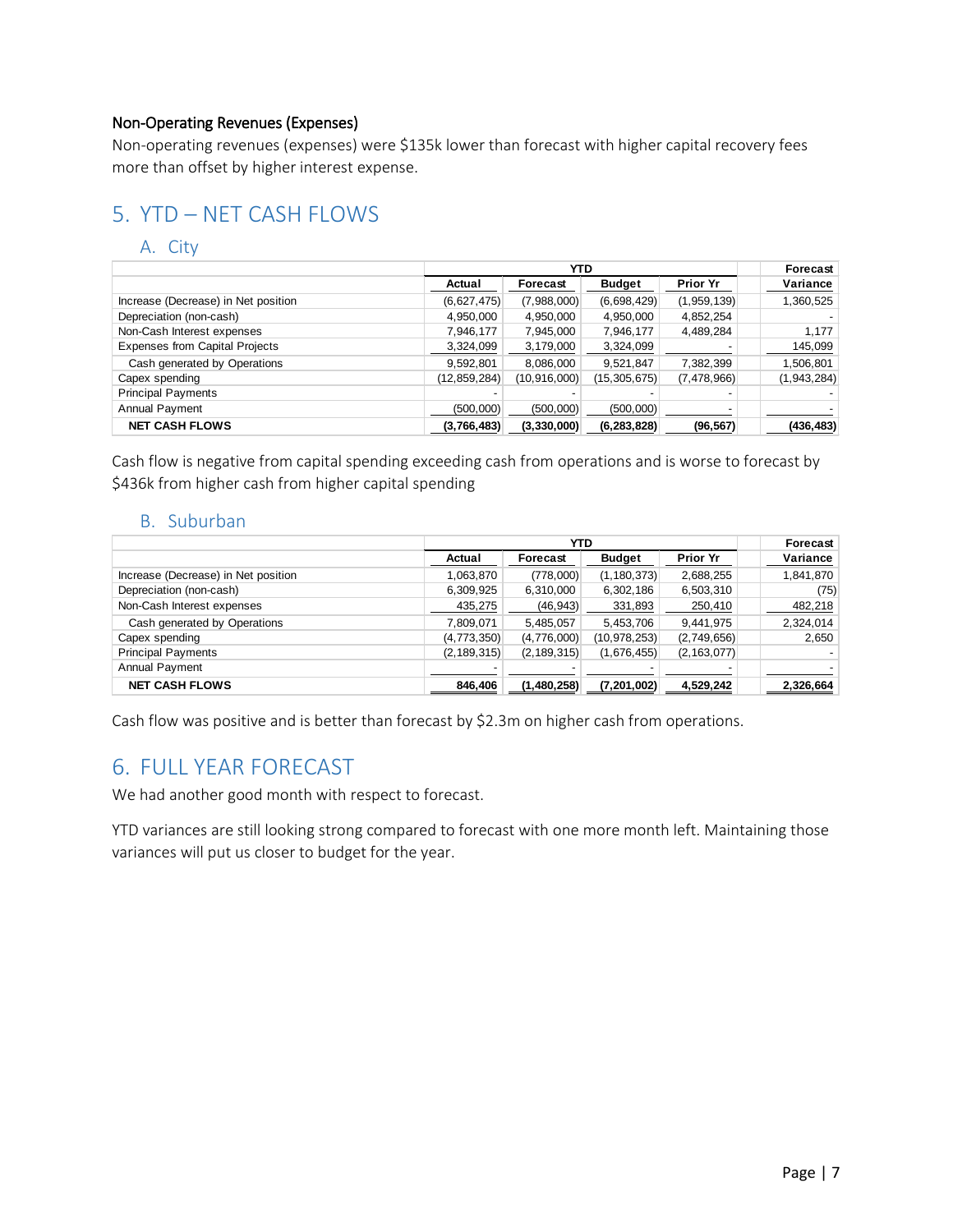#### Non-Operating Revenues (Expenses)

Non-operating revenues (expenses) were $135k lower than forecast with higher capital recovery fees more than offset by higher interest expense.

## 5. YTD – NET CASH FLOWS

### A. City

| | YTD | | | | Forecast |
|---|---|---|---|---|---|
| | Actual | Forecast | Budget | Prior Yr | Variance |
| Increase (Decrease) in Net position | (6,627,475) | (7,988,000) | (6,698,429) | (1,959,139) | 1,360,525 |
| Depreciation (non-cash) | 4,950,000 | 4,950,000 | 4,950,000 | 4,852,254 | - |
| Non-Cash Interest expenses | 7,946,177 | 7,945,000 | 7,946,177 | 4,489,284 | 1,177 |
| Expenses from Capital Projects | 3,324,099 | 3,179,000 | 3,324,099 | - | 145,099 |
| Cash generated by Operations | 9,592,801 | 8,086,000 | 9,521,847 | 7,382,399 | 1,506,801 |
| Capex spending | (12,859,284) | (10,916,000) | (15,305,675) | (7,478,966) | (1,943,284) |
| Principal Payments | - | - | - | - | - |
| Annual Payment | (500,000) | (500,000) | (500,000) | - | - |
| **NET CASH FLOWS** | **(3,766,483)** | **(3,330,000)** | **(6,283,828)** | **(96,567)** | **(436,483)** |

Cash flow is negative from capital spending exceeding cash from operations and is worse to forecast by $436k from higher cash from higher capital spending

### B. Suburban

| | YTD | | | | Forecast |
|---|---|---|---|---|---|
| | Actual | Forecast | Budget | Prior Yr | Variance |
| Increase (Decrease) in Net position | 1,063,870 | (778,000) | (1,180,373) | 2,688,255 | 1,841,870 |
| Depreciation (non-cash) | 6,309,925 | 6,310,000 | 6,302,186 | 6,503,310 | (75) |
| Non-Cash Interest expenses | 435,275 | (46,943) | 331,893 | 250,410 | 482,218 |
| Cash generated by Operations | 7,809,071 | 5,485,057 | 5,453,706 | 9,441,975 | 2,324,014 |
| Capex spending | (4,773,350) | (4,776,000) | (10,978,253) | (2,749,656) | 2,650 |
| Principal Payments | (2,189,315) | (2,189,315) | (1,676,455) | (2,163,077) | - |
| Annual Payment | - | - | - | - | - |
| **NET CASH FLOWS** | **846,406** | **(1,480,258)** | **(7,201,002)** | **4,529,242** | **2,326,664** |

Cash flow was positive and is better than forecast by $2.3m on higher cash from operations.

## 6. FULL YEAR FORECAST

We had another good month with respect to forecast.

YTD variances are still looking strong compared to forecast with one more month left. Maintaining those variances will put us closer to budget for the year.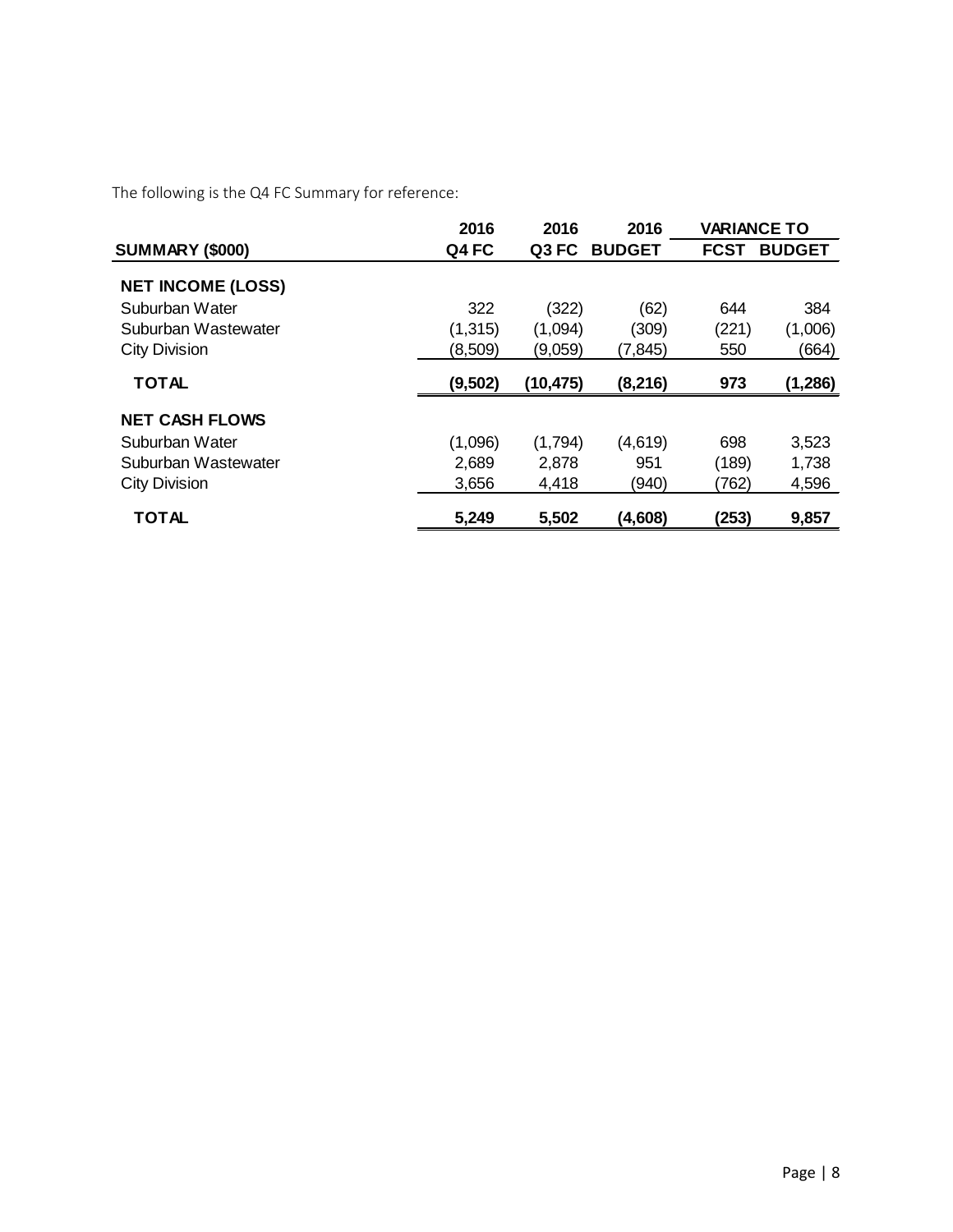The following is the Q4 FC Summary for reference:

| SUMMARY ($000) | 2016 Q4 FC | 2016 Q3 FC | 2016 BUDGET | VARIANCE TO FCST | VARIANCE TO BUDGET |
|---|---|---|---|---|---|
| **NET INCOME (LOSS)** | | | | | |
| Suburban Water | 322 | (322) | (62) | 644 | 384 |
| Suburban Wastewater | (1,315) | (1,094) | (309) | (221) | (1,006) |
| City Division | (8,509) | (9,059) | (7,845) | 550 | (664) |
| **TOTAL** | **(9,502)** | **(10,475)** | **(8,216)** | **973** | **(1,286)** |
| **NET CASH FLOWS** | | | | | |
| Suburban Water | (1,096) | (1,794) | (4,619) | 698 | 3,523 |
| Suburban Wastewater | 2,689 | 2,878 | 951 | (189) | 1,738 |
| City Division | 3,656 | 4,418 | (940) | (762) | 4,596 |
| **TOTAL** | **5,249** | **5,502** | **(4,608)** | **(253)** | **9,857** |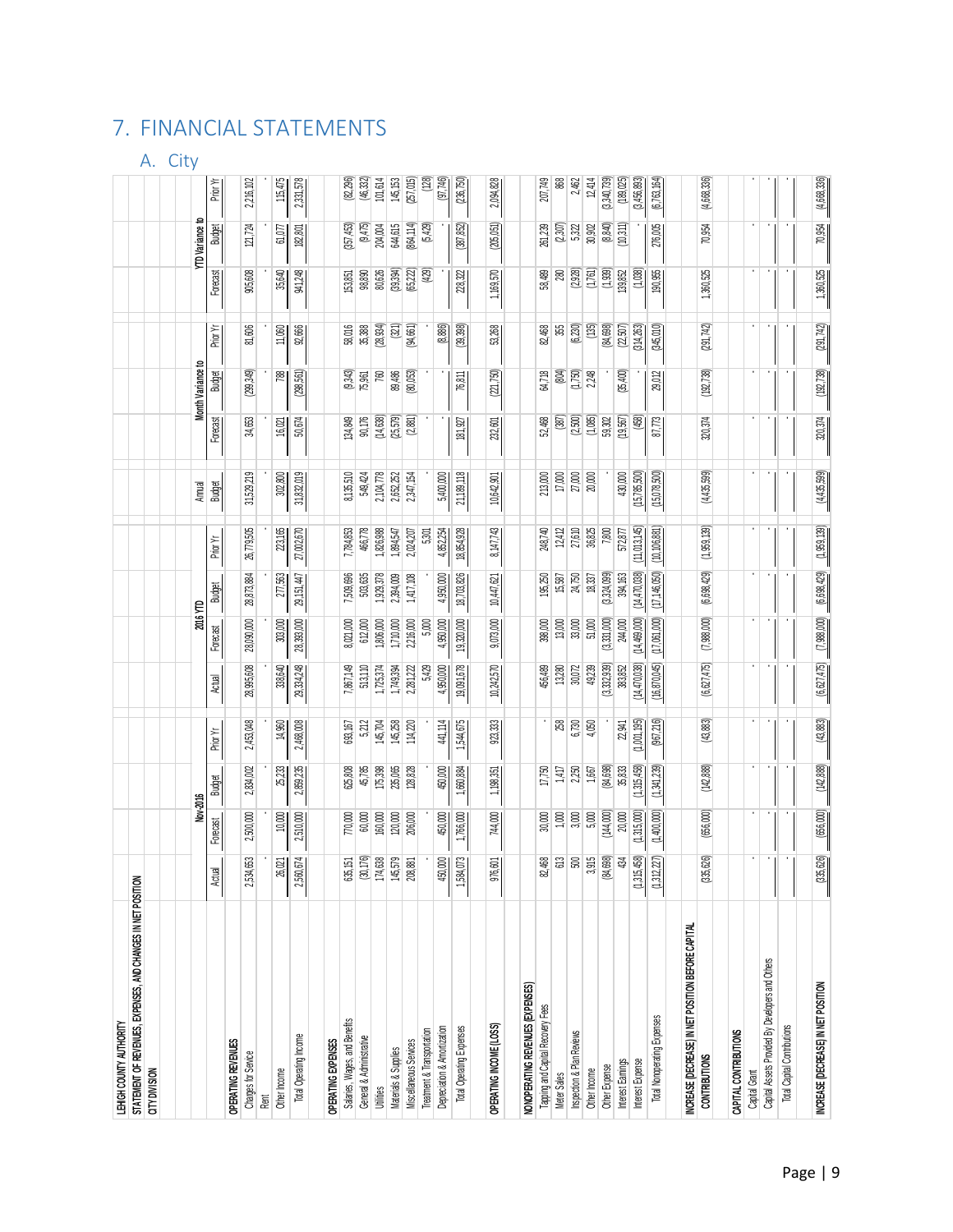# 7. FINANCIAL STATEMENTS

## A. City

LEHIGH COUNTY AUTHORITY
STATEMENT OF REVENUES, EXPENSES, AND CHANGES IN NET POSITION
CITY DIVISION

| | Nov-2016 | | | | 2016 YTD | | | | Annual | Month Variance to | | | YTD Variance to | | |
|---|---|---|---|---|---|---|---|---|---|---|---|---|---|---|---|
| | Actual | Forecast | Budget | Prior Yr | Actual | Forecast | Budget | Prior Yr | Budget | Forecast | Budget | Prior Yr | Forecast | Budget | Prior Yr |
| **OPERATING REVENUES** | | | | | | | | | | | | | | | |
| Charges for Service | 2,534,653 | 2,500,000 | 2,834,002 | 2,453,048 | 28,995,608 | 28,090,000 | 28,873,884 | 26,779,505 | 31,529,219 | 34,653 | (299,349) | 81,606 | 905,608 | 121,724 | 2,216,102 |
| Rent | - | - | - | - | - | - | - | - | - | - | - | - | - | - | - |
| Other Income | 26,021 | 10,000 | 25,233 | 14,960 | 338,640 | 303,000 | 277,563 | 223,165 | 302,800 | 16,021 | 788 | 11,060 | 35,640 | 61,077 | 115,475 |
| Total Operating Income | 2,560,674 | 2,510,000 | 2,859,235 | 2,468,008 | 29,334,248 | 28,393,000 | 29,151,447 | 27,002,670 | 31,832,019 | 50,674 | (298,561) | 92,666 | 941,248 | 182,801 | 2,331,578 |
| **OPERATING EXPENSES** | | | | | | | | | | | | | | | |
| Salaries, Wages, and Benefits | 635,151 | 770,000 | 625,808 | 693,167 | 7,867,149 | 8,021,000 | 7,509,696 | 7,784,853 | 8,135,510 | 134,849 | (9,343) | 58,016 | 153,851 | (357,453) | (82,296) |
| General & Administrative | (30,176) | 60,000 | 45,785 | 5,212 | 513,110 | 612,000 | 503,635 | 466,778 | 549,424 | 90,176 | 75,961 | 35,388 | 98,890 | (9,475) | (46,332) |
| Utilities | 174,638 | 160,000 | 175,398 | 145,704 | 1,725,374 | 1,806,000 | 1,929,378 | 1,826,988 | 2,104,778 | (14,638) | 760 | (28,934) | 80,626 | 204,004 | 101,614 |
| Materials & Supplies | 145,579 | 120,000 | 235,065 | 145,258 | 1,749,394 | 1,710,000 | 2,394,009 | 1,894,547 | 2,652,252 | (25,579) | 89,486 | (321) | (39,394) | 644,615 | 145,153 |
| Miscellaneous Services | 208,881 | 206,000 | 128,828 | 114,220 | 2,281,222 | 2,216,000 | 1,417,108 | 2,024,207 | 2,347,154 | (2,881) | (80,053) | (94,661) | (65,222) | (864,114) | (257,015) |
| Treatment & Transportation | - | - | - | - | 5,429 | 5,000 | - | 5,301 | - | - | - | - | (429) | (5,429) | (128) |
| Depreciation & Amortization | 450,000 | 450,000 | 450,000 | 441,114 | 4,950,000 | 4,950,000 | 4,950,000 | 4,852,254 | 5,400,000 | - | - | (8,886) | - | - | (97,746) |
| Total Operating Expenses | 1,584,073 | 1,766,000 | 1,660,884 | 1,544,675 | 19,091,678 | 19,320,000 | 18,703,826 | 18,854,928 | 21,189,118 | 181,927 | 76,811 | (39,398) | 228,322 | (387,852) | (236,750) |
| **OPERATING INCOME (LOSS)** | 976,601 | 744,000 | 1,198,351 | 923,333 | 10,242,570 | 9,073,000 | 10,447,621 | 8,147,743 | 10,642,901 | 232,601 | (221,750) | 53,268 | 1,169,570 | (205,051) | 2,094,828 |
| **NONOPERATING REVENUES (EXPENSES)** | | | | | | | | | | | | | | | |
| Tapping and Capital Recovery Fees | 82,468 | 30,000 | 17,750 | - | 456,489 | 398,000 | 195,250 | 248,740 | 213,000 | 52,468 | 64,718 | 82,468 | 58,489 | 261,239 | 207,749 |
| Meter Sales | 613 | 1,000 | 1,417 | 258 | 13,280 | 13,000 | 15,587 | 12,412 | 17,000 | (387) | (804) | 355 | 280 | (2,307) | 868 |
| Inspection & Plan Reviews | 500 | 3,000 | 2,250 | 6,730 | 30,072 | 33,000 | 24,750 | 27,610 | 27,000 | (2,500) | (1,750) | (6,230) | (2,928) | 5,322 | 2,462 |
| Other Income | 3,915 | 5,000 | 1,667 | 4,050 | 49,239 | 51,000 | 18,337 | 36,825 | 20,000 | (1,085) | 2,248 | (135) | (1,761) | 30,902 | 12,414 |
| Other Expense | (84,698) | (144,000) | (84,698) | - | (3,332,939) | (3,331,000) | (3,324,099) | 7,800 | - | 59,302 | - | (84,698) | (1,939) | (8,840) | (3,340,739) |
| Interest Earnings | 434 | 20,000 | 35,833 | 22,941 | 383,852 | 244,000 | 394,163 | 572,877 | 430,000 | (19,567) | (35,400) | (22,507) | 139,852 | (10,311) | (189,025) |
| Interest Expense | (1,315,458) | (1,315,000) | (1,315,458) | (1,001,195) | (14,470,038) | (14,469,000) | (14,470,038) | (11,013,145) | (15,785,500) | (458) | - | (314,263) | (1,038) | - | (3,456,893) |
| Total Nonoperating Expenses | (1,312,227) | (1,400,000) | (1,341,239) | (967,216) | (16,870,045) | (17,061,000) | (17,146,050) | (10,106,881) | (15,078,500) | 87,773 | 29,012 | (345,010) | 190,955 | 276,005 | (6,763,164) |
| **INCREASE (DECREASE) IN NET POSITION BEFORE CAPITAL CONTRIBUTIONS** | (335,626) | (656,000) | (142,888) | (43,883) | (6,627,475) | (7,988,000) | (6,698,429) | (1,959,139) | (4,435,599) | 320,374 | (192,738) | (291,742) | 1,360,525 | 70,954 | (4,668,336) |
| **CAPITAL CONTRIBUTIONS** | | | | | | | | | | | | | | | |
| Capital Grant | - | - | - | - | - | - | - | - | - | - | - | - | - | - | - |
| Capital Assets Provided By Developers and Others | - | - | - | - | - | - | - | - | - | - | - | - | - | - | - |
| Total Capital Contributions | - | - | - | - | - | - | - | - | - | - | - | - | - | - | - |
| **INCREASE (DECREASE) IN NET POSITION** | (335,626) | (656,000) | (142,888) | (43,883) | (6,627,475) | (7,988,000) | (6,698,429) | (1,959,139) | (4,435,599) | 320,374 | (192,738) | (291,742) | 1,360,525 | 70,954 | (4,668,336) |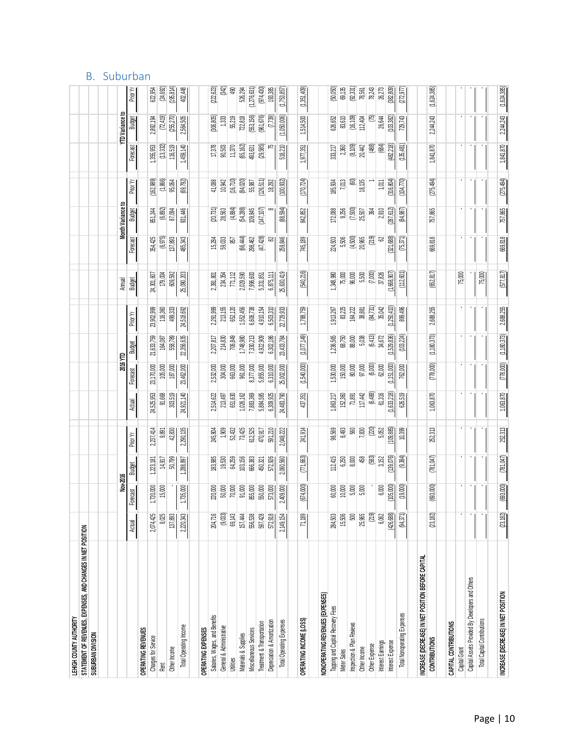## B. Suburban

LEHIGH COUNTY AUTHORITY
STATEMENT OF REVENUES, EXPENSES, AND CHANGES IN NET POSITION
SUBURBAN DIVISION

| | Nov-2016 | | | | 2016 YTD | | | | Annual | Month Variance to | | | YTD Variance to | | |
|---|---|---|---|---|---|---|---|---|---|---|---|---|---|---|---|
| | Actual | Forecast | Budget | Prior Yr | Actual | Forecast | Budget | Prior Yr | Budget | Forecast | Budget | Prior Yr | Forecast | Budget | Prior Yr |
| **OPERATING REVENUES** | | | | | | | | | | | | | | | |
| Charges for Service | 2,074,425 | 1,720,000 | 1,223,181 | 2,237,414 | 24,525,953 | 23,170,000 | 21,633,759 | 23,902,999 | 24,301,607 | 354,425 | 851,244 | (162,989) | 1,355,953 | 2,892,194 | 622,954 |
| Rent | 8,025 | 15,000 | 14,917 | 9,891 | 91,668 | 105,000 | 164,087 | 116,360 | 179,004 | (6,975) | (6,892) | (1,866) | (13,332) | (72,419) | (24,692) |
| Other Income | 137,893 | - | 50,799 | 42,830 | 303,519 | 187,000 | 558,789 | 499,333 | 609,592 | 137,893 | 87,094 | 95,064 | 116,519 | (255,270) | (195,814) |
| Total Operating Income | 2,220,343 | 1,735,000 | 1,288,897 | 2,290,135 | 24,921,140 | 23,462,000 | 22,356,635 | 24,518,692 | 25,090,203 | 485,343 | 931,446 | (69,792) | 1,459,140 | 2,564,505 | 402,448 |
| **OPERATING EXPENSES** | | | | | | | | | | | | | | | |
| Salaries, Wages, and Benefits | 204,716 | 220,000 | 183,985 | 245,804 | 2,514,622 | 2,532,000 | 2,207,817 | 2,291,999 | 2,391,801 | 15,284 | (20,731) | 41,088 | 17,378 | (306,805) | (222,623) |
| General & Administrative | (9,033) | 50,000 | 19,530 | 1,909 | 213,497 | 304,000 | 214,830 | 213,155 | 234,354 | 59,033 | 28,563 | 10,942 | 90,503 | 1,333 | (342) |
| Utilities | 69,143 | 70,000 | 64,259 | 52,432 | 651,630 | 663,000 | 706,849 | 652,120 | 771,112 | 857 | (4,884) | (16,710) | 11,370 | 55,219 | 490 |
| Materials & Supplies | 157,444 | 91,000 | 103,156 | 73,425 | 1,026,162 | 961,000 | 1,748,980 | 1,552,456 | 2,029,590 | (66,444) | (54,288) | (84,020) | (65,162) | 722,818 | 526,294 |
| Miscellaneous Services | 556,538 | 855,000 | 666,383 | 612,525 | 7,883,369 | 8,377,000 | 7,330,213 | 6,606,738 | 7,996,600 | 298,462 | 109,845 | 55,987 | 493,631 | (553,156) | (1,276,631) |
| Treatment & Transportation | 597,428 | 550,000 | 450,321 | 470,917 | 5,884,585 | 5,855,000 | 4,922,909 | 4,910,154 | 5,331,851 | (47,428) | (147,107) | (126,511) | (29,585) | (961,676) | (974,430) |
| Depreciation & Amortization | 572,918 | 573,000 | 572,926 | 591,210 | 6,309,925 | 6,310,000 | 6,302,186 | 6,503,310 | 6,875,111 | 82 | 8 | 18,292 | 75 | (7,739) | 193,385 |
| Total Operating Expenses | 2,149,154 | 2,409,000 | 2,060,560 | 2,048,222 | 24,483,790 | 25,002,000 | 23,433,784 | 22,729,933 | 25,630,419 | 259,846 | (88,594) | (100,932) | 518,210 | (1,050,006) | (1,753,857) |
| **OPERATING INCOME (LOSS)** | 71,189 | (674,000) | (771,663) | 241,914 | 437,351 | (1,540,000) | (1,077,149) | 1,788,759 | (540,216) | 745,189 | 842,852 | (170,724) | 1,977,351 | 1,514,500 | (1,351,409) |
| **NONOPERATING REVENUES (EXPENSES)** | | | | | | | | | | | | | | | |
| Tapping and Capital Recovery Fees | 284,503 | 60,000 | 112,415 | 98,569 | 1,863,217 | 1,530,000 | 1,236,565 | 1,913,267 | 1,348,980 | 224,503 | 172,088 | 185,934 | 333,217 | 626,652 | (50,050) |
| Meter Sales | 15,506 | 10,000 | 6,250 | 8,493 | 152,360 | 150,000 | 68,750 | 83,225 | 75,000 | 5,506 | 9,256 | 7,013 | 2,360 | 83,610 | 69,135 |
| Inspection & Plan Reviews | 500 | 5,000 | 8,000 | 560 | 71,891 | 80,000 | 88,000 | 164,222 | 96,000 | (4,500) | (7,500) | (60) | (8,109) | (16,109) | (92,331) |
| Other Income | 25,965 | 5,000 | 458 | 7,830 | 117,442 | 97,000 | 5,038 | 38,881 | 5,500 | 20,965 | 25,507 | 18,135 | 20,442 | 112,404 | 78,561 |
| Other Expense | (219) | - | (583) | (220) | (6,488) | (6,000) | (6,413) | (84,731) | (7,000) | (219) | 364 | 1 | (488) | (75) | 78,243 |
| Interest Earnings | 6,062 | 6,000 | 3,152 | 5,052 | 61,316 | 62,000 | 34,672 | 35,042 | 37,826 | 62 | 2,910 | 1,011 | (684) | 26,644 | 26,273 |
| Interest Expense | (426,688) | (105,000) | (139,076) | (109,885) | (1,633,218) | (1,151,000) | (1,529,836) | (1,250,410) | (1,668,907) | (321,688) | (287,612) | (316,804) | (482,218) | (103,382) | (382,809) |
| Total Nonoperating Expenses | (94,371) | (19,000) | (9,384) | 10,399 | 626,519 | 762,000 | (103,224) | 899,496 | (112,601) | (75,371) | (84,987) | (104,770) | (135,481) | 729,743 | (272,977) |
| **INCREASE (DECREASE) IN NET POSITION BEFORE CAPITAL CONTRIBUTIONS** | (23,182) | (693,000) | (781,047) | 252,313 | 1,063,870 | (778,000) | (1,180,373) | 2,688,255 | (652,817) | 669,818 | 757,865 | (275,494) | 1,841,870 | 2,244,243 | (1,624,385) |
| **CAPITAL CONTRIBUTIONS** | | | | | | | | | | | | | | | |
| Capital Grant | - | - | - | - | - | - | - | - | 75,000 | - | - | - | - | - | - |
| Capital Assets Provided By Developers and Others | - | - | - | - | - | - | - | - | - | - | - | - | - | - | - |
| Total Capital Contributions | - | - | - | - | - | - | - | - | 75,000 | - | - | - | - | - | - |
| **INCREASE (DECREASE) IN NET POSITION** | (23,182) | (693,000) | (781,047) | 252,313 | 1,063,870 | (778,000) | (1,180,373) | 2,688,255 | (577,817) | 669,818 | 757,865 | (275,494) | 1,841,870 | 2,244,243 | (1,624,385) |